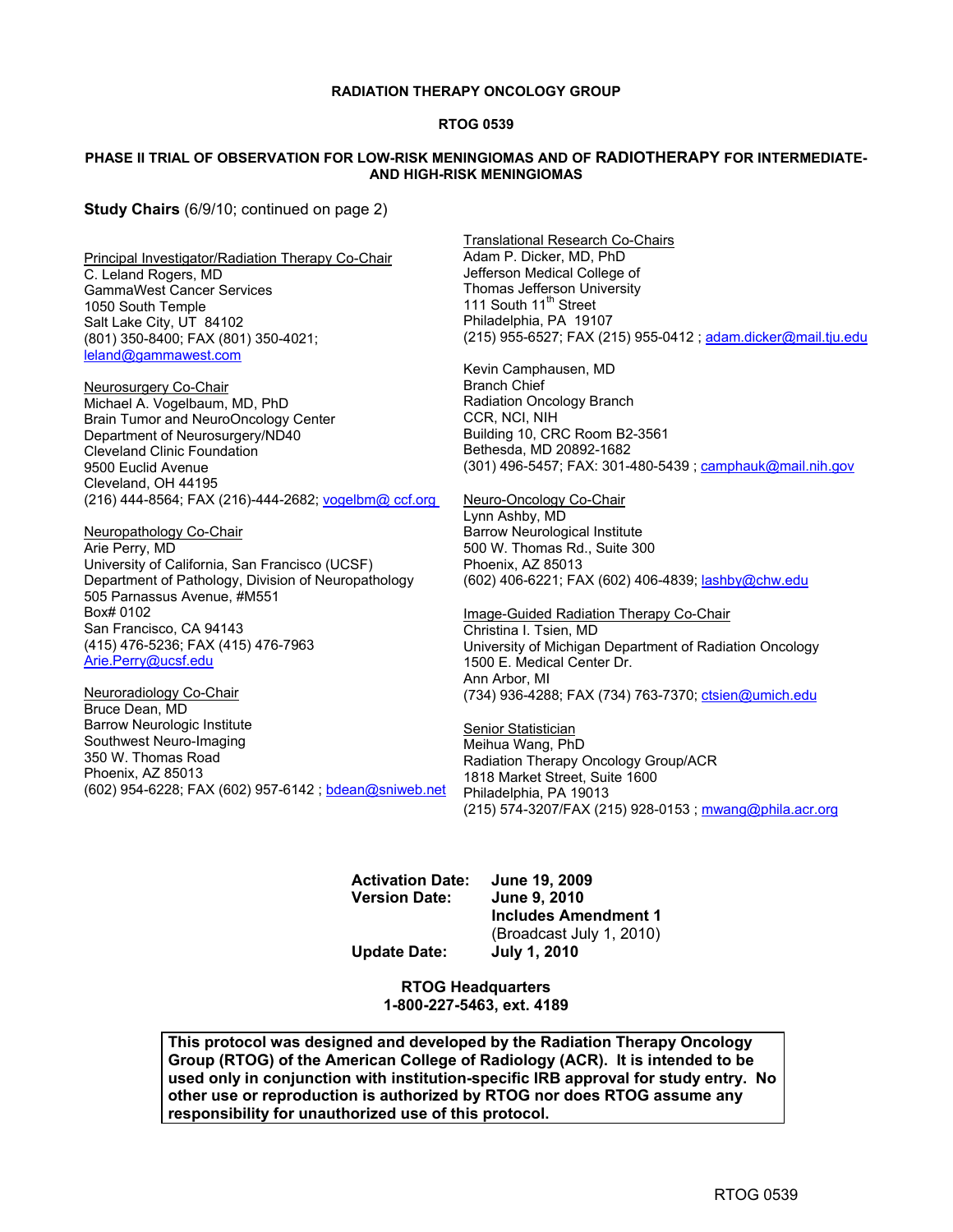**RADIATION THERAPY ONCOLOGY GROUP**

**RTOG 0539**

**PHASE II TRIAL OF OBSERVATION FOR LOW-RISK MENINGIOMAS AND OF RADIOTHERAPY FOR INTERMEDIATE- AND HIGH-RISK MENINGIOMAS**

**Study Chairs** (6/9/10; continued on page 2)

Principal Investigator/Radiation Therapy Co-Chair
C. Leland Rogers, MD
GammaWest Cancer Services
1050 South Temple
Salt Lake City, UT 84102
(801) 350-8400; FAX (801) 350-4021;
leland@gammawest.com

Neurosurgery Co-Chair
Michael A. Vogelbaum, MD, PhD
Brain Tumor and NeuroOncology Center
Department of Neurosurgery/ND40
Cleveland Clinic Foundation
9500 Euclid Avenue
Cleveland, OH 44195
(216) 444-8564; FAX (216)-444-2682; vogelbm@ ccf.org

Neuropathology Co-Chair
Arie Perry, MD
University of California, San Francisco (UCSF)
Department of Pathology, Division of Neuropathology
505 Parnassus Avenue, #M551
Box# 0102
San Francisco, CA 94143
(415) 476-5236; FAX (415) 476-7963
Arie.Perry@ucsf.edu

Neuroradiology Co-Chair
Bruce Dean, MD
Barrow Neurologic Institute
Southwest Neuro-Imaging
350 W. Thomas Road
Phoenix, AZ 85013
(602) 954-6228; FAX (602) 957-6142 ; bdean@sniweb.net

Translational Research Co-Chairs
Adam P. Dicker, MD, PhD
Jefferson Medical College of
Thomas Jefferson University
111 South 11th Street
Philadelphia, PA 19107
(215) 955-6527; FAX (215) 955-0412 ; adam.dicker@mail.tju.edu

Kevin Camphausen, MD
Branch Chief
Radiation Oncology Branch
CCR, NCI, NIH
Building 10, CRC Room B2-3561
Bethesda, MD 20892-1682
(301) 496-5457; FAX: 301-480-5439 ; camphauk@mail.nih.gov

Neuro-Oncology Co-Chair
Lynn Ashby, MD
Barrow Neurological Institute
500 W. Thomas Rd., Suite 300
Phoenix, AZ 85013
(602) 406-6221; FAX (602) 406-4839; lashby@chw.edu

Image-Guided Radiation Therapy Co-Chair
Christina I. Tsien, MD
University of Michigan Department of Radiation Oncology
1500 E. Medical Center Dr.
Ann Arbor, MI
(734) 936-4288; FAX (734) 763-7370; ctsien@umich.edu

Senior Statistician
Meihua Wang, PhD
Radiation Therapy Oncology Group/ACR
1818 Market Street, Suite 1600
Philadelphia, PA 19013
(215) 574-3207/FAX (215) 928-0153 ; mwang@phila.acr.org

**Activation Date:** **June 19, 2009**
**Version Date:** **June 9, 2010**
**Includes Amendment 1**
(Broadcast July 1, 2010)
**Update Date:** **July 1, 2010**

**RTOG Headquarters**
**1-800-227-5463, ext. 4189**

**This protocol was designed and developed by the Radiation Therapy Oncology Group (RTOG) of the American College of Radiology (ACR). It is intended to be used only in conjunction with institution-specific IRB approval for study entry. No other use or reproduction is authorized by RTOG nor does RTOG assume any responsibility for unauthorized use of this protocol.**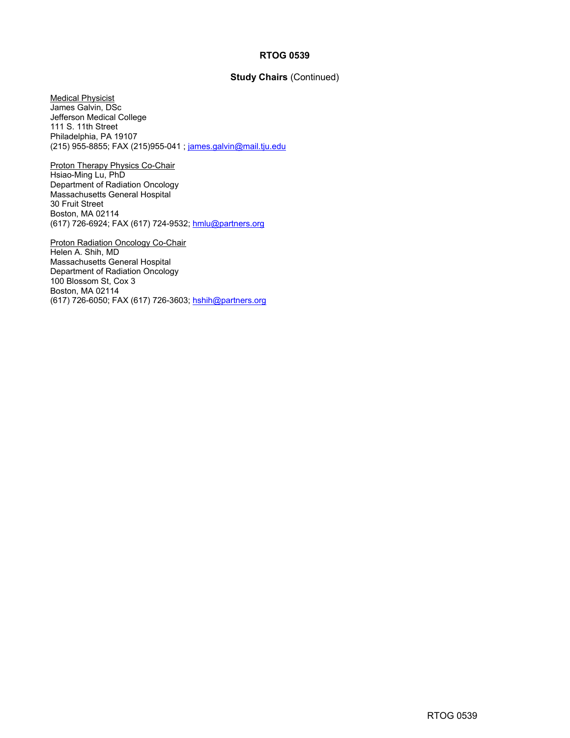**RTOG 0539**

**Study Chairs** (Continued)

Medical Physicist
James Galvin, DSc
Jefferson Medical College
111 S. 11th Street
Philadelphia, PA 19107
(215) 955-8855; FAX (215)955-041 ; james.galvin@mail.tju.edu

Proton Therapy Physics Co-Chair
Hsiao-Ming Lu, PhD
Department of Radiation Oncology
Massachusetts General Hospital
30 Fruit Street
Boston, MA 02114
(617) 726-6924; FAX (617) 724-9532; hmlu@partners.org

Proton Radiation Oncology Co-Chair
Helen A. Shih, MD
Massachusetts General Hospital
Department of Radiation Oncology
100 Blossom St, Cox 3
Boston, MA 02114
(617) 726-6050; FAX (617) 726-3603; hshih@partners.org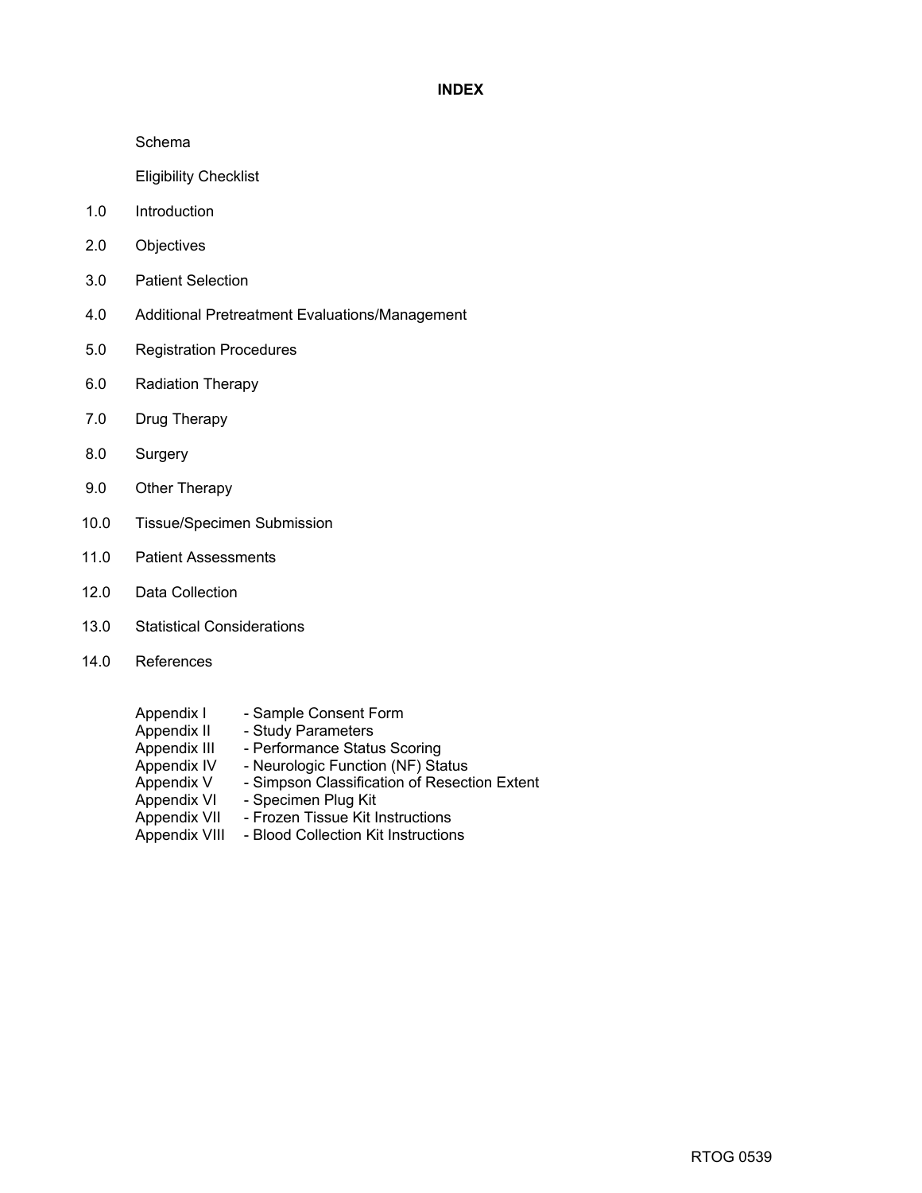# INDEX

Schema

Eligibility Checklist

1.0 Introduction

2.0 Objectives

3.0 Patient Selection

4.0 Additional Pretreatment Evaluations/Management

5.0 Registration Procedures

6.0 Radiation Therapy

7.0 Drug Therapy

8.0 Surgery

9.0 Other Therapy

10.0 Tissue/Specimen Submission

11.0 Patient Assessments

12.0 Data Collection

13.0 Statistical Considerations

14.0 References

Appendix I - Sample Consent Form
Appendix II - Study Parameters
Appendix III - Performance Status Scoring
Appendix IV - Neurologic Function (NF) Status
Appendix V - Simpson Classification of Resection Extent
Appendix VI - Specimen Plug Kit
Appendix VII - Frozen Tissue Kit Instructions
Appendix VIII - Blood Collection Kit Instructions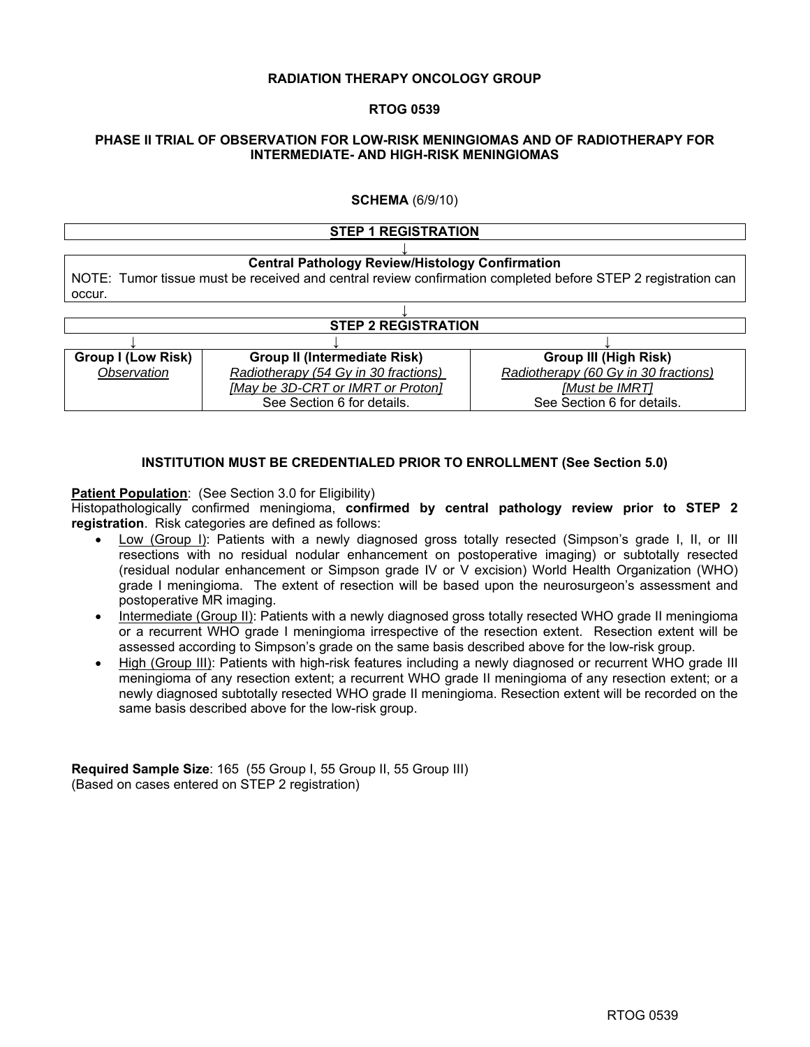**RADIATION THERAPY ONCOLOGY GROUP**

**RTOG 0539**

**PHASE II TRIAL OF OBSERVATION FOR LOW-RISK MENINGIOMAS AND OF RADIOTHERAPY FOR INTERMEDIATE- AND HIGH-RISK MENINGIOMAS**

**SCHEMA** (6/9/10)

**STEP 1 REGISTRATION**

↓

**Central Pathology Review/Histology Confirmation**

NOTE: Tumor tissue must be received and central review confirmation completed before STEP 2 registration can occur.

↓

**STEP 2 REGISTRATION**

| **Group I (Low Risk)** | **Group II (Intermediate Risk)** | **Group III (High Risk)** |
|---|---|---|
| *Observation* | *Radiotherapy (54 Gy in 30 fractions)* | *Radiotherapy (60 Gy in 30 fractions)* |
| | *[May be 3D-CRT or IMRT or Proton]* | *[Must be IMRT]* |
| | See Section 6 for details. | See Section 6 for details. |

**INSTITUTION MUST BE CREDENTIALED PRIOR TO ENROLLMENT (See Section 5.0)**

**Patient Population**: (See Section 3.0 for Eligibility)
Histopathologically confirmed meningioma, **confirmed by central pathology review prior to STEP 2 registration**. Risk categories are defined as follows:

- Low (Group I): Patients with a newly diagnosed gross totally resected (Simpson's grade I, II, or III resections with no residual nodular enhancement on postoperative imaging) or subtotally resected (residual nodular enhancement or Simpson grade IV or V excision) World Health Organization (WHO) grade I meningioma. The extent of resection will be based upon the neurosurgeon's assessment and postoperative MR imaging.
- Intermediate (Group II): Patients with a newly diagnosed gross totally resected WHO grade II meningioma or a recurrent WHO grade I meningioma irrespective of the resection extent. Resection extent will be assessed according to Simpson's grade on the same basis described above for the low-risk group.
- High (Group III): Patients with high-risk features including a newly diagnosed or recurrent WHO grade III meningioma of any resection extent; a recurrent WHO grade II meningioma of any resection extent; or a newly diagnosed subtotally resected WHO grade II meningioma. Resection extent will be recorded on the same basis described above for the low-risk group.

**Required Sample Size**: 165 (55 Group I, 55 Group II, 55 Group III)
(Based on cases entered on STEP 2 registration)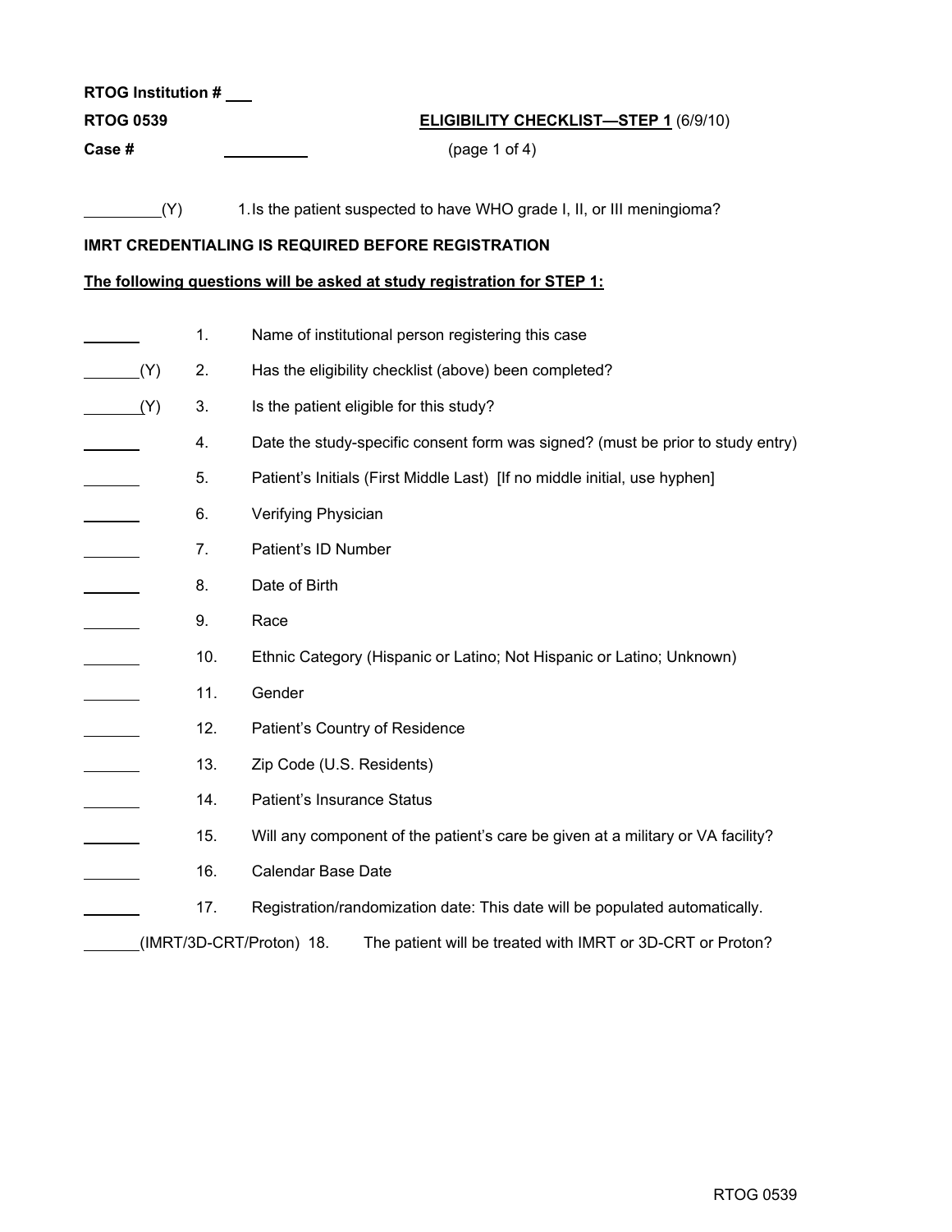**RTOG Institution #** \_\_\_

**RTOG 0539** **ELIGIBILITY CHECKLIST—STEP 1** (6/9/10)

**Case #** \_\_\_\_\_\_\_\_\_\_ (page 1 of 4)

\_\_\_\_\_\_\_\_\_\_(Y) 1. Is the patient suspected to have WHO grade I, II, or III meningioma?

**IMRT CREDENTIALING IS REQUIRED BEFORE REGISTRATION**

**The following questions will be asked at study registration for STEP 1:**

| | | |
|---|---|---|
| \_\_\_\_\_\_\_ | 1. | Name of institutional person registering this case |
| \_\_\_\_\_\_\_(Y) | 2. | Has the eligibility checklist (above) been completed? |
| \_\_\_\_\_\_\_(Y) | 3. | Is the patient eligible for this study? |
| \_\_\_\_\_\_\_ | 4. | Date the study-specific consent form was signed? (must be prior to study entry) |
| \_\_\_\_\_\_\_ | 5. | Patient's Initials (First Middle Last) [If no middle initial, use hyphen] |
| \_\_\_\_\_\_\_ | 6. | Verifying Physician |
| \_\_\_\_\_\_\_ | 7. | Patient's ID Number |
| \_\_\_\_\_\_\_ | 8. | Date of Birth |
| \_\_\_\_\_\_\_ | 9. | Race |
| \_\_\_\_\_\_\_ | 10. | Ethnic Category (Hispanic or Latino; Not Hispanic or Latino; Unknown) |
| \_\_\_\_\_\_\_ | 11. | Gender |
| \_\_\_\_\_\_\_ | 12. | Patient's Country of Residence |
| \_\_\_\_\_\_\_ | 13. | Zip Code (U.S. Residents) |
| \_\_\_\_\_\_\_ | 14. | Patient's Insurance Status |
| \_\_\_\_\_\_\_ | 15. | Will any component of the patient's care be given at a military or VA facility? |
| \_\_\_\_\_\_\_ | 16. | Calendar Base Date |
| \_\_\_\_\_\_\_ | 17. | Registration/randomization date: This date will be populated automatically. |
| \_\_\_\_\_\_\_(IMRT/3D-CRT/Proton) | 18. | The patient will be treated with IMRT or 3D-CRT or Proton? |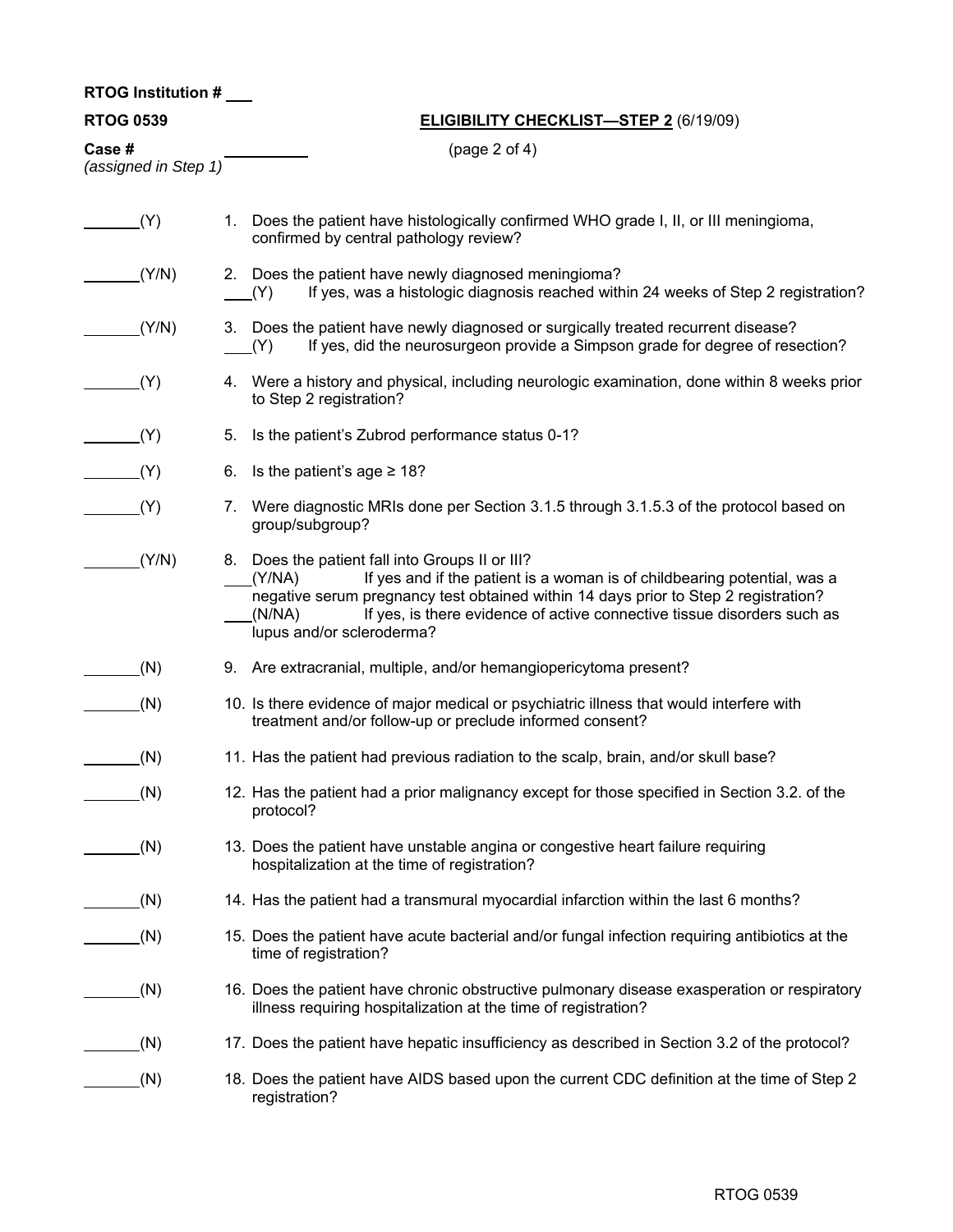**RTOG Institution #** \_\_\_

**RTOG 0539** **ELIGIBILITY CHECKLIST—STEP 2** (6/19/09)

**Case #** \_\_\_\_\_\_\_\_\_\_ (page 2 of 4)
*(assigned in Step 1)*

\_\_\_\_\_\_\_(Y) 1. Does the patient have histologically confirmed WHO grade I, II, or III meningioma, confirmed by central pathology review?

\_\_\_\_\_\_\_(Y/N) 2. Does the patient have newly diagnosed meningioma?
\_\_\_(Y) If yes, was a histologic diagnosis reached within 24 weeks of Step 2 registration?

\_\_\_\_\_\_\_(Y/N) 3. Does the patient have newly diagnosed or surgically treated recurrent disease?
\_\_\_(Y) If yes, did the neurosurgeon provide a Simpson grade for degree of resection?

\_\_\_\_\_\_\_(Y) 4. Were a history and physical, including neurologic examination, done within 8 weeks prior to Step 2 registration?

\_\_\_\_\_\_\_(Y) 5. Is the patient's Zubrod performance status 0-1?

\_\_\_\_\_\_\_(Y) 6. Is the patient's age ≥ 18?

\_\_\_\_\_\_\_(Y) 7. Were diagnostic MRIs done per Section 3.1.5 through 3.1.5.3 of the protocol based on group/subgroup?

\_\_\_\_\_\_\_(Y/N) 8. Does the patient fall into Groups II or III?
\_\_\_(Y/NA) If yes and if the patient is a woman is of childbearing potential, was a negative serum pregnancy test obtained within 14 days prior to Step 2 registration?
\_\_\_(N/NA) If yes, is there evidence of active connective tissue disorders such as lupus and/or scleroderma?

\_\_\_\_\_\_\_(N) 9. Are extracranial, multiple, and/or hemangiopericytoma present?

\_\_\_\_\_\_\_(N) 10. Is there evidence of major medical or psychiatric illness that would interfere with treatment and/or follow-up or preclude informed consent?

\_\_\_\_\_\_\_(N) 11. Has the patient had previous radiation to the scalp, brain, and/or skull base?

\_\_\_\_\_\_\_(N) 12. Has the patient had a prior malignancy except for those specified in Section 3.2. of the protocol?

\_\_\_\_\_\_\_(N) 13. Does the patient have unstable angina or congestive heart failure requiring hospitalization at the time of registration?

\_\_\_\_\_\_\_(N) 14. Has the patient had a transmural myocardial infarction within the last 6 months?

\_\_\_\_\_\_\_(N) 15. Does the patient have acute bacterial and/or fungal infection requiring antibiotics at the time of registration?

\_\_\_\_\_\_\_(N) 16. Does the patient have chronic obstructive pulmonary disease exasperation or respiratory illness requiring hospitalization at the time of registration?

\_\_\_\_\_\_\_(N) 17. Does the patient have hepatic insufficiency as described in Section 3.2 of the protocol?

\_\_\_\_\_\_\_(N) 18. Does the patient have AIDS based upon the current CDC definition at the time of Step 2 registration?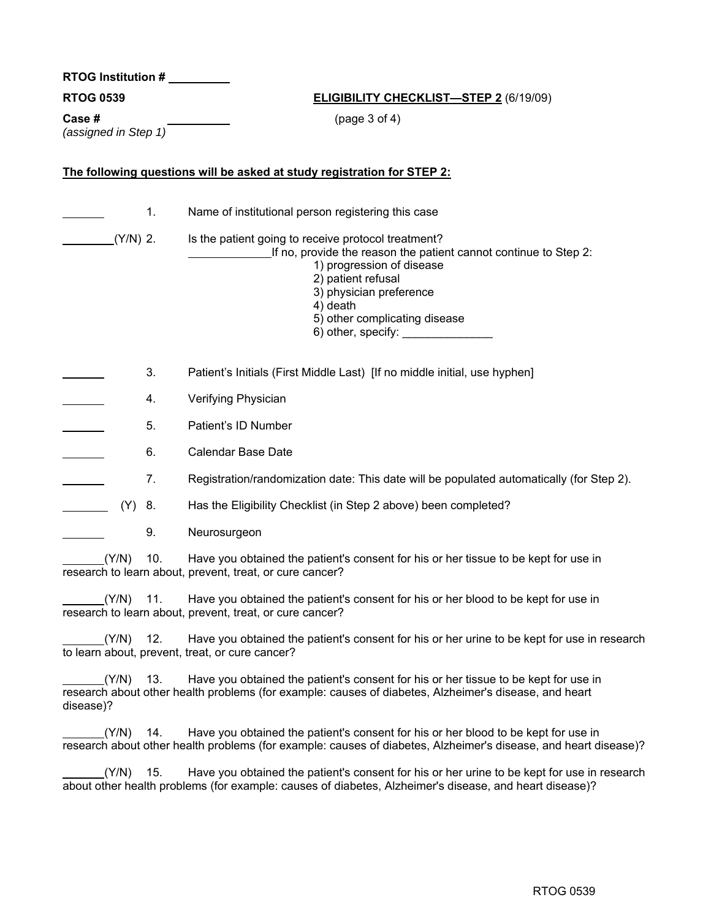**RTOG Institution #** ________

**RTOG 0539** **ELIGIBILITY CHECKLIST—STEP 2** (6/19/09)

**Case #** ________ (page 3 of 4)
*(assigned in Step 1)*

**The following questions will be asked at study registration for STEP 2:**

______ 1. Name of institutional person registering this case

______(Y/N) 2. Is the patient going to receive protocol treatment?

__________If no, provide the reason the patient cannot continue to Step 2:

1) progression of disease
2) patient refusal
3) physician preference
4) death
5) other complicating disease
6) other, specify: ______________

______ 3. Patient's Initials (First Middle Last) [If no middle initial, use hyphen]

______ 4. Verifying Physician

______ 5. Patient's ID Number

______ 6. Calendar Base Date

______ 7. Registration/randomization date: This date will be populated automatically (for Step 2).

______ (Y) 8. Has the Eligibility Checklist (in Step 2 above) been completed?

______ 9. Neurosurgeon

______(Y/N) 10. Have you obtained the patient's consent for his or her tissue to be kept for use in research to learn about, prevent, treat, or cure cancer?

______(Y/N) 11. Have you obtained the patient's consent for his or her blood to be kept for use in research to learn about, prevent, treat, or cure cancer?

______(Y/N) 12. Have you obtained the patient's consent for his or her urine to be kept for use in research to learn about, prevent, treat, or cure cancer?

______(Y/N) 13. Have you obtained the patient's consent for his or her tissue to be kept for use in research about other health problems (for example: causes of diabetes, Alzheimer's disease, and heart disease)?

______(Y/N) 14. Have you obtained the patient's consent for his or her blood to be kept for use in research about other health problems (for example: causes of diabetes, Alzheimer's disease, and heart disease)?

______(Y/N) 15. Have you obtained the patient's consent for his or her urine to be kept for use in research about other health problems (for example: causes of diabetes, Alzheimer's disease, and heart disease)?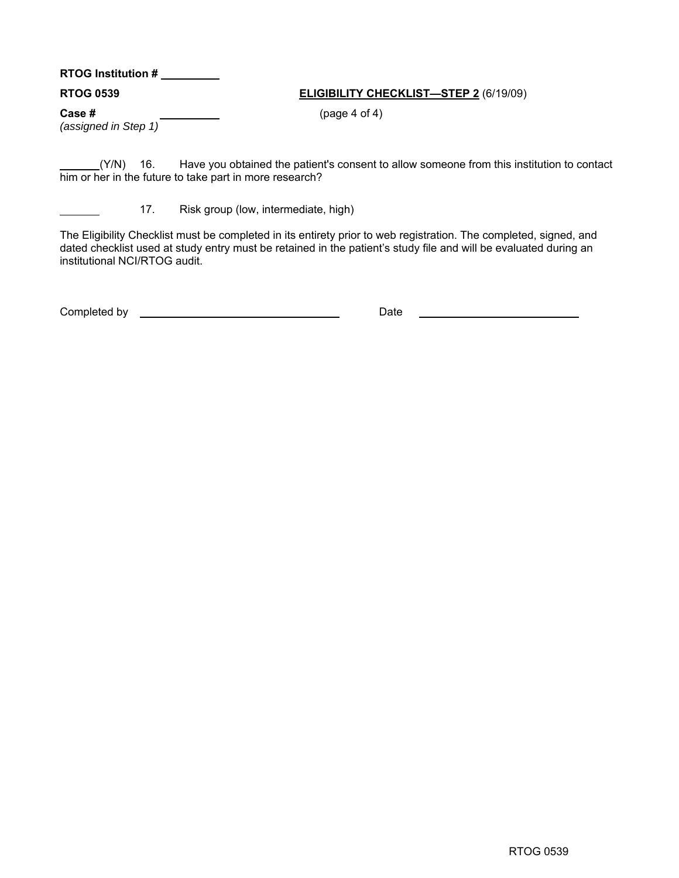**RTOG Institution #** ________

**RTOG 0539** **ELIGIBILITY CHECKLIST—STEP 2** (6/19/09)

**Case #** ________ (page 4 of 4)
*(assigned in Step 1)*

______(Y/N) 16. Have you obtained the patient's consent to allow someone from this institution to contact him or her in the future to take part in more research?

______ 17. Risk group (low, intermediate, high)

The Eligibility Checklist must be completed in its entirety prior to web registration. The completed, signed, and dated checklist used at study entry must be retained in the patient's study file and will be evaluated during an institutional NCI/RTOG audit.

Completed by ______________________________ Date ________________________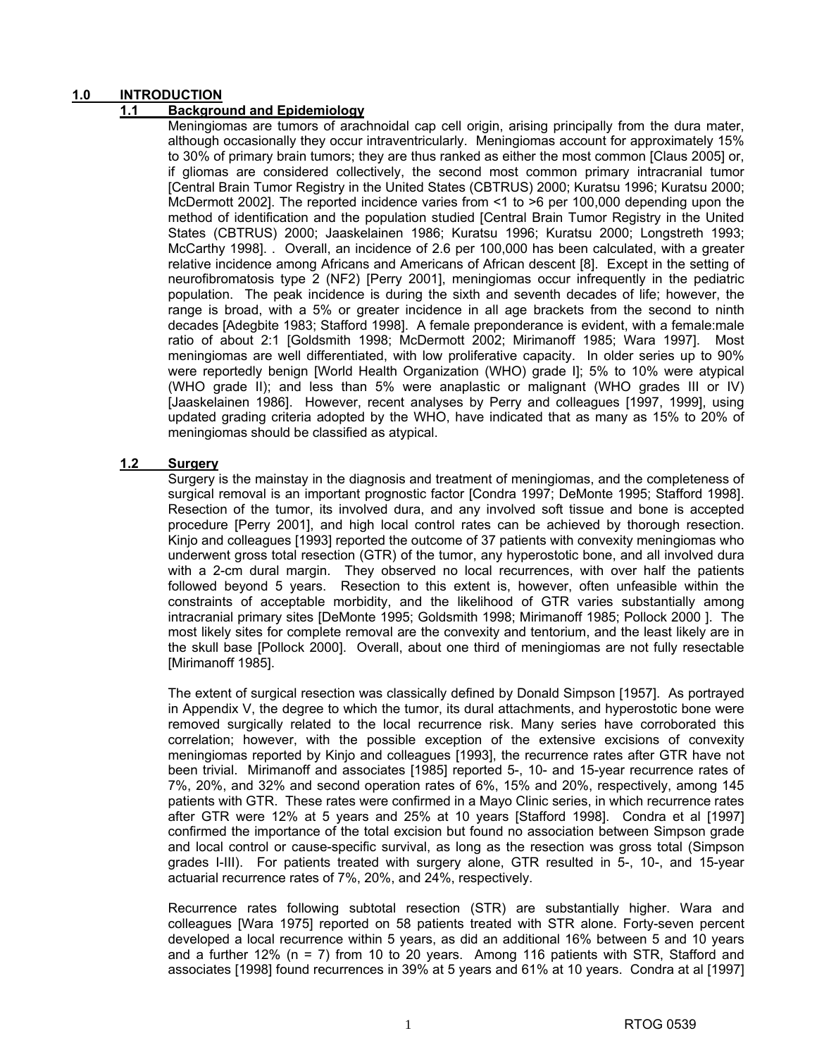## 1.0 INTRODUCTION

### 1.1 Background and Epidemiology

Meningiomas are tumors of arachnoidal cap cell origin, arising principally from the dura mater, although occasionally they occur intraventricularly. Meningiomas account for approximately 15% to 30% of primary brain tumors; they are thus ranked as either the most common [Claus 2005] or, if gliomas are considered collectively, the second most common primary intracranial tumor [Central Brain Tumor Registry in the United States (CBTRUS) 2000; Kuratsu 1996; Kuratsu 2000; McDermott 2002]. The reported incidence varies from <1 to >6 per 100,000 depending upon the method of identification and the population studied [Central Brain Tumor Registry in the United States (CBTRUS) 2000; Jaaskelainen 1986; Kuratsu 1996; Kuratsu 2000; Longstreth 1993; McCarthy 1998]. . Overall, an incidence of 2.6 per 100,000 has been calculated, with a greater relative incidence among Africans and Americans of African descent [8]. Except in the setting of neurofibromatosis type 2 (NF2) [Perry 2001], meningiomas occur infrequently in the pediatric population. The peak incidence is during the sixth and seventh decades of life; however, the range is broad, with a 5% or greater incidence in all age brackets from the second to ninth decades [Adegbite 1983; Stafford 1998]. A female preponderance is evident, with a female:male ratio of about 2:1 [Goldsmith 1998; McDermott 2002; Mirimanoff 1985; Wara 1997]. Most meningiomas are well differentiated, with low proliferative capacity. In older series up to 90% were reportedly benign [World Health Organization (WHO) grade I]; 5% to 10% were atypical (WHO grade II); and less than 5% were anaplastic or malignant (WHO grades III or IV) [Jaaskelainen 1986]. However, recent analyses by Perry and colleagues [1997, 1999], using updated grading criteria adopted by the WHO, have indicated that as many as 15% to 20% of meningiomas should be classified as atypical.

### 1.2 Surgery

Surgery is the mainstay in the diagnosis and treatment of meningiomas, and the completeness of surgical removal is an important prognostic factor [Condra 1997; DeMonte 1995; Stafford 1998]. Resection of the tumor, its involved dura, and any involved soft tissue and bone is accepted procedure [Perry 2001], and high local control rates can be achieved by thorough resection. Kinjo and colleagues [1993] reported the outcome of 37 patients with convexity meningiomas who underwent gross total resection (GTR) of the tumor, any hyperostotic bone, and all involved dura with a 2-cm dural margin. They observed no local recurrences, with over half the patients followed beyond 5 years. Resection to this extent is, however, often unfeasible within the constraints of acceptable morbidity, and the likelihood of GTR varies substantially among intracranial primary sites [DeMonte 1995; Goldsmith 1998; Mirimanoff 1985; Pollock 2000 ]. The most likely sites for complete removal are the convexity and tentorium, and the least likely are in the skull base [Pollock 2000]. Overall, about one third of meningiomas are not fully resectable [Mirimanoff 1985].

The extent of surgical resection was classically defined by Donald Simpson [1957]. As portrayed in Appendix V, the degree to which the tumor, its dural attachments, and hyperostotic bone were removed surgically related to the local recurrence risk. Many series have corroborated this correlation; however, with the possible exception of the extensive excisions of convexity meningiomas reported by Kinjo and colleagues [1993], the recurrence rates after GTR have not been trivial. Mirimanoff and associates [1985] reported 5-, 10- and 15-year recurrence rates of 7%, 20%, and 32% and second operation rates of 6%, 15% and 20%, respectively, among 145 patients with GTR. These rates were confirmed in a Mayo Clinic series, in which recurrence rates after GTR were 12% at 5 years and 25% at 10 years [Stafford 1998]. Condra et al [1997] confirmed the importance of the total excision but found no association between Simpson grade and local control or cause-specific survival, as long as the resection was gross total (Simpson grades I-III). For patients treated with surgery alone, GTR resulted in 5-, 10-, and 15-year actuarial recurrence rates of 7%, 20%, and 24%, respectively.

Recurrence rates following subtotal resection (STR) are substantially higher. Wara and colleagues [Wara 1975] reported on 58 patients treated with STR alone. Forty-seven percent developed a local recurrence within 5 years, as did an additional 16% between 5 and 10 years and a further 12% (n = 7) from 10 to 20 years. Among 116 patients with STR, Stafford and associates [1998] found recurrences in 39% at 5 years and 61% at 10 years. Condra at al [1997]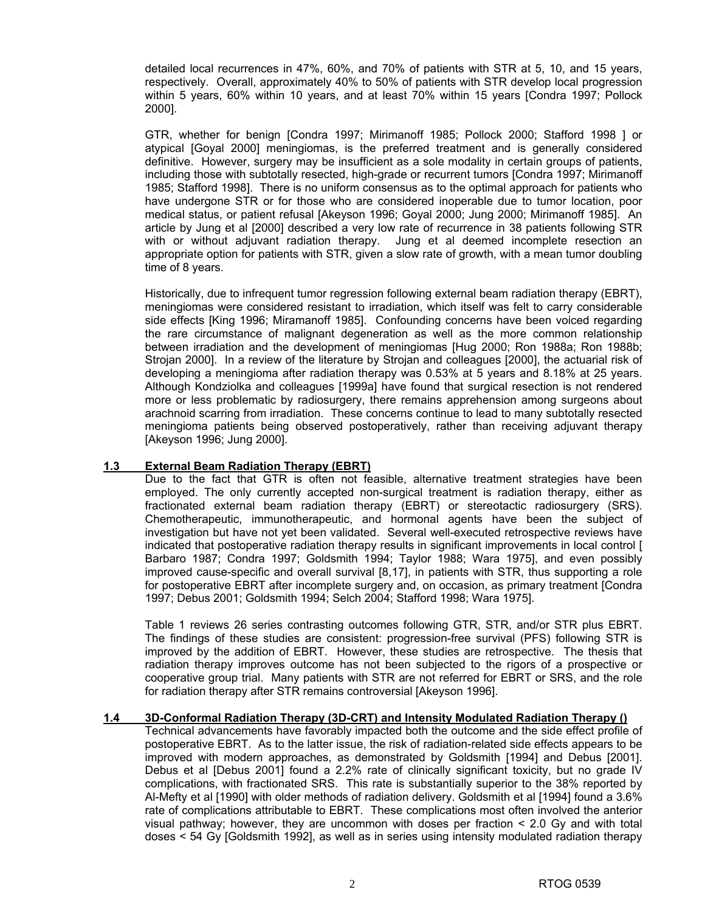detailed local recurrences in 47%, 60%, and 70% of patients with STR at 5, 10, and 15 years, respectively. Overall, approximately 40% to 50% of patients with STR develop local progression within 5 years, 60% within 10 years, and at least 70% within 15 years [Condra 1997; Pollock 2000].

GTR, whether for benign [Condra 1997; Mirimanoff 1985; Pollock 2000; Stafford 1998 ] or atypical [Goyal 2000] meningiomas, is the preferred treatment and is generally considered definitive. However, surgery may be insufficient as a sole modality in certain groups of patients, including those with subtotally resected, high-grade or recurrent tumors [Condra 1997; Mirimanoff 1985; Stafford 1998]. There is no uniform consensus as to the optimal approach for patients who have undergone STR or for those who are considered inoperable due to tumor location, poor medical status, or patient refusal [Akeyson 1996; Goyal 2000; Jung 2000; Mirimanoff 1985]. An article by Jung et al [2000] described a very low rate of recurrence in 38 patients following STR with or without adjuvant radiation therapy. Jung et al deemed incomplete resection an appropriate option for patients with STR, given a slow rate of growth, with a mean tumor doubling time of 8 years.

Historically, due to infrequent tumor regression following external beam radiation therapy (EBRT), meningiomas were considered resistant to irradiation, which itself was felt to carry considerable side effects [King 1996; Miramanoff 1985]. Confounding concerns have been voiced regarding the rare circumstance of malignant degeneration as well as the more common relationship between irradiation and the development of meningiomas [Hug 2000; Ron 1988a; Ron 1988b; Strojan 2000]. In a review of the literature by Strojan and colleagues [2000], the actuarial risk of developing a meningioma after radiation therapy was 0.53% at 5 years and 8.18% at 25 years. Although Kondziolka and colleagues [1999a] have found that surgical resection is not rendered more or less problematic by radiosurgery, there remains apprehension among surgeons about arachnoid scarring from irradiation. These concerns continue to lead to many subtotally resected meningioma patients being observed postoperatively, rather than receiving adjuvant therapy [Akeyson 1996; Jung 2000].

## 1.3 External Beam Radiation Therapy (EBRT)

Due to the fact that GTR is often not feasible, alternative treatment strategies have been employed. The only currently accepted non-surgical treatment is radiation therapy, either as fractionated external beam radiation therapy (EBRT) or stereotactic radiosurgery (SRS). Chemotherapeutic, immunotherapeutic, and hormonal agents have been the subject of investigation but have not yet been validated. Several well-executed retrospective reviews have indicated that postoperative radiation therapy results in significant improvements in local control [ Barbaro 1987; Condra 1997; Goldsmith 1994; Taylor 1988; Wara 1975], and even possibly improved cause-specific and overall survival [8,17], in patients with STR, thus supporting a role for postoperative EBRT after incomplete surgery and, on occasion, as primary treatment [Condra 1997; Debus 2001; Goldsmith 1994; Selch 2004; Stafford 1998; Wara 1975].

Table 1 reviews 26 series contrasting outcomes following GTR, STR, and/or STR plus EBRT. The findings of these studies are consistent: progression-free survival (PFS) following STR is improved by the addition of EBRT. However, these studies are retrospective. The thesis that radiation therapy improves outcome has not been subjected to the rigors of a prospective or cooperative group trial. Many patients with STR are not referred for EBRT or SRS, and the role for radiation therapy after STR remains controversial [Akeyson 1996].

## 1.4 3D-Conformal Radiation Therapy (3D-CRT) and Intensity Modulated Radiation Therapy ()

Technical advancements have favorably impacted both the outcome and the side effect profile of postoperative EBRT. As to the latter issue, the risk of radiation-related side effects appears to be improved with modern approaches, as demonstrated by Goldsmith [1994] and Debus [2001]. Debus et al [Debus 2001] found a 2.2% rate of clinically significant toxicity, but no grade IV complications, with fractionated SRS. This rate is substantially superior to the 38% reported by Al-Mefty et al [1990] with older methods of radiation delivery. Goldsmith et al [1994] found a 3.6% rate of complications attributable to EBRT. These complications most often involved the anterior visual pathway; however, they are uncommon with doses per fraction < 2.0 Gy and with total doses < 54 Gy [Goldsmith 1992], as well as in series using intensity modulated radiation therapy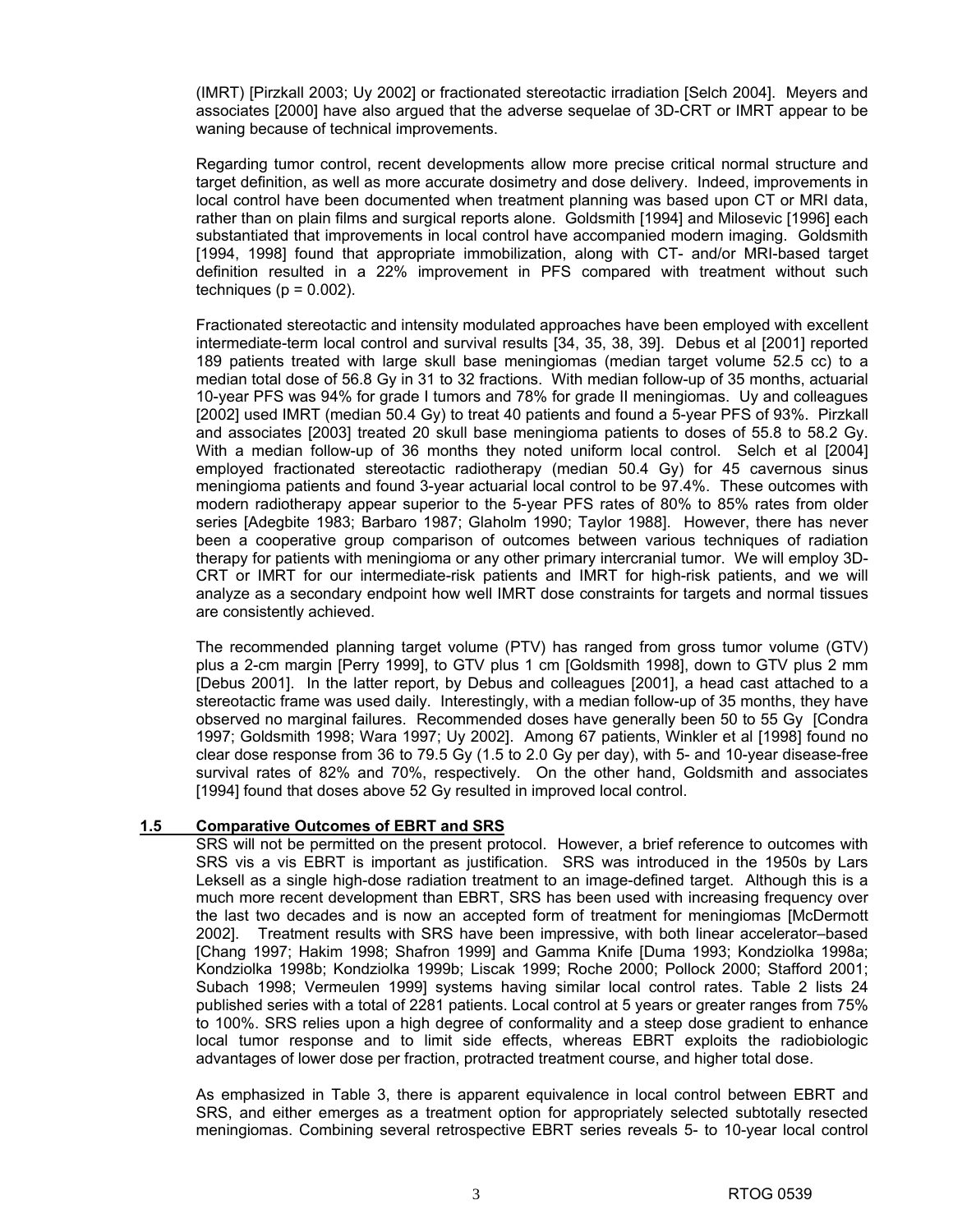(IMRT) [Pirzkall 2003; Uy 2002] or fractionated stereotactic irradiation [Selch 2004]. Meyers and associates [2000] have also argued that the adverse sequelae of 3D-CRT or IMRT appear to be waning because of technical improvements.

Regarding tumor control, recent developments allow more precise critical normal structure and target definition, as well as more accurate dosimetry and dose delivery. Indeed, improvements in local control have been documented when treatment planning was based upon CT or MRI data, rather than on plain films and surgical reports alone. Goldsmith [1994] and Milosevic [1996] each substantiated that improvements in local control have accompanied modern imaging. Goldsmith [1994, 1998] found that appropriate immobilization, along with CT- and/or MRI-based target definition resulted in a 22% improvement in PFS compared with treatment without such techniques ($p = 0.002$).

Fractionated stereotactic and intensity modulated approaches have been employed with excellent intermediate-term local control and survival results [34, 35, 38, 39]. Debus et al [2001] reported 189 patients treated with large skull base meningiomas (median target volume 52.5 cc) to a median total dose of 56.8 Gy in 31 to 32 fractions. With median follow-up of 35 months, actuarial 10-year PFS was 94% for grade I tumors and 78% for grade II meningiomas. Uy and colleagues [2002] used IMRT (median 50.4 Gy) to treat 40 patients and found a 5-year PFS of 93%. Pirzkall and associates [2003] treated 20 skull base meningioma patients to doses of 55.8 to 58.2 Gy. With a median follow-up of 36 months they noted uniform local control. Selch et al [2004] employed fractionated stereotactic radiotherapy (median 50.4 Gy) for 45 cavernous sinus meningioma patients and found 3-year actuarial local control to be 97.4%. These outcomes with modern radiotherapy appear superior to the 5-year PFS rates of 80% to 85% rates from older series [Adegbite 1983; Barbaro 1987; Glaholm 1990; Taylor 1988]. However, there has never been a cooperative group comparison of outcomes between various techniques of radiation therapy for patients with meningioma or any other primary intercranial tumor. We will employ 3D-CRT or IMRT for our intermediate-risk patients and IMRT for high-risk patients, and we will analyze as a secondary endpoint how well IMRT dose constraints for targets and normal tissues are consistently achieved.

The recommended planning target volume (PTV) has ranged from gross tumor volume (GTV) plus a 2-cm margin [Perry 1999], to GTV plus 1 cm [Goldsmith 1998], down to GTV plus 2 mm [Debus 2001]. In the latter report, by Debus and colleagues [2001], a head cast attached to a stereotactic frame was used daily. Interestingly, with a median follow-up of 35 months, they have observed no marginal failures. Recommended doses have generally been 50 to 55 Gy [Condra 1997; Goldsmith 1998; Wara 1997; Uy 2002]. Among 67 patients, Winkler et al [1998] found no clear dose response from 36 to 79.5 Gy (1.5 to 2.0 Gy per day), with 5- and 10-year disease-free survival rates of 82% and 70%, respectively. On the other hand, Goldsmith and associates [1994] found that doses above 52 Gy resulted in improved local control.

## 1.5 Comparative Outcomes of EBRT and SRS

SRS will not be permitted on the present protocol. However, a brief reference to outcomes with SRS vis a vis EBRT is important as justification. SRS was introduced in the 1950s by Lars Leksell as a single high-dose radiation treatment to an image-defined target. Although this is a much more recent development than EBRT, SRS has been used with increasing frequency over the last two decades and is now an accepted form of treatment for meningiomas [McDermott 2002]. Treatment results with SRS have been impressive, with both linear accelerator–based [Chang 1997; Hakim 1998; Shafron 1999] and Gamma Knife [Duma 1993; Kondziolka 1998a; Kondziolka 1998b; Kondziolka 1999b; Liscak 1999; Roche 2000; Pollock 2000; Stafford 2001; Subach 1998; Vermeulen 1999] systems having similar local control rates. Table 2 lists 24 published series with a total of 2281 patients. Local control at 5 years or greater ranges from 75% to 100%. SRS relies upon a high degree of conformality and a steep dose gradient to enhance local tumor response and to limit side effects, whereas EBRT exploits the radiobiologic advantages of lower dose per fraction, protracted treatment course, and higher total dose.

As emphasized in Table 3, there is apparent equivalence in local control between EBRT and SRS, and either emerges as a treatment option for appropriately selected subtotally resected meningiomas. Combining several retrospective EBRT series reveals 5- to 10-year local control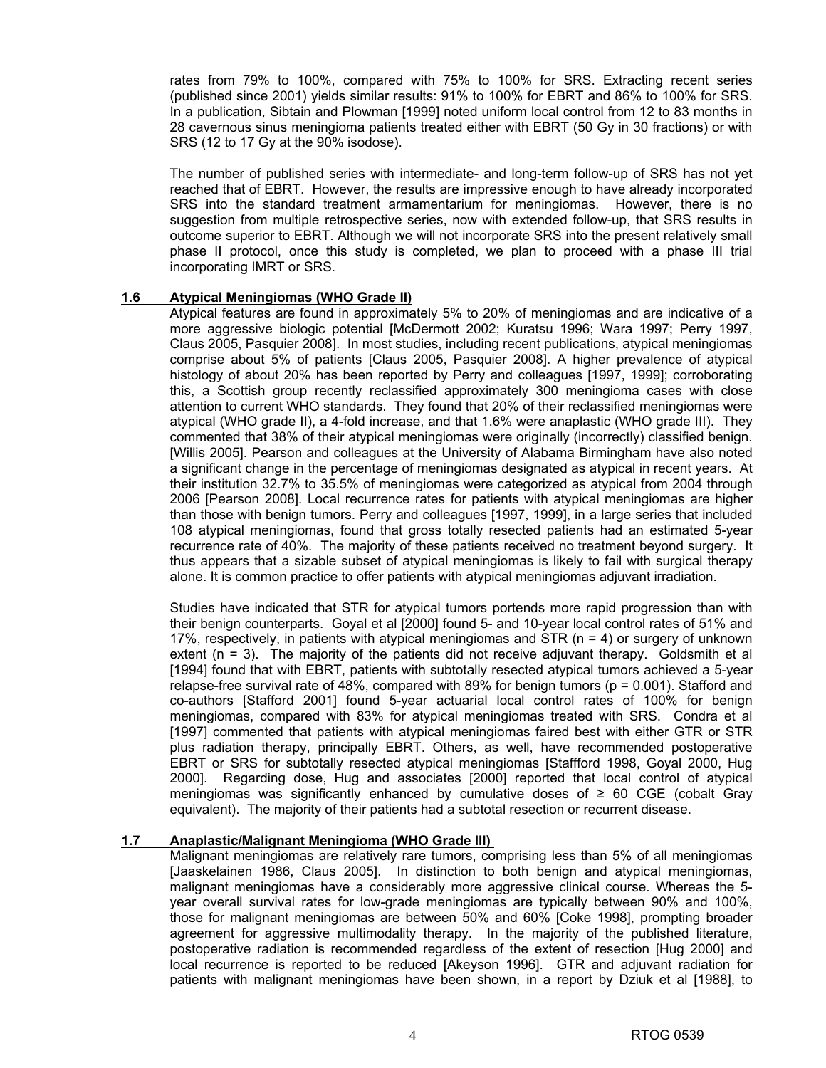rates from 79% to 100%, compared with 75% to 100% for SRS. Extracting recent series (published since 2001) yields similar results: 91% to 100% for EBRT and 86% to 100% for SRS. In a publication, Sibtain and Plowman [1999] noted uniform local control from 12 to 83 months in 28 cavernous sinus meningioma patients treated either with EBRT (50 Gy in 30 fractions) or with SRS (12 to 17 Gy at the 90% isodose).

The number of published series with intermediate- and long-term follow-up of SRS has not yet reached that of EBRT. However, the results are impressive enough to have already incorporated SRS into the standard treatment armamentarium for meningiomas. However, there is no suggestion from multiple retrospective series, now with extended follow-up, that SRS results in outcome superior to EBRT. Although we will not incorporate SRS into the present relatively small phase II protocol, once this study is completed, we plan to proceed with a phase III trial incorporating IMRT or SRS.

### 1.6 Atypical Meningiomas (WHO Grade II)

Atypical features are found in approximately 5% to 20% of meningiomas and are indicative of a more aggressive biologic potential [McDermott 2002; Kuratsu 1996; Wara 1997; Perry 1997, Claus 2005, Pasquier 2008]. In most studies, including recent publications, atypical meningiomas comprise about 5% of patients [Claus 2005, Pasquier 2008]. A higher prevalence of atypical histology of about 20% has been reported by Perry and colleagues [1997, 1999]; corroborating this, a Scottish group recently reclassified approximately 300 meningioma cases with close attention to current WHO standards. They found that 20% of their reclassified meningiomas were atypical (WHO grade II), a 4-fold increase, and that 1.6% were anaplastic (WHO grade III). They commented that 38% of their atypical meningiomas were originally (incorrectly) classified benign. [Willis 2005]. Pearson and colleagues at the University of Alabama Birmingham have also noted a significant change in the percentage of meningiomas designated as atypical in recent years. At their institution 32.7% to 35.5% of meningiomas were categorized as atypical from 2004 through 2006 [Pearson 2008]. Local recurrence rates for patients with atypical meningiomas are higher than those with benign tumors. Perry and colleagues [1997, 1999], in a large series that included 108 atypical meningiomas, found that gross totally resected patients had an estimated 5-year recurrence rate of 40%. The majority of these patients received no treatment beyond surgery. It thus appears that a sizable subset of atypical meningiomas is likely to fail with surgical therapy alone. It is common practice to offer patients with atypical meningiomas adjuvant irradiation.

Studies have indicated that STR for atypical tumors portends more rapid progression than with their benign counterparts. Goyal et al [2000] found 5- and 10-year local control rates of 51% and 17%, respectively, in patients with atypical meningiomas and STR (n = 4) or surgery of unknown extent (n = 3). The majority of the patients did not receive adjuvant therapy. Goldsmith et al [1994] found that with EBRT, patients with subtotally resected atypical tumors achieved a 5-year relapse-free survival rate of 48%, compared with 89% for benign tumors ($p = 0.001$). Stafford and co-authors [Stafford 2001] found 5-year actuarial local control rates of 100% for benign meningiomas, compared with 83% for atypical meningiomas treated with SRS. Condra et al [1997] commented that patients with atypical meningiomas faired best with either GTR or STR plus radiation therapy, principally EBRT. Others, as well, have recommended postoperative EBRT or SRS for subtotally resected atypical meningiomas [Staffford 1998, Goyal 2000, Hug 2000]. Regarding dose, Hug and associates [2000] reported that local control of atypical meningiomas was significantly enhanced by cumulative doses of ≥ 60 CGE (cobalt Gray equivalent). The majority of their patients had a subtotal resection or recurrent disease.

### 1.7 Anaplastic/Malignant Meningioma (WHO Grade III)

Malignant meningiomas are relatively rare tumors, comprising less than 5% of all meningiomas [Jaaskelainen 1986, Claus 2005]. In distinction to both benign and atypical meningiomas, malignant meningiomas have a considerably more aggressive clinical course. Whereas the 5-year overall survival rates for low-grade meningiomas are typically between 90% and 100%, those for malignant meningiomas are between 50% and 60% [Coke 1998], prompting broader agreement for aggressive multimodality therapy. In the majority of the published literature, postoperative radiation is recommended regardless of the extent of resection [Hug 2000] and local recurrence is reported to be reduced [Akeyson 1996]. GTR and adjuvant radiation for patients with malignant meningiomas have been shown, in a report by Dziuk et al [1988], to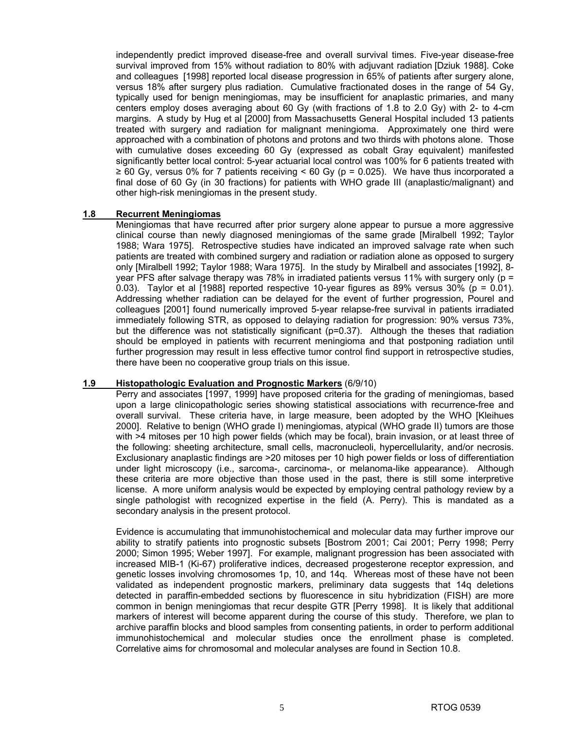independently predict improved disease-free and overall survival times. Five-year disease-free survival improved from 15% without radiation to 80% with adjuvant radiation [Dziuk 1988]. Coke and colleagues [1998] reported local disease progression in 65% of patients after surgery alone, versus 18% after surgery plus radiation. Cumulative fractionated doses in the range of 54 Gy, typically used for benign meningiomas, may be insufficient for anaplastic primaries, and many centers employ doses averaging about 60 Gy (with fractions of 1.8 to 2.0 Gy) with 2- to 4-cm margins. A study by Hug et al [2000] from Massachusetts General Hospital included 13 patients treated with surgery and radiation for malignant meningioma. Approximately one third were approached with a combination of photons and protons and two thirds with photons alone. Those with cumulative doses exceeding 60 Gy (expressed as cobalt Gray equivalent) manifested significantly better local control: 5-year actuarial local control was 100% for 6 patients treated with ≥ 60 Gy, versus 0% for 7 patients receiving < 60 Gy ($p = 0.025$). We have thus incorporated a final dose of 60 Gy (in 30 fractions) for patients with WHO grade III (anaplastic/malignant) and other high-risk meningiomas in the present study.

## 1.8 Recurrent Meningiomas

Meningiomas that have recurred after prior surgery alone appear to pursue a more aggressive clinical course than newly diagnosed meningiomas of the same grade [Miralbell 1992; Taylor 1988; Wara 1975]. Retrospective studies have indicated an improved salvage rate when such patients are treated with combined surgery and radiation or radiation alone as opposed to surgery only [Miralbell 1992; Taylor 1988; Wara 1975]. In the study by Miralbell and associates [1992], 8-year PFS after salvage therapy was 78% in irradiated patients versus 11% with surgery only ($p = 0.03$). Taylor et al [1988] reported respective 10-year figures as 89% versus 30% ($p = 0.01$). Addressing whether radiation can be delayed for the event of further progression, Pourel and colleagues [2001] found numerically improved 5-year relapse-free survival in patients irradiated immediately following STR, as opposed to delaying radiation for progression: 90% versus 73%, but the difference was not statistically significant ($p=0.37$). Although the theses that radiation should be employed in patients with recurrent meningioma and that postponing radiation until further progression may result in less effective tumor control find support in retrospective studies, there have been no cooperative group trials on this issue.

## 1.9 Histopathologic Evaluation and Prognostic Markers (6/9/10)

Perry and associates [1997, 1999] have proposed criteria for the grading of meningiomas, based upon a large clinicopathologic series showing statistical associations with recurrence-free and overall survival. These criteria have, in large measure, been adopted by the WHO [Kleihues 2000]. Relative to benign (WHO grade I) meningiomas, atypical (WHO grade II) tumors are those with >4 mitoses per 10 high power fields (which may be focal), brain invasion, or at least three of the following: sheeting architecture, small cells, macronucleoli, hypercellularity, and/or necrosis. Exclusionary anaplastic findings are >20 mitoses per 10 high power fields or loss of differentiation under light microscopy (i.e., sarcoma-, carcinoma-, or melanoma-like appearance). Although these criteria are more objective than those used in the past, there is still some interpretive license. A more uniform analysis would be expected by employing central pathology review by a single pathologist with recognized expertise in the field (A. Perry). This is mandated as a secondary analysis in the present protocol.

Evidence is accumulating that immunohistochemical and molecular data may further improve our ability to stratify patients into prognostic subsets [Bostrom 2001; Cai 2001; Perry 1998; Perry 2000; Simon 1995; Weber 1997]. For example, malignant progression has been associated with increased MIB-1 (Ki-67) proliferative indices, decreased progesterone receptor expression, and genetic losses involving chromosomes 1p, 10, and 14q. Whereas most of these have not been validated as independent prognostic markers, preliminary data suggests that 14q deletions detected in paraffin-embedded sections by fluorescence in situ hybridization (FISH) are more common in benign meningiomas that recur despite GTR [Perry 1998]. It is likely that additional markers of interest will become apparent during the course of this study. Therefore, we plan to archive paraffin blocks and blood samples from consenting patients, in order to perform additional immunohistochemical and molecular studies once the enrollment phase is completed. Correlative aims for chromosomal and molecular analyses are found in Section 10.8.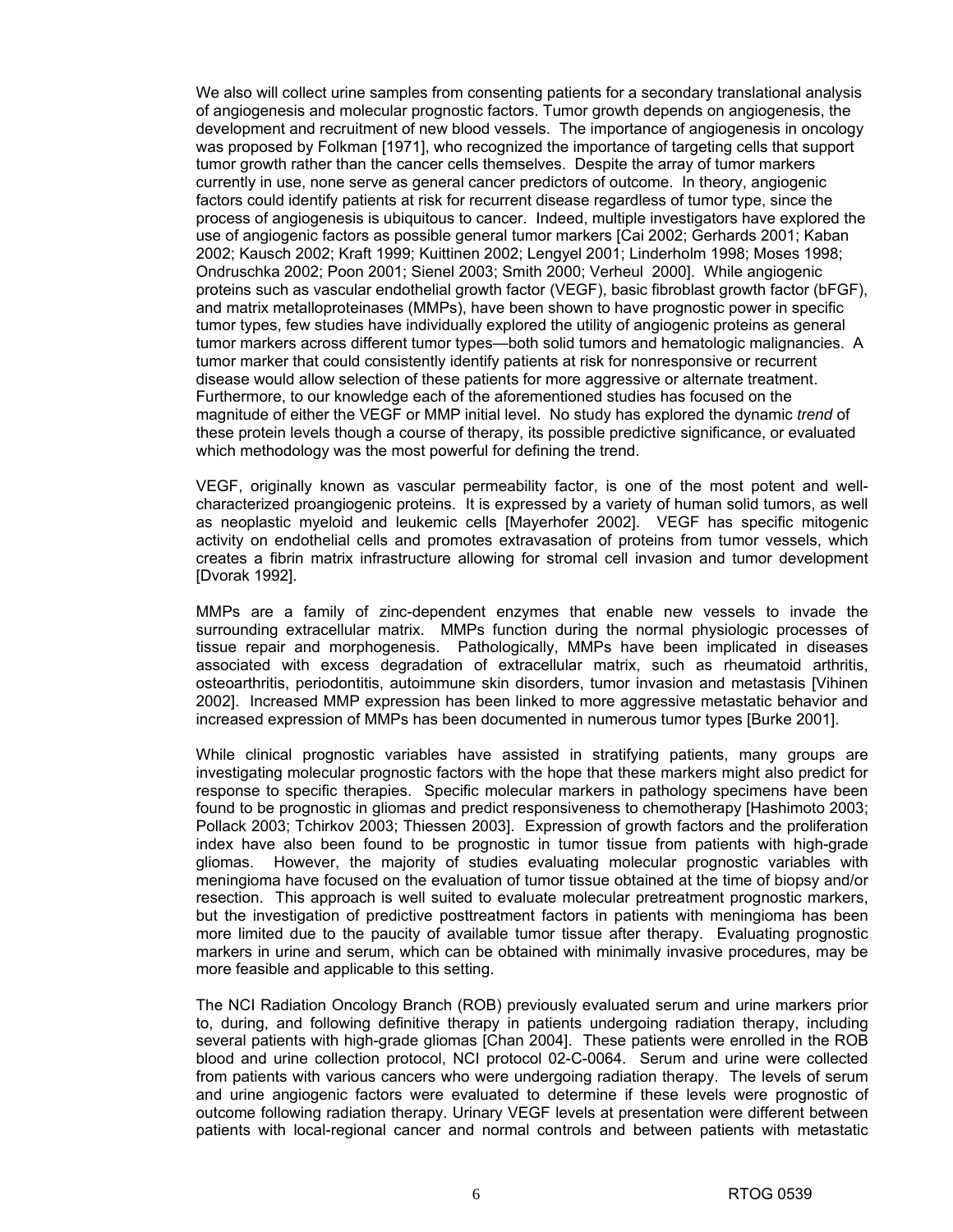We also will collect urine samples from consenting patients for a secondary translational analysis of angiogenesis and molecular prognostic factors. Tumor growth depends on angiogenesis, the development and recruitment of new blood vessels. The importance of angiogenesis in oncology was proposed by Folkman [1971], who recognized the importance of targeting cells that support tumor growth rather than the cancer cells themselves. Despite the array of tumor markers currently in use, none serve as general cancer predictors of outcome. In theory, angiogenic factors could identify patients at risk for recurrent disease regardless of tumor type, since the process of angiogenesis is ubiquitous to cancer. Indeed, multiple investigators have explored the use of angiogenic factors as possible general tumor markers [Cai 2002; Gerhards 2001; Kaban 2002; Kausch 2002; Kraft 1999; Kuittinen 2002; Lengyel 2001; Linderholm 1998; Moses 1998; Ondruschka 2002; Poon 2001; Sienel 2003; Smith 2000; Verheul 2000]. While angiogenic proteins such as vascular endothelial growth factor (VEGF), basic fibroblast growth factor (bFGF), and matrix metalloproteinases (MMPs), have been shown to have prognostic power in specific tumor types, few studies have individually explored the utility of angiogenic proteins as general tumor markers across different tumor types—both solid tumors and hematologic malignancies. A tumor marker that could consistently identify patients at risk for nonresponsive or recurrent disease would allow selection of these patients for more aggressive or alternate treatment. Furthermore, to our knowledge each of the aforementioned studies has focused on the magnitude of either the VEGF or MMP initial level. No study has explored the dynamic *trend* of these protein levels though a course of therapy, its possible predictive significance, or evaluated which methodology was the most powerful for defining the trend.

VEGF, originally known as vascular permeability factor, is one of the most potent and well-characterized proangiogenic proteins. It is expressed by a variety of human solid tumors, as well as neoplastic myeloid and leukemic cells [Mayerhofer 2002]. VEGF has specific mitogenic activity on endothelial cells and promotes extravasation of proteins from tumor vessels, which creates a fibrin matrix infrastructure allowing for stromal cell invasion and tumor development [Dvorak 1992].

MMPs are a family of zinc-dependent enzymes that enable new vessels to invade the surrounding extracellular matrix. MMPs function during the normal physiologic processes of tissue repair and morphogenesis. Pathologically, MMPs have been implicated in diseases associated with excess degradation of extracellular matrix, such as rheumatoid arthritis, osteoarthritis, periodontitis, autoimmune skin disorders, tumor invasion and metastasis [Vihinen 2002]. Increased MMP expression has been linked to more aggressive metastatic behavior and increased expression of MMPs has been documented in numerous tumor types [Burke 2001].

While clinical prognostic variables have assisted in stratifying patients, many groups are investigating molecular prognostic factors with the hope that these markers might also predict for response to specific therapies. Specific molecular markers in pathology specimens have been found to be prognostic in gliomas and predict responsiveness to chemotherapy [Hashimoto 2003; Pollack 2003; Tchirkov 2003; Thiessen 2003]. Expression of growth factors and the proliferation index have also been found to be prognostic in tumor tissue from patients with high-grade gliomas. However, the majority of studies evaluating molecular prognostic variables with meningioma have focused on the evaluation of tumor tissue obtained at the time of biopsy and/or resection. This approach is well suited to evaluate molecular pretreatment prognostic markers, but the investigation of predictive posttreatment factors in patients with meningioma has been more limited due to the paucity of available tumor tissue after therapy. Evaluating prognostic markers in urine and serum, which can be obtained with minimally invasive procedures, may be more feasible and applicable to this setting.

The NCI Radiation Oncology Branch (ROB) previously evaluated serum and urine markers prior to, during, and following definitive therapy in patients undergoing radiation therapy, including several patients with high-grade gliomas [Chan 2004]. These patients were enrolled in the ROB blood and urine collection protocol, NCI protocol 02-C-0064. Serum and urine were collected from patients with various cancers who were undergoing radiation therapy. The levels of serum and urine angiogenic factors were evaluated to determine if these levels were prognostic of outcome following radiation therapy. Urinary VEGF levels at presentation were different between patients with local-regional cancer and normal controls and between patients with metastatic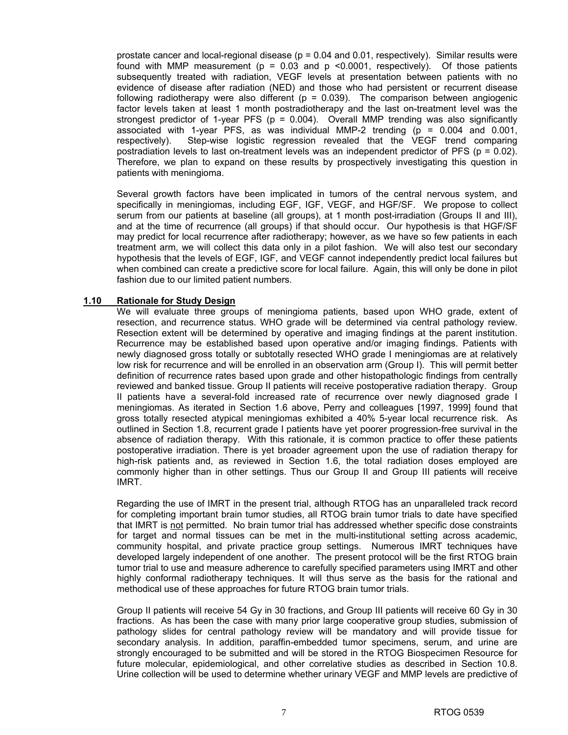prostate cancer and local-regional disease ($p = 0.04$ and $0.01$, respectively). Similar results were found with MMP measurement ($p = 0.03$ and $p < 0.0001$, respectively). Of those patients subsequently treated with radiation, VEGF levels at presentation between patients with no evidence of disease after radiation (NED) and those who had persistent or recurrent disease following radiotherapy were also different ($p = 0.039$). The comparison between angiogenic factor levels taken at least 1 month postradiotherapy and the last on-treatment level was the strongest predictor of 1-year PFS ($p = 0.004$). Overall MMP trending was also significantly associated with 1-year PFS, as was individual MMP-2 trending ($p = 0.004$ and $0.001$, respectively). Step-wise logistic regression revealed that the VEGF trend comparing postradiation levels to last on-treatment levels was an independent predictor of PFS ($p = 0.02$). Therefore, we plan to expand on these results by prospectively investigating this question in patients with meningioma.

Several growth factors have been implicated in tumors of the central nervous system, and specifically in meningiomas, including EGF, IGF, VEGF, and HGF/SF. We propose to collect serum from our patients at baseline (all groups), at 1 month post-irradiation (Groups II and III), and at the time of recurrence (all groups) if that should occur. Our hypothesis is that HGF/SF may predict for local recurrence after radiotherapy; however, as we have so few patients in each treatment arm, we will collect this data only in a pilot fashion. We will also test our secondary hypothesis that the levels of EGF, IGF, and VEGF cannot independently predict local failures but when combined can create a predictive score for local failure. Again, this will only be done in pilot fashion due to our limited patient numbers.

### 1.10 Rationale for Study Design

We will evaluate three groups of meningioma patients, based upon WHO grade, extent of resection, and recurrence status. WHO grade will be determined via central pathology review. Resection extent will be determined by operative and imaging findings at the parent institution. Recurrence may be established based upon operative and/or imaging findings. Patients with newly diagnosed gross totally or subtotally resected WHO grade I meningiomas are at relatively low risk for recurrence and will be enrolled in an observation arm (Group I). This will permit better definition of recurrence rates based upon grade and other histopathologic findings from centrally reviewed and banked tissue. Group II patients will receive postoperative radiation therapy. Group II patients have a several-fold increased rate of recurrence over newly diagnosed grade I meningiomas. As iterated in Section 1.6 above, Perry and colleagues [1997, 1999] found that gross totally resected atypical meningiomas exhibited a 40% 5-year local recurrence risk. As outlined in Section 1.8, recurrent grade I patients have yet poorer progression-free survival in the absence of radiation therapy. With this rationale, it is common practice to offer these patients postoperative irradiation. There is yet broader agreement upon the use of radiation therapy for high-risk patients and, as reviewed in Section 1.6, the total radiation doses employed are commonly higher than in other settings. Thus our Group II and Group III patients will receive IMRT.

Regarding the use of IMRT in the present trial, although RTOG has an unparalleled track record for completing important brain tumor studies, all RTOG brain tumor trials to date have specified that IMRT is not permitted. No brain tumor trial has addressed whether specific dose constraints for target and normal tissues can be met in the multi-institutional setting across academic, community hospital, and private practice group settings. Numerous IMRT techniques have developed largely independent of one another. The present protocol will be the first RTOG brain tumor trial to use and measure adherence to carefully specified parameters using IMRT and other highly conformal radiotherapy techniques. It will thus serve as the basis for the rational and methodical use of these approaches for future RTOG brain tumor trials.

Group II patients will receive 54 Gy in 30 fractions, and Group III patients will receive 60 Gy in 30 fractions. As has been the case with many prior large cooperative group studies, submission of pathology slides for central pathology review will be mandatory and will provide tissue for secondary analysis. In addition, paraffin-embedded tumor specimens, serum, and urine are strongly encouraged to be submitted and will be stored in the RTOG Biospecimen Resource for future molecular, epidemiological, and other correlative studies as described in Section 10.8. Urine collection will be used to determine whether urinary VEGF and MMP levels are predictive of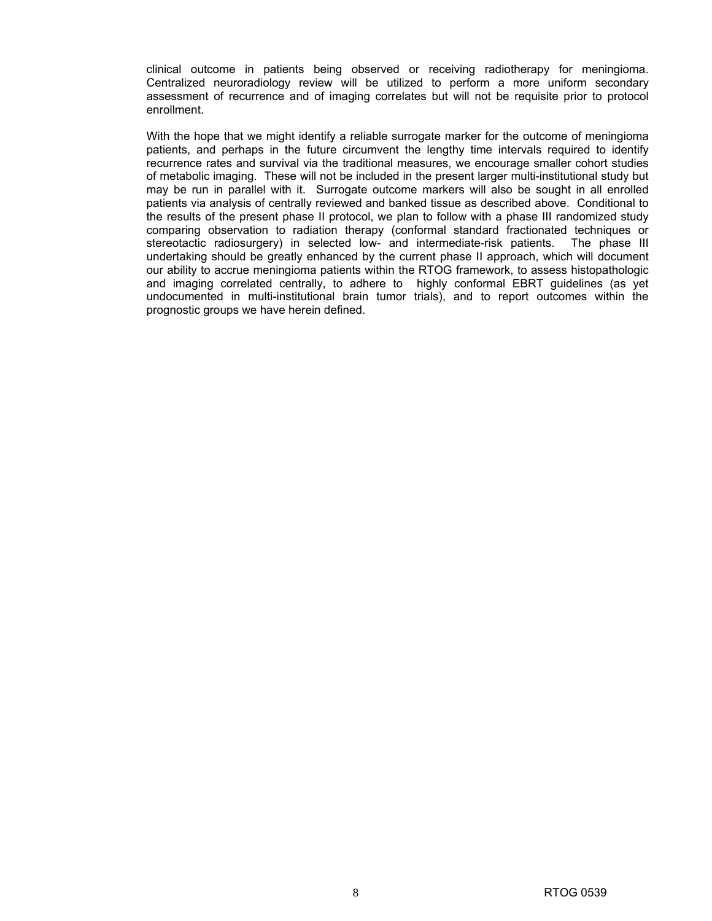clinical outcome in patients being observed or receiving radiotherapy for meningioma. Centralized neuroradiology review will be utilized to perform a more uniform secondary assessment of recurrence and of imaging correlates but will not be requisite prior to protocol enrollment.

With the hope that we might identify a reliable surrogate marker for the outcome of meningioma patients, and perhaps in the future circumvent the lengthy time intervals required to identify recurrence rates and survival via the traditional measures, we encourage smaller cohort studies of metabolic imaging. These will not be included in the present larger multi-institutional study but may be run in parallel with it. Surrogate outcome markers will also be sought in all enrolled patients via analysis of centrally reviewed and banked tissue as described above. Conditional to the results of the present phase II protocol, we plan to follow with a phase III randomized study comparing observation to radiation therapy (conformal standard fractionated techniques or stereotactic radiosurgery) in selected low- and intermediate-risk patients. The phase III undertaking should be greatly enhanced by the current phase II approach, which will document our ability to accrue meningioma patients within the RTOG framework, to assess histopathologic and imaging correlated centrally, to adhere to highly conformal EBRT guidelines (as yet undocumented in multi-institutional brain tumor trials), and to report outcomes within the prognostic groups we have herein defined.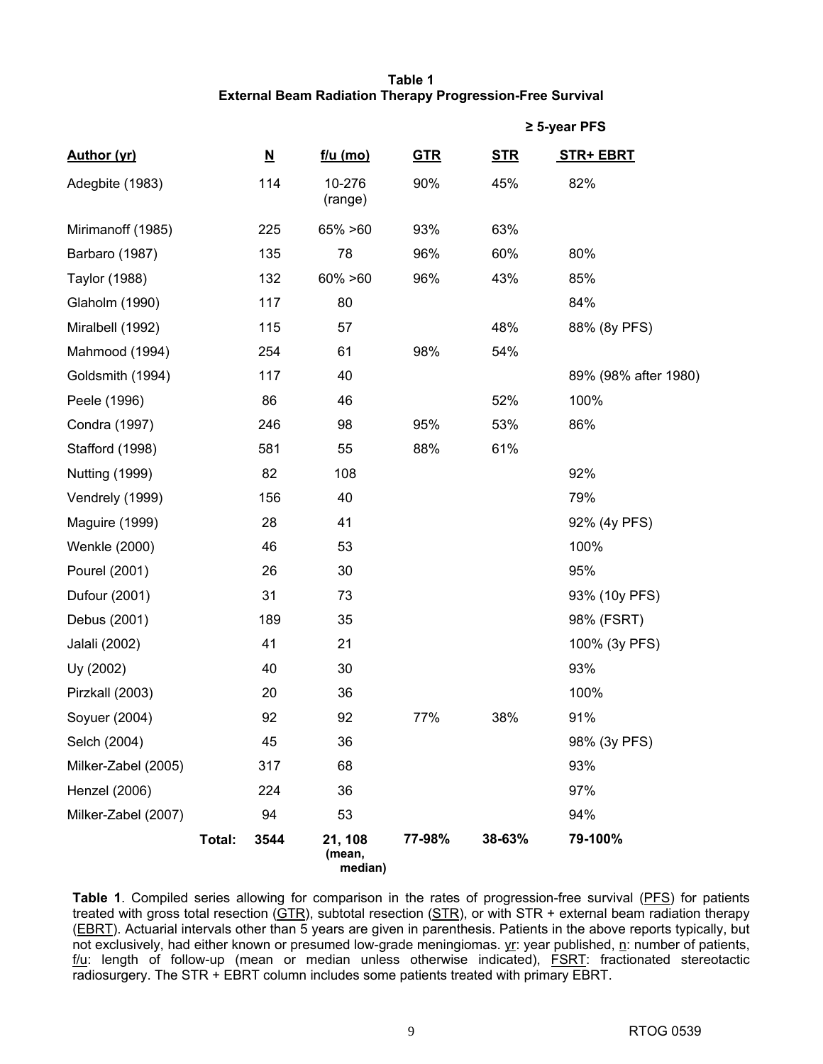**Table 1**
**External Beam Radiation Therapy Progression-Free Survival**

| Author (yr) | N | f/u (mo) | GTR | STR | STR+ EBRT |
|---|---|---|---|---|---|
| | | | ≥ 5-year PFS | | |
| Adegbite (1983) | 114 | 10-276 (range) | 90% | 45% | 82% |
| Mirimanoff (1985) | 225 | 65% >60 | 93% | 63% | |
| Barbaro (1987) | 135 | 78 | 96% | 60% | 80% |
| Taylor (1988) | 132 | 60% >60 | 96% | 43% | 85% |
| Glaholm (1990) | 117 | 80 | | | 84% |
| Miralbell (1992) | 115 | 57 | | 48% | 88% (8y PFS) |
| Mahmood (1994) | 254 | 61 | 98% | 54% | |
| Goldsmith (1994) | 117 | 40 | | | 89% (98% after 1980) |
| Peele (1996) | 86 | 46 | | 52% | 100% |
| Condra (1997) | 246 | 98 | 95% | 53% | 86% |
| Stafford (1998) | 581 | 55 | 88% | 61% | |
| Nutting (1999) | 82 | 108 | | | 92% |
| Vendrely (1999) | 156 | 40 | | | 79% |
| Maguire (1999) | 28 | 41 | | | 92% (4y PFS) |
| Wenkle (2000) | 46 | 53 | | | 100% |
| Pourel (2001) | 26 | 30 | | | 95% |
| Dufour (2001) | 31 | 73 | | | 93% (10y PFS) |
| Debus (2001) | 189 | 35 | | | 98% (FSRT) |
| Jalali (2002) | 41 | 21 | | | 100% (3y PFS) |
| Uy (2002) | 40 | 30 | | | 93% |
| Pirzkall (2003) | 20 | 36 | | | 100% |
| Soyuer (2004) | 92 | 92 | 77% | 38% | 91% |
| Selch (2004) | 45 | 36 | | | 98% (3y PFS) |
| Milker-Zabel (2005) | 317 | 68 | | | 93% |
| Henzel (2006) | 224 | 36 | | | 97% |
| Milker-Zabel (2007) | 94 | 53 | | | 94% |
| **Total:** | **3544** | **21, 108 (mean, median)** | **77-98%** | **38-63%** | **79-100%** |

**Table 1**. Compiled series allowing for comparison in the rates of progression-free survival (PFS) for patients treated with gross total resection (GTR), subtotal resection (STR), or with STR + external beam radiation therapy (EBRT). Actuarial intervals other than 5 years are given in parenthesis. Patients in the above reports typically, but not exclusively, had either known or presumed low-grade meningiomas. yr: year published, n: number of patients, f/u: length of follow-up (mean or median unless otherwise indicated), FSRT: fractionated stereotactic radiosurgery. The STR + EBRT column includes some patients treated with primary EBRT.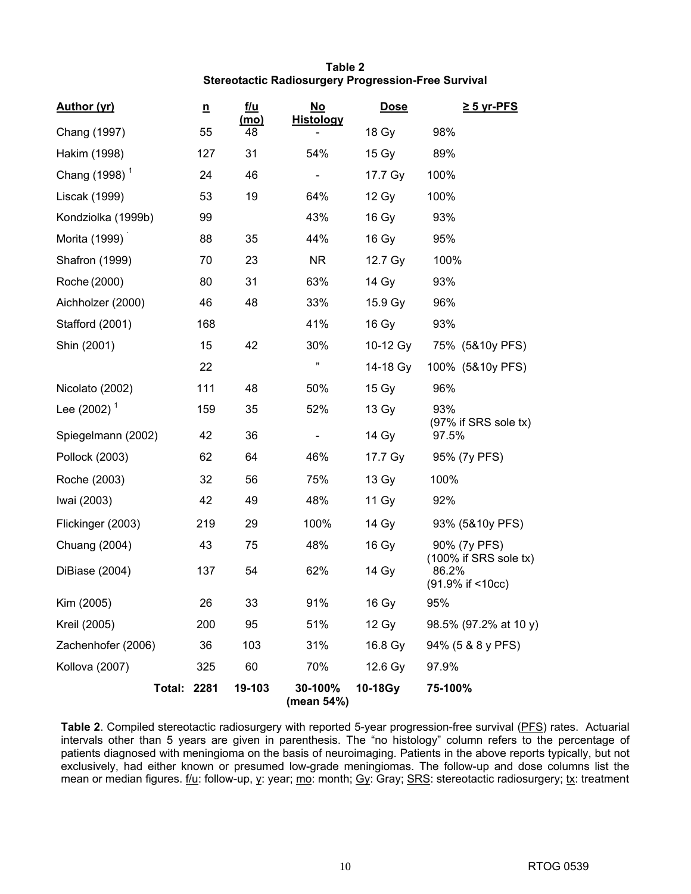**Table 2**
**Stereotactic Radiosurgery Progression-Free Survival**

| Author (yr) | n | f/u (mo) | No Histology | Dose | ≥ 5 yr-PFS |
|---|---|---|---|---|---|
| Chang (1997) | 55 | 48 | - | 18 Gy | 98% |
| Hakim (1998) | 127 | 31 | 54% | 15 Gy | 89% |
| Chang (1998) [1] | 24 | 46 | - | 17.7 Gy | 100% |
| Liscak (1999) | 53 | 19 | 64% | 12 Gy | 100% |
| Kondziolka (1999b) | 99 | | 43% | 16 Gy | 93% |
| Morita (1999) | 88 | 35 | 44% | 16 Gy | 95% |
| Shafron (1999) | 70 | 23 | NR | 12.7 Gy | 100% |
| Roche (2000) | 80 | 31 | 63% | 14 Gy | 93% |
| Aichholzer (2000) | 46 | 48 | 33% | 15.9 Gy | 96% |
| Stafford (2001) | 168 | | 41% | 16 Gy | 93% |
| Shin (2001) | 15 | 42 | 30% | 10-12 Gy | 75% (5&10y PFS) |
| | 22 | | " | 14-18 Gy | 100% (5&10y PFS) |
| Nicolato (2002) | 111 | 48 | 50% | 15 Gy | 96% |
| Lee (2002) [1] | 159 | 35 | 52% | 13 Gy | 93% (97% if SRS sole tx) |
| Spiegelmann (2002) | 42 | 36 | - | 14 Gy | 97.5% |
| Pollock (2003) | 62 | 64 | 46% | 17.7 Gy | 95% (7y PFS) |
| Roche (2003) | 32 | 56 | 75% | 13 Gy | 100% |
| Iwai (2003) | 42 | 49 | 48% | 11 Gy | 92% |
| Flickinger (2003) | 219 | 29 | 100% | 14 Gy | 93% (5&10y PFS) |
| Chuang (2004) | 43 | 75 | 48% | 16 Gy | 90% (7y PFS) (100% if SRS sole tx) |
| DiBiase (2004) | 137 | 54 | 62% | 14 Gy | 86.2% (91.9% if <10cc) |
| Kim (2005) | 26 | 33 | 91% | 16 Gy | 95% |
| Kreil (2005) | 200 | 95 | 51% | 12 Gy | 98.5% (97.2% at 10 y) |
| Zachenhofer (2006) | 36 | 103 | 31% | 16.8 Gy | 94% (5 & 8 y PFS) |
| Kollova (2007) | 325 | 60 | 70% | 12.6 Gy | 97.9% |
| **Total:** | **2281** | **19-103** | **30-100% (mean 54%)** | **10-18Gy** | **75-100%** |

**Table 2**. Compiled stereotactic radiosurgery with reported 5-year progression-free survival (PFS) rates. Actuarial intervals other than 5 years are given in parenthesis. The "no histology" column refers to the percentage of patients diagnosed with meningioma on the basis of neuroimaging. Patients in the above reports typically, but not exclusively, had either known or presumed low-grade meningiomas. The follow-up and dose columns list the mean or median figures. f/u: follow-up, y: year; mo: month; Gy: Gray; SRS: stereotactic radiosurgery; tx: treatment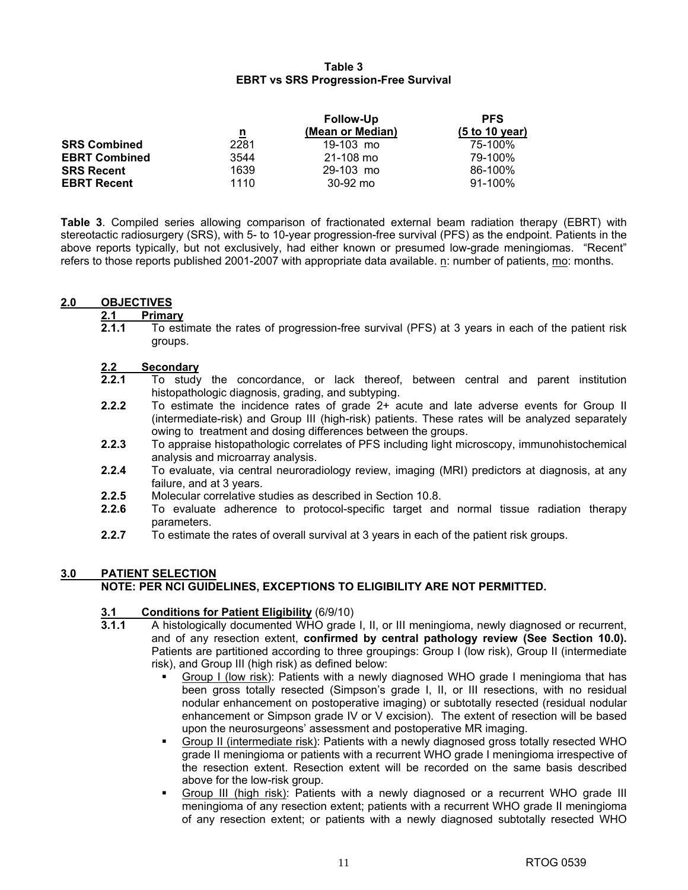**Table 3**
**EBRT vs SRS Progression-Free Survival**

| | n | Follow-Up (Mean or Median) | PFS (5 to 10 year) |
|---|---|---|---|
| **SRS Combined** | 2281 | 19-103 mo | 75-100% |
| **EBRT Combined** | 3544 | 21-108 mo | 79-100% |
| **SRS Recent** | 1639 | 29-103 mo | 86-100% |
| **EBRT Recent** | 1110 | 30-92 mo | 91-100% |

**Table 3**. Compiled series allowing comparison of fractionated external beam radiation therapy (EBRT) with stereotactic radiosurgery (SRS), with 5- to 10-year progression-free survival (PFS) as the endpoint. Patients in the above reports typically, but not exclusively, had either known or presumed low-grade meningiomas. "Recent" refers to those reports published 2001-2007 with appropriate data available. n: number of patients, mo: months.

## 2.0 OBJECTIVES

### 2.1 Primary

**2.1.1** To estimate the rates of progression-free survival (PFS) at 3 years in each of the patient risk groups.

### 2.2 Secondary

**2.2.1** To study the concordance, or lack thereof, between central and parent institution histopathologic diagnosis, grading, and subtyping.

**2.2.2** To estimate the incidence rates of grade 2+ acute and late adverse events for Group II (intermediate-risk) and Group III (high-risk) patients. These rates will be analyzed separately owing to treatment and dosing differences between the groups.

**2.2.3** To appraise histopathologic correlates of PFS including light microscopy, immunohistochemical analysis and microarray analysis.

**2.2.4** To evaluate, via central neuroradiology review, imaging (MRI) predictors at diagnosis, at any failure, and at 3 years.

**2.2.5** Molecular correlative studies as described in Section 10.8.

**2.2.6** To evaluate adherence to protocol-specific target and normal tissue radiation therapy parameters.

**2.2.7** To estimate the rates of overall survival at 3 years in each of the patient risk groups.

## 3.0 PATIENT SELECTION

**NOTE: PER NCI GUIDELINES, EXCEPTIONS TO ELIGIBILITY ARE NOT PERMITTED.**

### 3.1 Conditions for Patient Eligibility (6/9/10)

**3.1.1** A histologically documented WHO grade I, II, or III meningioma, newly diagnosed or recurrent, and of any resection extent, **confirmed by central pathology review (See Section 10.0).** Patients are partitioned according to three groupings: Group I (low risk), Group II (intermediate risk), and Group III (high risk) as defined below:

- Group I (low risk): Patients with a newly diagnosed WHO grade I meningioma that has been gross totally resected (Simpson's grade I, II, or III resections, with no residual nodular enhancement on postoperative imaging) or subtotally resected (residual nodular enhancement or Simpson grade IV or V excision). The extent of resection will be based upon the neurosurgeons' assessment and postoperative MR imaging.
- Group II (intermediate risk): Patients with a newly diagnosed gross totally resected WHO grade II meningioma or patients with a recurrent WHO grade I meningioma irrespective of the resection extent. Resection extent will be recorded on the same basis described above for the low-risk group.
- Group III (high risk): Patients with a newly diagnosed or a recurrent WHO grade III meningioma of any resection extent; patients with a recurrent WHO grade II meningioma of any resection extent; or patients with a newly diagnosed subtotally resected WHO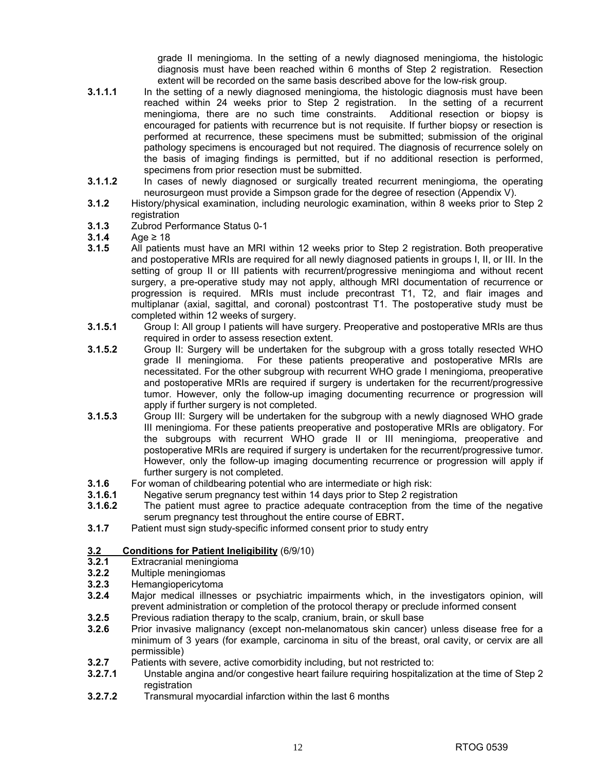grade II meningioma. In the setting of a newly diagnosed meningioma, the histologic diagnosis must have been reached within 6 months of Step 2 registration. Resection extent will be recorded on the same basis described above for the low-risk group.

**3.1.1.1** In the setting of a newly diagnosed meningioma, the histologic diagnosis must have been reached within 24 weeks prior to Step 2 registration. In the setting of a recurrent meningioma, there are no such time constraints. Additional resection or biopsy is encouraged for patients with recurrence but is not requisite. If further biopsy or resection is performed at recurrence, these specimens must be submitted; submission of the original pathology specimens is encouraged but not required. The diagnosis of recurrence solely on the basis of imaging findings is permitted, but if no additional resection is performed, specimens from prior resection must be submitted.

**3.1.1.2** In cases of newly diagnosed or surgically treated recurrent meningioma, the operating neurosurgeon must provide a Simpson grade for the degree of resection (Appendix V).

**3.1.2** History/physical examination, including neurologic examination, within 8 weeks prior to Step 2 registration

**3.1.3** Zubrod Performance Status 0-1

**3.1.4** Age ≥ 18

**3.1.5** All patients must have an MRI within 12 weeks prior to Step 2 registration. Both preoperative and postoperative MRIs are required for all newly diagnosed patients in groups I, II, or III. In the setting of group II or III patients with recurrent/progressive meningioma and without recent surgery, a pre-operative study may not apply, although MRI documentation of recurrence or progression is required. MRIs must include precontrast T1, T2, and flair images and multiplanar (axial, sagittal, and coronal) postcontrast T1. The postoperative study must be completed within 12 weeks of surgery.

**3.1.5.1** Group I: All group I patients will have surgery. Preoperative and postoperative MRIs are thus required in order to assess resection extent.

**3.1.5.2** Group II: Surgery will be undertaken for the subgroup with a gross totally resected WHO grade II meningioma. For these patients preoperative and postoperative MRIs are necessitated. For the other subgroup with recurrent WHO grade I meningioma, preoperative and postoperative MRIs are required if surgery is undertaken for the recurrent/progressive tumor. However, only the follow-up imaging documenting recurrence or progression will apply if further surgery is not completed.

**3.1.5.3** Group III: Surgery will be undertaken for the subgroup with a newly diagnosed WHO grade III meningioma. For these patients preoperative and postoperative MRIs are obligatory. For the subgroups with recurrent WHO grade II or III meningioma, preoperative and postoperative MRIs are required if surgery is undertaken for the recurrent/progressive tumor. However, only the follow-up imaging documenting recurrence or progression will apply if further surgery is not completed.

**3.1.6** For woman of childbearing potential who are intermediate or high risk:

**3.1.6.1** Negative serum pregnancy test within 14 days prior to Step 2 registration

**3.1.6.2** The patient must agree to practice adequate contraception from the time of the negative serum pregnancy test throughout the entire course of EBRT**.**

**3.1.7** Patient must sign study-specific informed consent prior to study entry

## 3.2 Conditions for Patient Ineligibility (6/9/10)

**3.2.1** Extracranial meningioma

**3.2.2** Multiple meningiomas

**3.2.3** Hemangiopericytoma

**3.2.4** Major medical illnesses or psychiatric impairments which, in the investigators opinion, will prevent administration or completion of the protocol therapy or preclude informed consent

**3.2.5** Previous radiation therapy to the scalp, cranium, brain, or skull base

**3.2.6** Prior invasive malignancy (except non-melanomatous skin cancer) unless disease free for a minimum of 3 years (for example, carcinoma in situ of the breast, oral cavity, or cervix are all permissible)

**3.2.7** Patients with severe, active comorbidity including, but not restricted to:

**3.2.7.1** Unstable angina and/or congestive heart failure requiring hospitalization at the time of Step 2 registration

**3.2.7.2** Transmural myocardial infarction within the last 6 months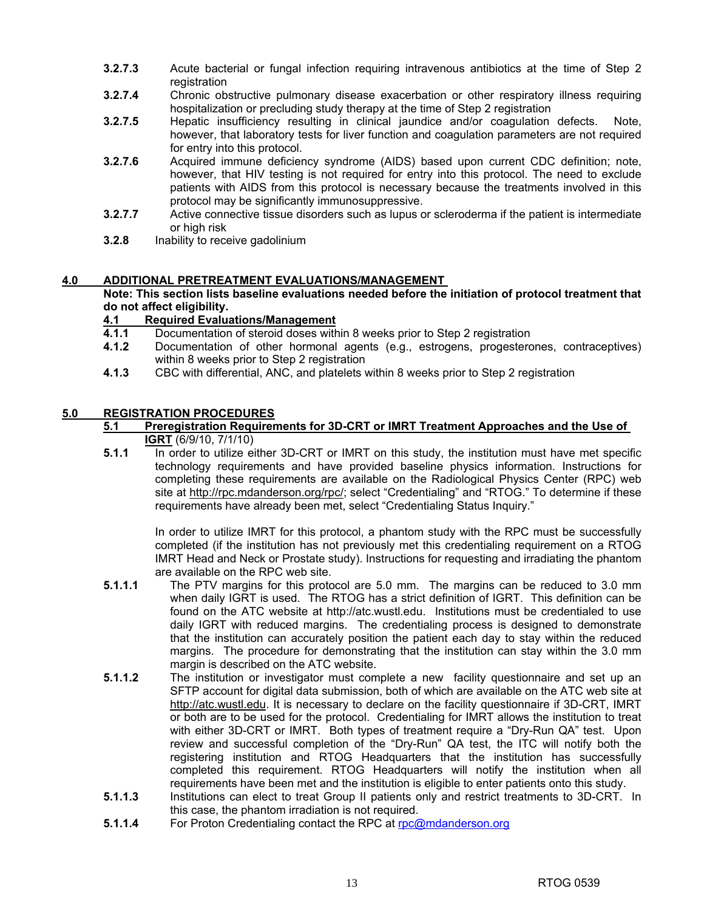**3.2.7.3** Acute bacterial or fungal infection requiring intravenous antibiotics at the time of Step 2 registration

**3.2.7.4** Chronic obstructive pulmonary disease exacerbation or other respiratory illness requiring hospitalization or precluding study therapy at the time of Step 2 registration

**3.2.7.5** Hepatic insufficiency resulting in clinical jaundice and/or coagulation defects. Note, however, that laboratory tests for liver function and coagulation parameters are not required for entry into this protocol.

**3.2.7.6** Acquired immune deficiency syndrome (AIDS) based upon current CDC definition; note, however, that HIV testing is not required for entry into this protocol. The need to exclude patients with AIDS from this protocol is necessary because the treatments involved in this protocol may be significantly immunosuppressive.

**3.2.7.7** Active connective tissue disorders such as lupus or scleroderma if the patient is intermediate or high risk

**3.2.8** Inability to receive gadolinium

## 4.0 ADDITIONAL PRETREATMENT EVALUATIONS/MANAGEMENT

**Note: This section lists baseline evaluations needed before the initiation of protocol treatment that do not affect eligibility.**

### 4.1 Required Evaluations/Management

**4.1.1** Documentation of steroid doses within 8 weeks prior to Step 2 registration

**4.1.2** Documentation of other hormonal agents (e.g., estrogens, progesterones, contraceptives) within 8 weeks prior to Step 2 registration

**4.1.3** CBC with differential, ANC, and platelets within 8 weeks prior to Step 2 registration

## 5.0 REGISTRATION PROCEDURES

### 5.1 Preregistration Requirements for 3D-CRT or IMRT Treatment Approaches and the Use of IGRT (6/9/10, 7/1/10)

**5.1.1** In order to utilize either 3D-CRT or IMRT on this study, the institution must have met specific technology requirements and have provided baseline physics information. Instructions for completing these requirements are available on the Radiological Physics Center (RPC) web site at http://rpc.mdanderson.org/rpc/; select "Credentialing" and "RTOG." To determine if these requirements have already been met, select "Credentialing Status Inquiry."

In order to utilize IMRT for this protocol, a phantom study with the RPC must be successfully completed (if the institution has not previously met this credentialing requirement on a RTOG IMRT Head and Neck or Prostate study). Instructions for requesting and irradiating the phantom are available on the RPC web site.

**5.1.1.1** The PTV margins for this protocol are 5.0 mm. The margins can be reduced to 3.0 mm when daily IGRT is used. The RTOG has a strict definition of IGRT. This definition can be found on the ATC website at http://atc.wustl.edu. Institutions must be credentialed to use daily IGRT with reduced margins. The credentialing process is designed to demonstrate that the institution can accurately position the patient each day to stay within the reduced margins. The procedure for demonstrating that the institution can stay within the 3.0 mm margin is described on the ATC website.

**5.1.1.2** The institution or investigator must complete a new facility questionnaire and set up an SFTP account for digital data submission, both of which are available on the ATC web site at http://atc.wustl.edu. It is necessary to declare on the facility questionnaire if 3D-CRT, IMRT or both are to be used for the protocol. Credentialing for IMRT allows the institution to treat with either 3D-CRT or IMRT. Both types of treatment require a "Dry-Run QA" test. Upon review and successful completion of the "Dry-Run" QA test, the ITC will notify both the registering institution and RTOG Headquarters that the institution has successfully completed this requirement. RTOG Headquarters will notify the institution when all requirements have been met and the institution is eligible to enter patients onto this study.

**5.1.1.3** Institutions can elect to treat Group II patients only and restrict treatments to 3D-CRT. In this case, the phantom irradiation is not required.

**5.1.1.4** For Proton Credentialing contact the RPC at rpc@mdanderson.org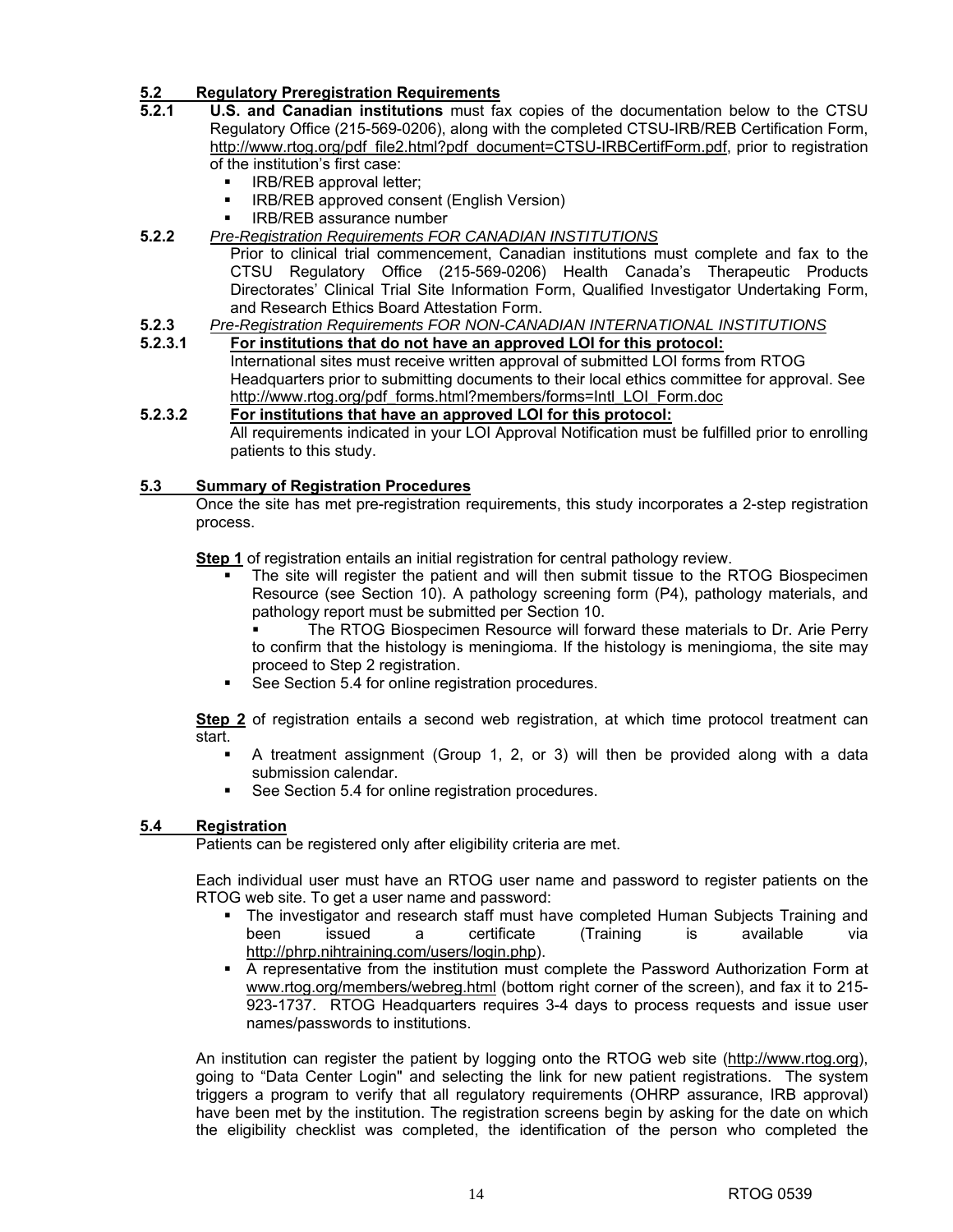## 5.2 Regulatory Preregistration Requirements

**5.2.1** **U.S. and Canadian institutions** must fax copies of the documentation below to the CTSU Regulatory Office (215-569-0206), along with the completed CTSU-IRB/REB Certification Form, http://www.rtog.org/pdf_file2.html?pdf_document=CTSU-IRBCertifForm.pdf, prior to registration of the institution's first case:

- IRB/REB approval letter;
- IRB/REB approved consent (English Version)
- IRB/REB assurance number

**5.2.2** *Pre-Registration Requirements FOR CANADIAN INSTITUTIONS*

Prior to clinical trial commencement, Canadian institutions must complete and fax to the CTSU Regulatory Office (215-569-0206) Health Canada's Therapeutic Products Directorates' Clinical Trial Site Information Form, Qualified Investigator Undertaking Form, and Research Ethics Board Attestation Form.

**5.2.3** *Pre-Registration Requirements FOR NON-CANADIAN INTERNATIONAL INSTITUTIONS*

**5.2.3.1** **For institutions that do not have an approved LOI for this protocol:**

International sites must receive written approval of submitted LOI forms from RTOG Headquarters prior to submitting documents to their local ethics committee for approval. See http://www.rtog.org/pdf_forms.html?members/forms=Intl_LOI_Form.doc

**5.2.3.2** **For institutions that have an approved LOI for this protocol:**

All requirements indicated in your LOI Approval Notification must be fulfilled prior to enrolling patients to this study.

## 5.3 Summary of Registration Procedures

Once the site has met pre-registration requirements, this study incorporates a 2-step registration process.

**Step 1** of registration entails an initial registration for central pathology review.

- The site will register the patient and will then submit tissue to the RTOG Biospecimen Resource (see Section 10). A pathology screening form (P4), pathology materials, and pathology report must be submitted per Section 10.
  - The RTOG Biospecimen Resource will forward these materials to Dr. Arie Perry to confirm that the histology is meningioma. If the histology is meningioma, the site may proceed to Step 2 registration.
- See Section 5.4 for online registration procedures.

**Step 2** of registration entails a second web registration, at which time protocol treatment can start.

- A treatment assignment (Group 1, 2, or 3) will then be provided along with a data submission calendar.
- See Section 5.4 for online registration procedures.

## 5.4 Registration

Patients can be registered only after eligibility criteria are met.

Each individual user must have an RTOG user name and password to register patients on the RTOG web site. To get a user name and password:

- The investigator and research staff must have completed Human Subjects Training and been issued a certificate (Training is available via http://phrp.nihtraining.com/users/login.php).
- A representative from the institution must complete the Password Authorization Form at www.rtog.org/members/webreg.html (bottom right corner of the screen), and fax it to 215-923-1737. RTOG Headquarters requires 3-4 days to process requests and issue user names/passwords to institutions.

An institution can register the patient by logging onto the RTOG web site (http://www.rtog.org), going to "Data Center Login" and selecting the link for new patient registrations. The system triggers a program to verify that all regulatory requirements (OHRP assurance, IRB approval) have been met by the institution. The registration screens begin by asking for the date on which the eligibility checklist was completed, the identification of the person who completed the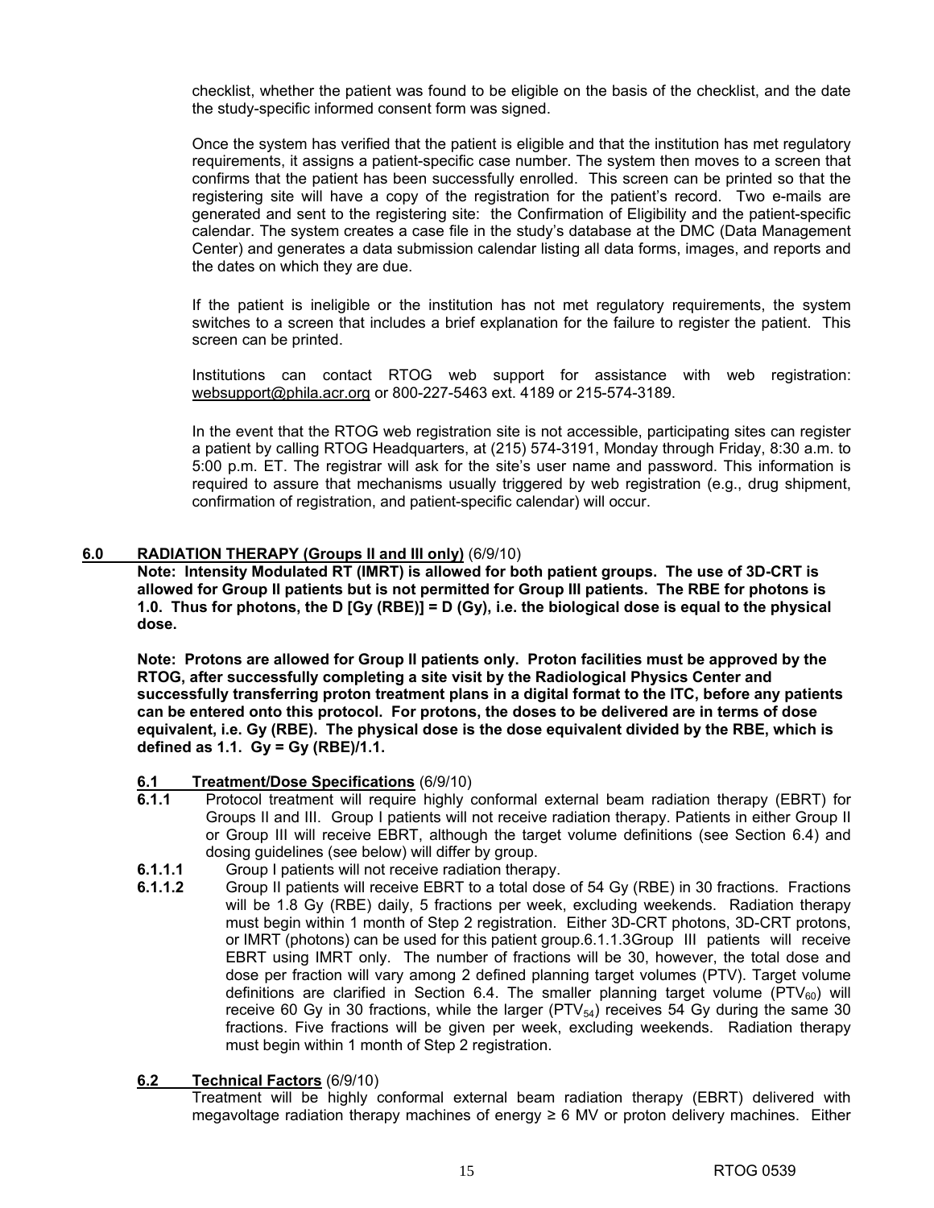checklist, whether the patient was found to be eligible on the basis of the checklist, and the date the study-specific informed consent form was signed.

Once the system has verified that the patient is eligible and that the institution has met regulatory requirements, it assigns a patient-specific case number. The system then moves to a screen that confirms that the patient has been successfully enrolled. This screen can be printed so that the registering site will have a copy of the registration for the patient's record. Two e-mails are generated and sent to the registering site: the Confirmation of Eligibility and the patient-specific calendar. The system creates a case file in the study's database at the DMC (Data Management Center) and generates a data submission calendar listing all data forms, images, and reports and the dates on which they are due.

If the patient is ineligible or the institution has not met regulatory requirements, the system switches to a screen that includes a brief explanation for the failure to register the patient. This screen can be printed.

Institutions can contact RTOG web support for assistance with web registration: websupport@phila.acr.org or 800-227-5463 ext. 4189 or 215-574-3189.

In the event that the RTOG web registration site is not accessible, participating sites can register a patient by calling RTOG Headquarters, at (215) 574-3191, Monday through Friday, 8:30 a.m. to 5:00 p.m. ET. The registrar will ask for the site's user name and password. This information is required to assure that mechanisms usually triggered by web registration (e.g., drug shipment, confirmation of registration, and patient-specific calendar) will occur.

## 6.0 RADIATION THERAPY (Groups II and III only) (6/9/10)

**Note: Intensity Modulated RT (IMRT) is allowed for both patient groups. The use of 3D-CRT is allowed for Group II patients but is not permitted for Group III patients. The RBE for photons is 1.0. Thus for photons, the D [Gy (RBE)] = D (Gy), i.e. the biological dose is equal to the physical dose.**

**Note: Protons are allowed for Group II patients only. Proton facilities must be approved by the RTOG, after successfully completing a site visit by the Radiological Physics Center and successfully transferring proton treatment plans in a digital format to the ITC, before any patients can be entered onto this protocol. For protons, the doses to be delivered are in terms of dose equivalent, i.e. Gy (RBE). The physical dose is the dose equivalent divided by the RBE, which is defined as 1.1. Gy = Gy (RBE)/1.1.**

### 6.1 Treatment/Dose Specifications (6/9/10)

**6.1.1** Protocol treatment will require highly conformal external beam radiation therapy (EBRT) for Groups II and III. Group I patients will not receive radiation therapy. Patients in either Group II or Group III will receive EBRT, although the target volume definitions (see Section 6.4) and dosing guidelines (see below) will differ by group.

**6.1.1.1** Group I patients will not receive radiation therapy.

**6.1.1.2** Group II patients will receive EBRT to a total dose of 54 Gy (RBE) in 30 fractions. Fractions will be 1.8 Gy (RBE) daily, 5 fractions per week, excluding weekends. Radiation therapy must begin within 1 month of Step 2 registration. Either 3D-CRT photons, 3D-CRT protons, or IMRT (photons) can be used for this patient group.6.1.1.3Group III patients will receive EBRT using IMRT only. The number of fractions will be 30, however, the total dose and dose per fraction will vary among 2 defined planning target volumes (PTV). Target volume definitions are clarified in Section 6.4. The smaller planning target volume ($PTV_{60}$) will receive 60 Gy in 30 fractions, while the larger ($PTV_{54}$) receives 54 Gy during the same 30 fractions. Five fractions will be given per week, excluding weekends. Radiation therapy must begin within 1 month of Step 2 registration.

### 6.2 Technical Factors (6/9/10)

Treatment will be highly conformal external beam radiation therapy (EBRT) delivered with megavoltage radiation therapy machines of energy ≥ 6 MV or proton delivery machines. Either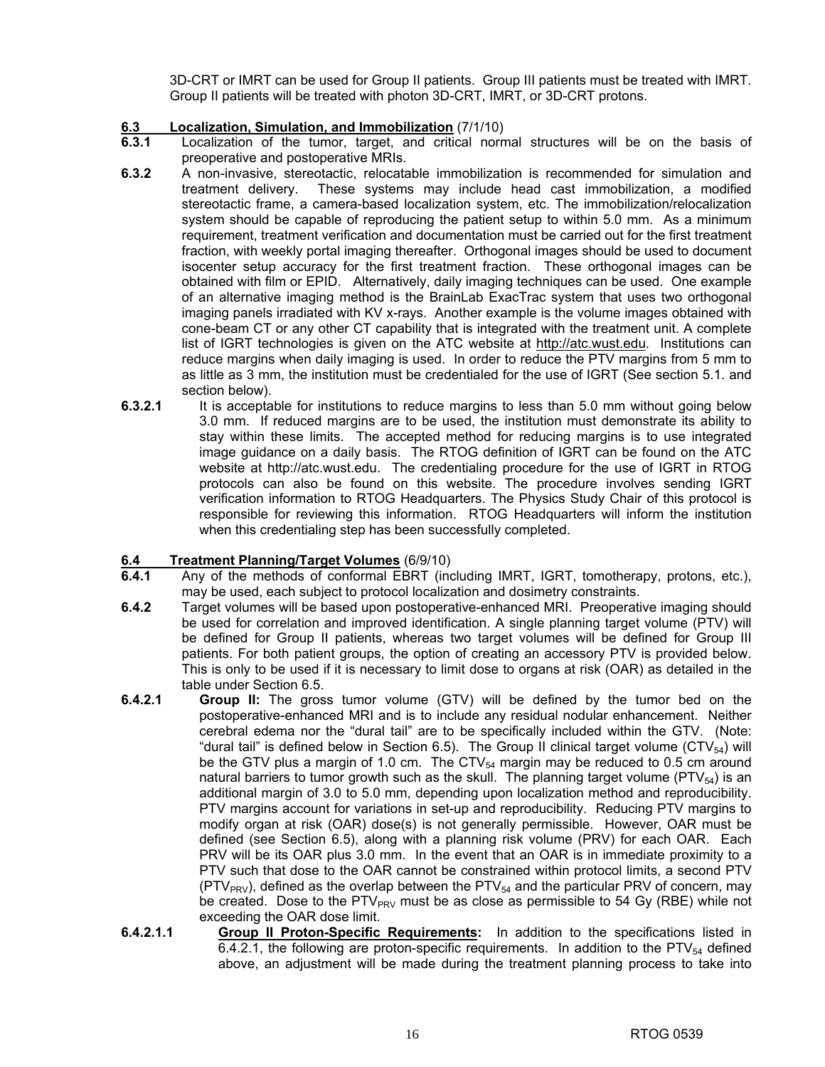3D-CRT or IMRT can be used for Group II patients. Group III patients must be treated with IMRT. Group II patients will be treated with photon 3D-CRT, IMRT, or 3D-CRT protons.

## 6.3 Localization, Simulation, and Immobilization (7/1/10)

**6.3.1** Localization of the tumor, target, and critical normal structures will be on the basis of preoperative and postoperative MRIs.

**6.3.2** A non-invasive, stereotactic, relocatable immobilization is recommended for simulation and treatment delivery. These systems may include head cast immobilization, a modified stereotactic frame, a camera-based localization system, etc. The immobilization/relocalization system should be capable of reproducing the patient setup to within 5.0 mm. As a minimum requirement, treatment verification and documentation must be carried out for the first treatment fraction, with weekly portal imaging thereafter. Orthogonal images should be used to document isocenter setup accuracy for the first treatment fraction. These orthogonal images can be obtained with film or EPID. Alternatively, daily imaging techniques can be used. One example of an alternative imaging method is the BrainLab ExacTrac system that uses two orthogonal imaging panels irradiated with KV x-rays. Another example is the volume images obtained with cone-beam CT or any other CT capability that is integrated with the treatment unit. A complete list of IGRT technologies is given on the ATC website at http://atc.wust.edu. Institutions can reduce margins when daily imaging is used. In order to reduce the PTV margins from 5 mm to as little as 3 mm, the institution must be credentialed for the use of IGRT (See section 5.1. and section below).

**6.3.2.1** It is acceptable for institutions to reduce margins to less than 5.0 mm without going below 3.0 mm. If reduced margins are to be used, the institution must demonstrate its ability to stay within these limits. The accepted method for reducing margins is to use integrated image guidance on a daily basis. The RTOG definition of IGRT can be found on the ATC website at http://atc.wust.edu. The credentialing procedure for the use of IGRT in RTOG protocols can also be found on this website. The procedure involves sending IGRT verification information to RTOG Headquarters. The Physics Study Chair of this protocol is responsible for reviewing this information. RTOG Headquarters will inform the institution when this credentialing step has been successfully completed.

## 6.4 Treatment Planning/Target Volumes (6/9/10)

**6.4.1** Any of the methods of conformal EBRT (including IMRT, IGRT, tomotherapy, protons, etc.), may be used, each subject to protocol localization and dosimetry constraints.

**6.4.2** Target volumes will be based upon postoperative-enhanced MRI. Preoperative imaging should be used for correlation and improved identification. A single planning target volume (PTV) will be defined for Group II patients, whereas two target volumes will be defined for Group III patients. For both patient groups, the option of creating an accessory PTV is provided below. This is only to be used if it is necessary to limit dose to organs at risk (OAR) as detailed in the table under Section 6.5.

**6.4.2.1** **Group II:** The gross tumor volume (GTV) will be defined by the tumor bed on the postoperative-enhanced MRI and is to include any residual nodular enhancement. Neither cerebral edema nor the "dural tail" are to be specifically included within the GTV. (Note: "dural tail" is defined below in Section 6.5). The Group II clinical target volume ($CTV_{54}$) will be the GTV plus a margin of 1.0 cm. The $CTV_{54}$ margin may be reduced to 0.5 cm around natural barriers to tumor growth such as the skull. The planning target volume ($PTV_{54}$) is an additional margin of 3.0 to 5.0 mm, depending upon localization method and reproducibility. PTV margins account for variations in set-up and reproducibility. Reducing PTV margins to modify organ at risk (OAR) dose(s) is not generally permissible. However, OAR must be defined (see Section 6.5), along with a planning risk volume (PRV) for each OAR. Each PRV will be its OAR plus 3.0 mm. In the event that an OAR is in immediate proximity to a PTV such that dose to the OAR cannot be constrained within protocol limits, a second PTV ($PTV_{PRV}$), defined as the overlap between the $PTV_{54}$ and the particular PRV of concern, may be created. Dose to the $PTV_{PRV}$ must be as close as permissible to 54 Gy (RBE) while not exceeding the OAR dose limit.

**6.4.2.1.1** **Group II Proton-Specific Requirements:** In addition to the specifications listed in 6.4.2.1, the following are proton-specific requirements. In addition to the $PTV_{54}$ defined above, an adjustment will be made during the treatment planning process to take into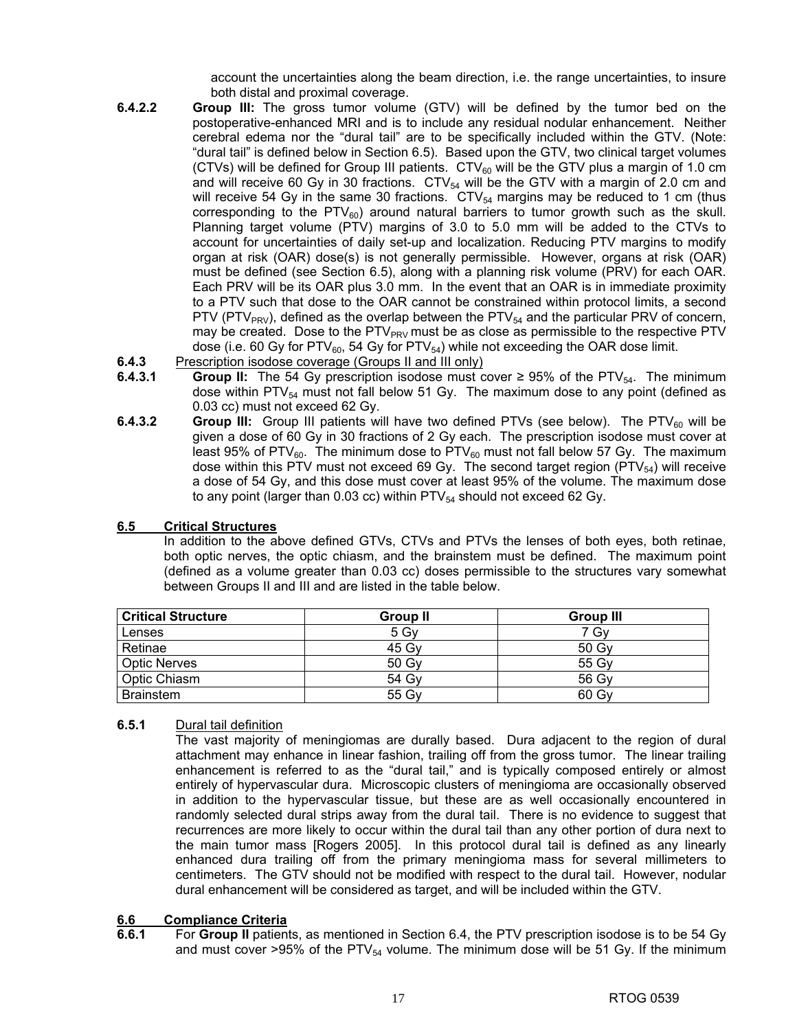account the uncertainties along the beam direction, i.e. the range uncertainties, to insure both distal and proximal coverage.

**6.4.2.2** **Group III:** The gross tumor volume (GTV) will be defined by the tumor bed on the postoperative-enhanced MRI and is to include any residual nodular enhancement. Neither cerebral edema nor the "dural tail" are to be specifically included within the GTV. (Note: "dural tail" is defined below in Section 6.5). Based upon the GTV, two clinical target volumes (CTVs) will be defined for Group III patients. $CTV_{60}$ will be the GTV plus a margin of 1.0 cm and will receive 60 Gy in 30 fractions. $CTV_{54}$ will be the GTV with a margin of 2.0 cm and will receive 54 Gy in the same 30 fractions. $CTV_{54}$ margins may be reduced to 1 cm (thus corresponding to the $PTV_{60}$) around natural barriers to tumor growth such as the skull. Planning target volume (PTV) margins of 3.0 to 5.0 mm will be added to the CTVs to account for uncertainties of daily set-up and localization. Reducing PTV margins to modify organ at risk (OAR) dose(s) is not generally permissible. However, organs at risk (OAR) must be defined (see Section 6.5), along with a planning risk volume (PRV) for each OAR. Each PRV will be its OAR plus 3.0 mm. In the event that an OAR is in immediate proximity to a PTV such that dose to the OAR cannot be constrained within protocol limits, a second PTV ($PTV_{PRV}$), defined as the overlap between the $PTV_{54}$ and the particular PRV of concern, may be created. Dose to the $PTV_{PRV}$ must be as close as permissible to the respective PTV dose (i.e. 60 Gy for $PTV_{60}$, 54 Gy for $PTV_{54}$) while not exceeding the OAR dose limit.

**6.4.3** Prescription isodose coverage (Groups II and III only)

**6.4.3.1** **Group II:** The 54 Gy prescription isodose must cover ≥ 95% of the $PTV_{54}$. The minimum dose within $PTV_{54}$ must not fall below 51 Gy. The maximum dose to any point (defined as 0.03 cc) must not exceed 62 Gy.

**6.4.3.2** **Group III:** Group III patients will have two defined PTVs (see below). The $PTV_{60}$ will be given a dose of 60 Gy in 30 fractions of 2 Gy each. The prescription isodose must cover at least 95% of $PTV_{60}$. The minimum dose to $PTV_{60}$ must not fall below 57 Gy. The maximum dose within this PTV must not exceed 69 Gy. The second target region ($PTV_{54}$) will receive a dose of 54 Gy, and this dose must cover at least 95% of the volume. The maximum dose to any point (larger than 0.03 cc) within $PTV_{54}$ should not exceed 62 Gy.

## 6.5 Critical Structures

In addition to the above defined GTVs, CTVs and PTVs the lenses of both eyes, both retinae, both optic nerves, the optic chiasm, and the brainstem must be defined. The maximum point (defined as a volume greater than 0.03 cc) doses permissible to the structures vary somewhat between Groups II and III and are listed in the table below.

| Critical Structure | Group II | Group III |
|---|---|---|
| Lenses | 5 Gy | 7 Gy |
| Retinae | 45 Gy | 50 Gy |
| Optic Nerves | 50 Gy | 55 Gy |
| Optic Chiasm | 54 Gy | 56 Gy |
| Brainstem | 55 Gy | 60 Gy |

**6.5.1** Dural tail definition

The vast majority of meningiomas are durally based. Dura adjacent to the region of dural attachment may enhance in linear fashion, trailing off from the gross tumor. The linear trailing enhancement is referred to as the "dural tail," and is typically composed entirely or almost entirely of hypervascular dura. Microscopic clusters of meningioma are occasionally observed in addition to the hypervascular tissue, but these are as well occasionally encountered in randomly selected dural strips away from the dural tail. There is no evidence to suggest that recurrences are more likely to occur within the dural tail than any other portion of dura next to the main tumor mass [Rogers 2005]. In this protocol dural tail is defined as any linearly enhanced dura trailing off from the primary meningioma mass for several millimeters to centimeters. The GTV should not be modified with respect to the dural tail. However, nodular dural enhancement will be considered as target, and will be included within the GTV.

## 6.6 Compliance Criteria

**6.6.1** For **Group II** patients, as mentioned in Section 6.4, the PTV prescription isodose is to be 54 Gy and must cover >95% of the $PTV_{54}$ volume. The minimum dose will be 51 Gy. If the minimum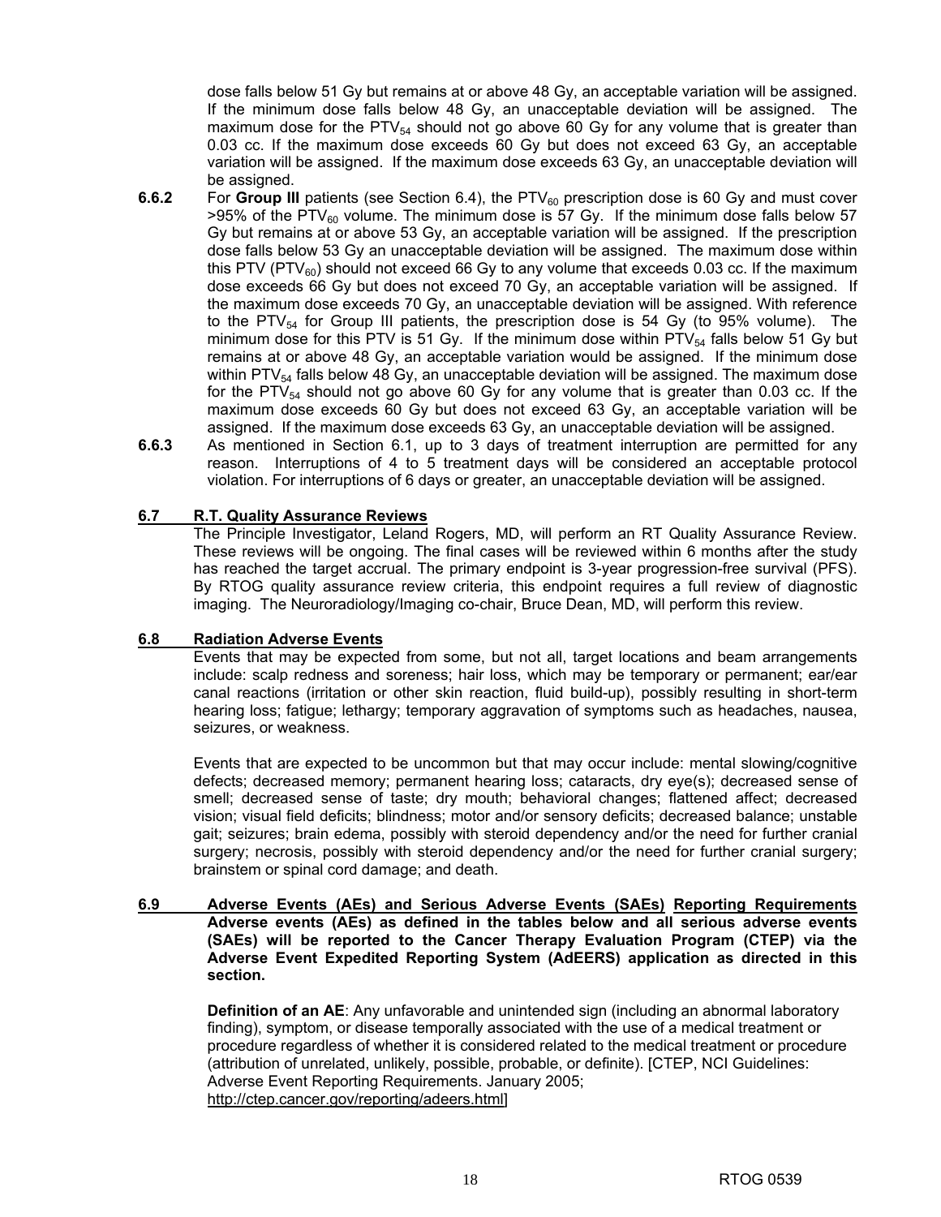dose falls below 51 Gy but remains at or above 48 Gy, an acceptable variation will be assigned. If the minimum dose falls below 48 Gy, an unacceptable deviation will be assigned. The maximum dose for the $PTV_{54}$ should not go above 60 Gy for any volume that is greater than 0.03 cc. If the maximum dose exceeds 60 Gy but does not exceed 63 Gy, an acceptable variation will be assigned. If the maximum dose exceeds 63 Gy, an unacceptable deviation will be assigned.

**6.6.2** For **Group III** patients (see Section 6.4), the $PTV_{60}$ prescription dose is 60 Gy and must cover >95% of the $PTV_{60}$ volume. The minimum dose is 57 Gy. If the minimum dose falls below 57 Gy but remains at or above 53 Gy, an acceptable variation will be assigned. If the prescription dose falls below 53 Gy an unacceptable deviation will be assigned. The maximum dose within this PTV ($PTV_{60}$) should not exceed 66 Gy to any volume that exceeds 0.03 cc. If the maximum dose exceeds 66 Gy but does not exceed 70 Gy, an acceptable variation will be assigned. If the maximum dose exceeds 70 Gy, an unacceptable deviation will be assigned. With reference to the $PTV_{54}$ for Group III patients, the prescription dose is 54 Gy (to 95% volume). The minimum dose for this PTV is 51 Gy. If the minimum dose within $PTV_{54}$ falls below 51 Gy but remains at or above 48 Gy, an acceptable variation would be assigned. If the minimum dose within $PTV_{54}$ falls below 48 Gy, an unacceptable deviation will be assigned. The maximum dose for the $PTV_{54}$ should not go above 60 Gy for any volume that is greater than 0.03 cc. If the maximum dose exceeds 60 Gy but does not exceed 63 Gy, an acceptable variation will be assigned. If the maximum dose exceeds 63 Gy, an unacceptable deviation will be assigned.

**6.6.3** As mentioned in Section 6.1, up to 3 days of treatment interruption are permitted for any reason. Interruptions of 4 to 5 treatment days will be considered an acceptable protocol violation. For interruptions of 6 days or greater, an unacceptable deviation will be assigned.

## 6.7 R.T. Quality Assurance Reviews

The Principle Investigator, Leland Rogers, MD, will perform an RT Quality Assurance Review. These reviews will be ongoing. The final cases will be reviewed within 6 months after the study has reached the target accrual. The primary endpoint is 3-year progression-free survival (PFS). By RTOG quality assurance review criteria, this endpoint requires a full review of diagnostic imaging. The Neuroradiology/Imaging co-chair, Bruce Dean, MD, will perform this review.

## 6.8 Radiation Adverse Events

Events that may be expected from some, but not all, target locations and beam arrangements include: scalp redness and soreness; hair loss, which may be temporary or permanent; ear/ear canal reactions (irritation or other skin reaction, fluid build-up), possibly resulting in short-term hearing loss; fatigue; lethargy; temporary aggravation of symptoms such as headaches, nausea, seizures, or weakness.

Events that are expected to be uncommon but that may occur include: mental slowing/cognitive defects; decreased memory; permanent hearing loss; cataracts, dry eye(s); decreased sense of smell; decreased sense of taste; dry mouth; behavioral changes; flattened affect; decreased vision; visual field deficits; blindness; motor and/or sensory deficits; decreased balance; unstable gait; seizures; brain edema, possibly with steroid dependency and/or the need for further cranial surgery; necrosis, possibly with steroid dependency and/or the need for further cranial surgery; brainstem or spinal cord damage; and death.

## 6.9 Adverse Events (AEs) and Serious Adverse Events (SAEs) Reporting Requirements

**Adverse events (AEs) as defined in the tables below and all serious adverse events (SAEs) will be reported to the Cancer Therapy Evaluation Program (CTEP) via the Adverse Event Expedited Reporting System (AdEERS) application as directed in this section.**

**Definition of an AE**: Any unfavorable and unintended sign (including an abnormal laboratory finding), symptom, or disease temporally associated with the use of a medical treatment or procedure regardless of whether it is considered related to the medical treatment or procedure (attribution of unrelated, unlikely, possible, probable, or definite). [CTEP, NCI Guidelines: Adverse Event Reporting Requirements. January 2005; http://ctep.cancer.gov/reporting/adeers.html]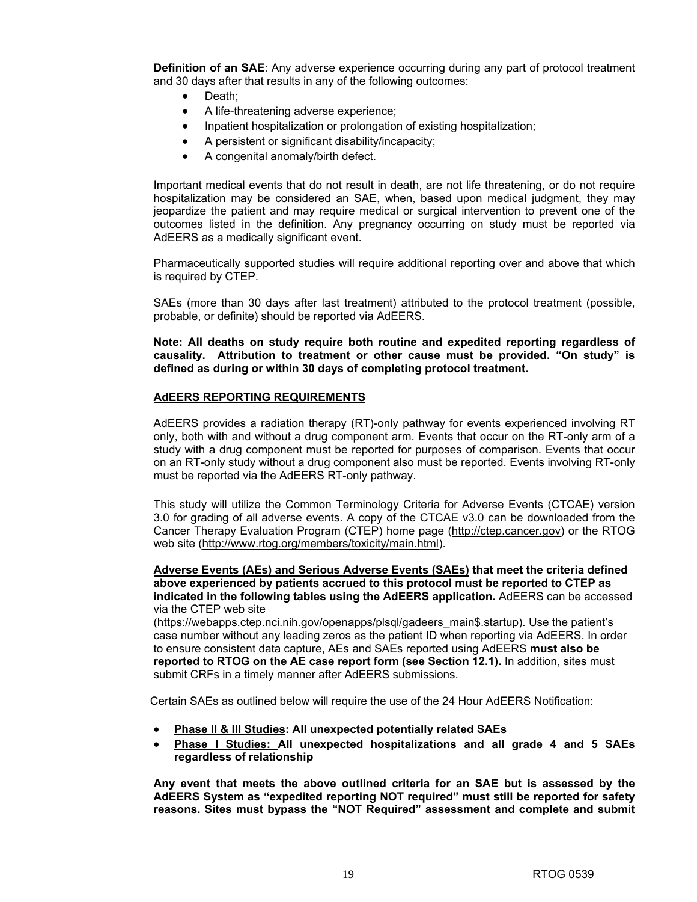**Definition of an SAE**: Any adverse experience occurring during any part of protocol treatment and 30 days after that results in any of the following outcomes:

- Death;
- A life-threatening adverse experience;
- Inpatient hospitalization or prolongation of existing hospitalization;
- A persistent or significant disability/incapacity;
- A congenital anomaly/birth defect.

Important medical events that do not result in death, are not life threatening, or do not require hospitalization may be considered an SAE, when, based upon medical judgment, they may jeopardize the patient and may require medical or surgical intervention to prevent one of the outcomes listed in the definition. Any pregnancy occurring on study must be reported via AdEERS as a medically significant event.

Pharmaceutically supported studies will require additional reporting over and above that which is required by CTEP.

SAEs (more than 30 days after last treatment) attributed to the protocol treatment (possible, probable, or definite) should be reported via AdEERS.

**Note: All deaths on study require both routine and expedited reporting regardless of causality. Attribution to treatment or other cause must be provided. "On study" is defined as during or within 30 days of completing protocol treatment.**

**AdEERS REPORTING REQUIREMENTS**

AdEERS provides a radiation therapy (RT)-only pathway for events experienced involving RT only, both with and without a drug component arm. Events that occur on the RT-only arm of a study with a drug component must be reported for purposes of comparison. Events that occur on an RT-only study without a drug component also must be reported. Events involving RT-only must be reported via the AdEERS RT-only pathway.

This study will utilize the Common Terminology Criteria for Adverse Events (CTCAE) version 3.0 for grading of all adverse events. A copy of the CTCAE v3.0 can be downloaded from the Cancer Therapy Evaluation Program (CTEP) home page (http://ctep.cancer.gov) or the RTOG web site (http://www.rtog.org/members/toxicity/main.html).

**Adverse Events (AEs) and Serious Adverse Events (SAEs) that meet the criteria defined above experienced by patients accrued to this protocol must be reported to CTEP as indicated in the following tables using the AdEERS application.** AdEERS can be accessed via the CTEP web site (https://webapps.ctep.nci.nih.gov/openapps/plsql/gadeers_main$.startup). Use the patient's case number without any leading zeros as the patient ID when reporting via AdEERS. In order to ensure consistent data capture, AEs and SAEs reported using AdEERS **must also be reported to RTOG on the AE case report form (see Section 12.1).** In addition, sites must submit CRFs in a timely manner after AdEERS submissions.

Certain SAEs as outlined below will require the use of the 24 Hour AdEERS Notification:

- **Phase II & III Studies: All unexpected potentially related SAEs**
- **Phase I Studies: All unexpected hospitalizations and all grade 4 and 5 SAEs regardless of relationship**

**Any event that meets the above outlined criteria for an SAE but is assessed by the AdEERS System as "expedited reporting NOT required" must still be reported for safety reasons. Sites must bypass the "NOT Required" assessment and complete and submit**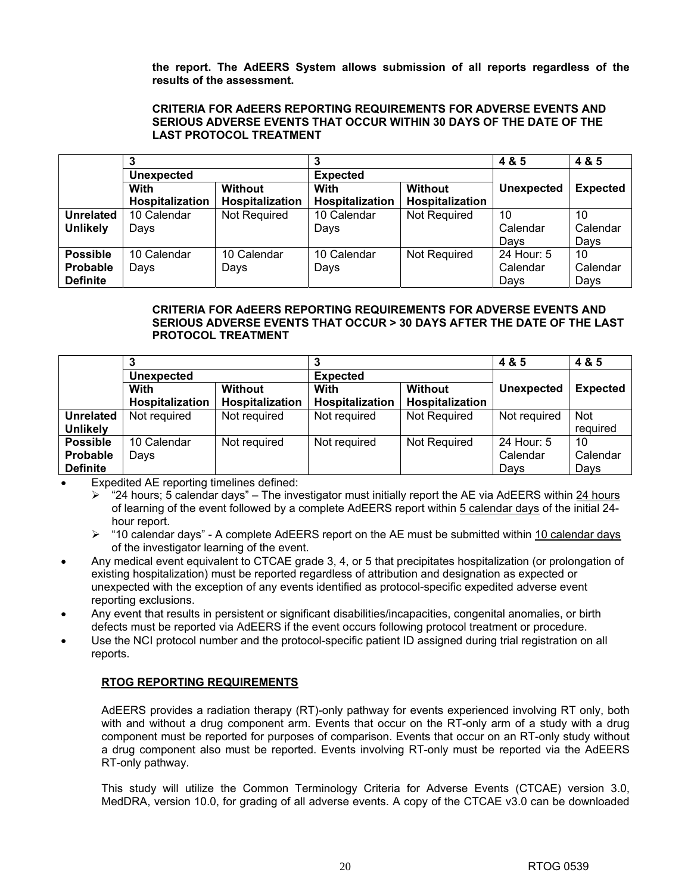**the report. The AdEERS System allows submission of all reports regardless of the results of the assessment.**

**CRITERIA FOR AdEERS REPORTING REQUIREMENTS FOR ADVERSE EVENTS AND SERIOUS ADVERSE EVENTS THAT OCCUR WITHIN 30 DAYS OF THE DATE OF THE LAST PROTOCOL TREATMENT**

| | 3 | | 3 | | 4 & 5 | 4 & 5 |
|---|---|---|---|---|---|---|
| | Unexpected | | Expected | | | |
| | With Hospitalization | Without Hospitalization | With Hospitalization | Without Hospitalization | Unexpected | Expected |
| **Unrelated Unlikely** | 10 Calendar Days | Not Required | 10 Calendar Days | Not Required | 10 Calendar Days | 10 Calendar Days |
| **Possible Probable Definite** | 10 Calendar Days | 10 Calendar Days | 10 Calendar Days | Not Required | 24 Hour: 5 Calendar Days | 10 Calendar Days |

**CRITERIA FOR AdEERS REPORTING REQUIREMENTS FOR ADVERSE EVENTS AND SERIOUS ADVERSE EVENTS THAT OCCUR > 30 DAYS AFTER THE DATE OF THE LAST PROTOCOL TREATMENT**

| | 3 | | 3 | | 4 & 5 | 4 & 5 |
|---|---|---|---|---|---|---|
| | Unexpected | | Expected | | | |
| | With Hospitalization | Without Hospitalization | With Hospitalization | Without Hospitalization | Unexpected | Expected |
| **Unrelated Unlikely** | Not required | Not required | Not required | Not Required | Not required | Not required |
| **Possible Probable Definite** | 10 Calendar Days | Not required | Not required | Not Required | 24 Hour: 5 Calendar Days | 10 Calendar Days |

- Expedited AE reporting timelines defined:
  - "24 hours; 5 calendar days" – The investigator must initially report the AE via AdEERS within 24 hours of learning of the event followed by a complete AdEERS report within 5 calendar days of the initial 24-hour report.
  - "10 calendar days" - A complete AdEERS report on the AE must be submitted within 10 calendar days of the investigator learning of the event.
- Any medical event equivalent to CTCAE grade 3, 4, or 5 that precipitates hospitalization (or prolongation of existing hospitalization) must be reported regardless of attribution and designation as expected or unexpected with the exception of any events identified as protocol-specific expedited adverse event reporting exclusions.
- Any event that results in persistent or significant disabilities/incapacities, congenital anomalies, or birth defects must be reported via AdEERS if the event occurs following protocol treatment or procedure.
- Use the NCI protocol number and the protocol-specific patient ID assigned during trial registration on all reports.

**RTOG REPORTING REQUIREMENTS**

AdEERS provides a radiation therapy (RT)-only pathway for events experienced involving RT only, both with and without a drug component arm. Events that occur on the RT-only arm of a study with a drug component must be reported for purposes of comparison. Events that occur on an RT-only study without a drug component also must be reported. Events involving RT-only must be reported via the AdEERS RT-only pathway.

This study will utilize the Common Terminology Criteria for Adverse Events (CTCAE) version 3.0, MedDRA, version 10.0, for grading of all adverse events. A copy of the CTCAE v3.0 can be downloaded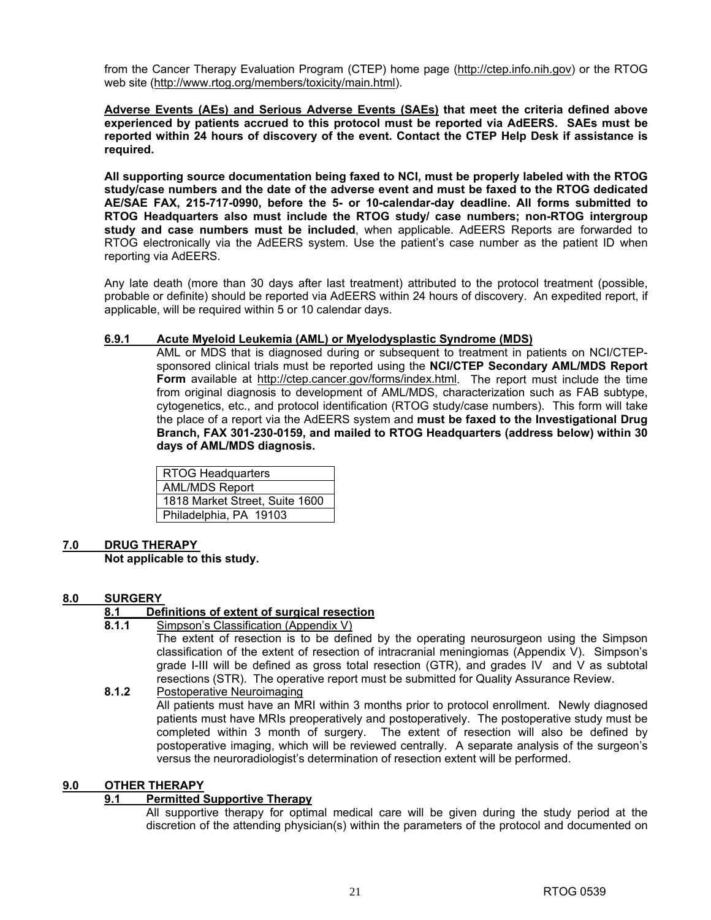from the Cancer Therapy Evaluation Program (CTEP) home page (http://ctep.info.nih.gov) or the RTOG web site (http://www.rtog.org/members/toxicity/main.html).

**Adverse Events (AEs) and Serious Adverse Events (SAEs) that meet the criteria defined above experienced by patients accrued to this protocol must be reported via AdEERS. SAEs must be reported within 24 hours of discovery of the event. Contact the CTEP Help Desk if assistance is required.**

**All supporting source documentation being faxed to NCI, must be properly labeled with the RTOG study/case numbers and the date of the adverse event and must be faxed to the RTOG dedicated AE/SAE FAX, 215-717-0990, before the 5- or 10-calendar-day deadline. All forms submitted to RTOG Headquarters also must include the RTOG study/ case numbers; non-RTOG intergroup study and case numbers must be included**, when applicable. AdEERS Reports are forwarded to RTOG electronically via the AdEERS system. Use the patient's case number as the patient ID when reporting via AdEERS.

Any late death (more than 30 days after last treatment) attributed to the protocol treatment (possible, probable or definite) should be reported via AdEERS within 24 hours of discovery. An expedited report, if applicable, will be required within 5 or 10 calendar days.

#### 6.9.1 Acute Myeloid Leukemia (AML) or Myelodysplastic Syndrome (MDS)

AML or MDS that is diagnosed during or subsequent to treatment in patients on NCI/CTEP-sponsored clinical trials must be reported using the **NCI/CTEP Secondary AML/MDS Report Form** available at http://ctep.cancer.gov/forms/index.html. The report must include the time from original diagnosis to development of AML/MDS, characterization such as FAB subtype, cytogenetics, etc., and protocol identification (RTOG study/case numbers). This form will take the place of a report via the AdEERS system and **must be faxed to the Investigational Drug Branch, FAX 301-230-0159, and mailed to RTOG Headquarters (address below) within 30 days of AML/MDS diagnosis.**

| RTOG Headquarters |
|---|
| AML/MDS Report |
| 1818 Market Street, Suite 1600 |
| Philadelphia, PA 19103 |

## 7.0 DRUG THERAPY

**Not applicable to this study.**

## 8.0 SURGERY

### 8.1 Definitions of extent of surgical resection

#### 8.1.1 Simpson's Classification (Appendix V)

The extent of resection is to be defined by the operating neurosurgeon using the Simpson classification of the extent of resection of intracranial meningiomas (Appendix V). Simpson's grade I-III will be defined as gross total resection (GTR), and grades IV and V as subtotal resections (STR). The operative report must be submitted for Quality Assurance Review.

#### 8.1.2 Postoperative Neuroimaging

All patients must have an MRI within 3 months prior to protocol enrollment. Newly diagnosed patients must have MRIs preoperatively and postoperatively. The postoperative study must be completed within 3 month of surgery. The extent of resection will also be defined by postoperative imaging, which will be reviewed centrally. A separate analysis of the surgeon's versus the neuroradiologist's determination of resection extent will be performed.

## 9.0 OTHER THERAPY

### 9.1 Permitted Supportive Therapy

All supportive therapy for optimal medical care will be given during the study period at the discretion of the attending physician(s) within the parameters of the protocol and documented on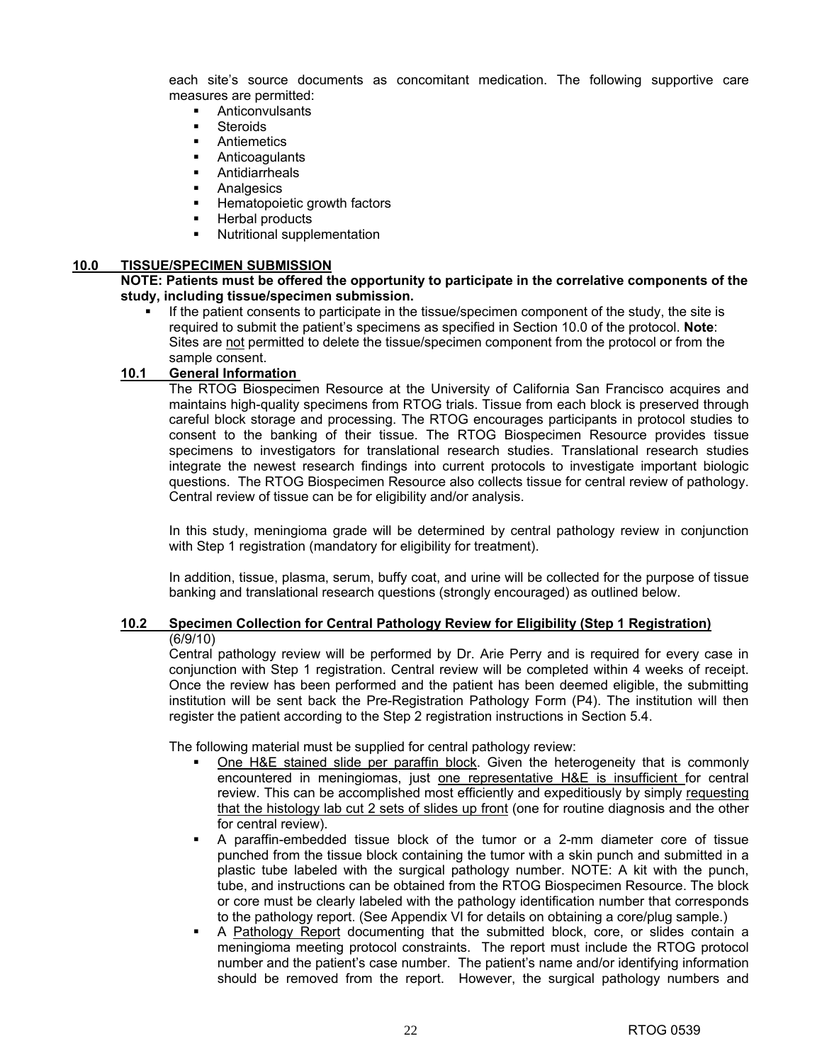each site's source documents as concomitant medication. The following supportive care measures are permitted:

- Anticonvulsants
- Steroids
- Antiemetics
- Anticoagulants
- Antidiarrheals
- Analgesics
- Hematopoietic growth factors
- Herbal products
- Nutritional supplementation

## 10.0 TISSUE/SPECIMEN SUBMISSION

**NOTE: Patients must be offered the opportunity to participate in the correlative components of the study, including tissue/specimen submission.**

- If the patient consents to participate in the tissue/specimen component of the study, the site is required to submit the patient's specimens as specified in Section 10.0 of the protocol. **Note**: Sites are not permitted to delete the tissue/specimen component from the protocol or from the sample consent.

### 10.1 General Information

The RTOG Biospecimen Resource at the University of California San Francisco acquires and maintains high-quality specimens from RTOG trials. Tissue from each block is preserved through careful block storage and processing. The RTOG encourages participants in protocol studies to consent to the banking of their tissue. The RTOG Biospecimen Resource provides tissue specimens to investigators for translational research studies. Translational research studies integrate the newest research findings into current protocols to investigate important biologic questions. The RTOG Biospecimen Resource also collects tissue for central review of pathology. Central review of tissue can be for eligibility and/or analysis.

In this study, meningioma grade will be determined by central pathology review in conjunction with Step 1 registration (mandatory for eligibility for treatment).

In addition, tissue, plasma, serum, buffy coat, and urine will be collected for the purpose of tissue banking and translational research questions (strongly encouraged) as outlined below.

### 10.2 Specimen Collection for Central Pathology Review for Eligibility (Step 1 Registration)

(6/9/10)

Central pathology review will be performed by Dr. Arie Perry and is required for every case in conjunction with Step 1 registration. Central review will be completed within 4 weeks of receipt. Once the review has been performed and the patient has been deemed eligible, the submitting institution will be sent back the Pre-Registration Pathology Form (P4). The institution will then register the patient according to the Step 2 registration instructions in Section 5.4.

The following material must be supplied for central pathology review:

- One H&E stained slide per paraffin block. Given the heterogeneity that is commonly encountered in meningiomas, just one representative H&E is insufficient for central review. This can be accomplished most efficiently and expeditiously by simply requesting that the histology lab cut 2 sets of slides up front (one for routine diagnosis and the other for central review).
- A paraffin-embedded tissue block of the tumor or a 2-mm diameter core of tissue punched from the tissue block containing the tumor with a skin punch and submitted in a plastic tube labeled with the surgical pathology number. NOTE: A kit with the punch, tube, and instructions can be obtained from the RTOG Biospecimen Resource. The block or core must be clearly labeled with the pathology identification number that corresponds to the pathology report. (See Appendix VI for details on obtaining a core/plug sample.)
- A Pathology Report documenting that the submitted block, core, or slides contain a meningioma meeting protocol constraints. The report must include the RTOG protocol number and the patient's case number. The patient's name and/or identifying information should be removed from the report. However, the surgical pathology numbers and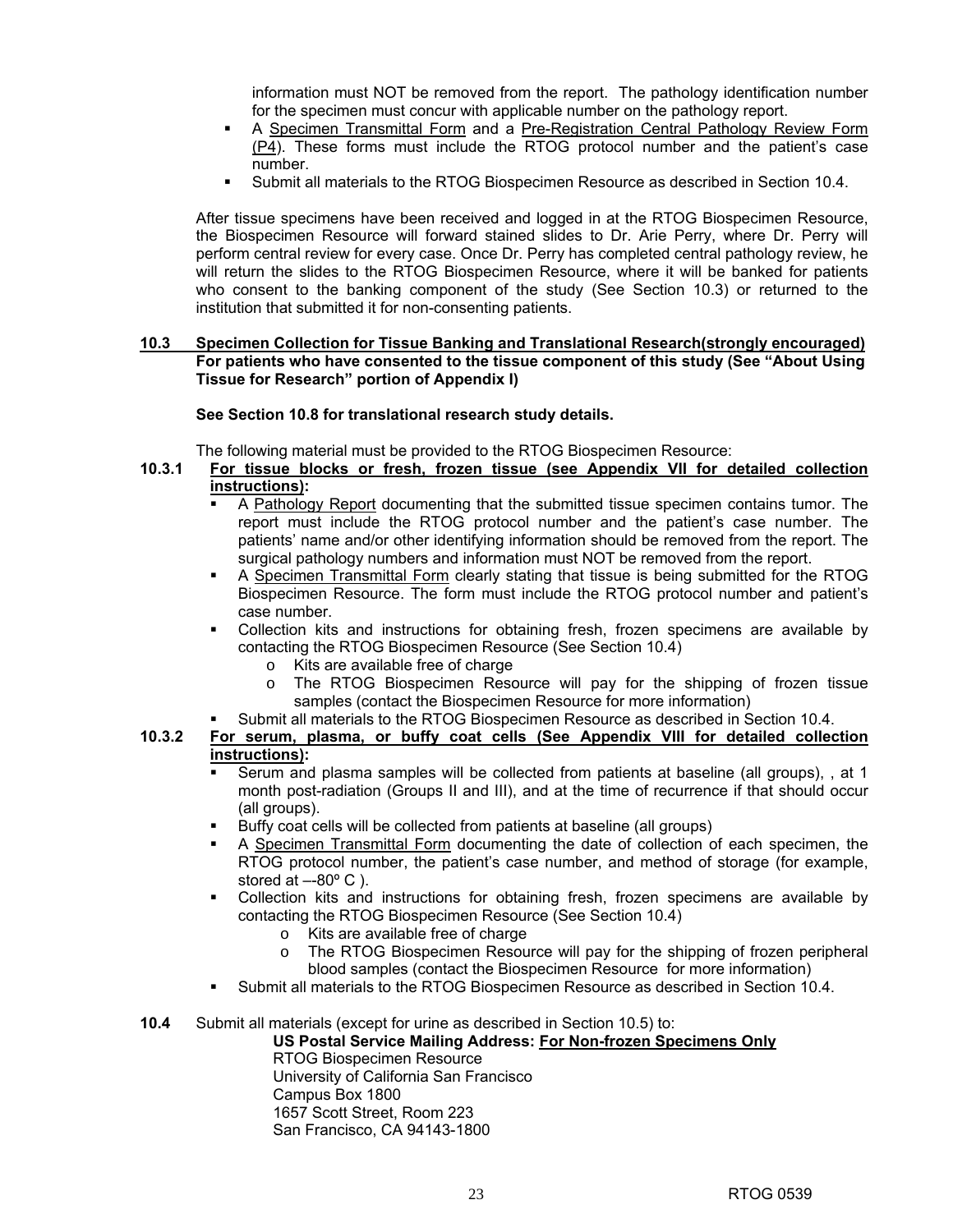information must NOT be removed from the report. The pathology identification number for the specimen must concur with applicable number on the pathology report.

- A Specimen Transmittal Form and a Pre-Registration Central Pathology Review Form (P4). These forms must include the RTOG protocol number and the patient's case number.
- Submit all materials to the RTOG Biospecimen Resource as described in Section 10.4.

After tissue specimens have been received and logged in at the RTOG Biospecimen Resource, the Biospecimen Resource will forward stained slides to Dr. Arie Perry, where Dr. Perry will perform central review for every case. Once Dr. Perry has completed central pathology review, he will return the slides to the RTOG Biospecimen Resource, where it will be banked for patients who consent to the banking component of the study (See Section 10.3) or returned to the institution that submitted it for non-consenting patients.

**10.3 Specimen Collection for Tissue Banking and Translational Research(strongly encouraged) For patients who have consented to the tissue component of this study (See "About Using Tissue for Research" portion of Appendix I)**

**See Section 10.8 for translational research study details.**

The following material must be provided to the RTOG Biospecimen Resource:

**10.3.1 For tissue blocks or fresh, frozen tissue (see Appendix VII for detailed collection instructions):**

- A Pathology Report documenting that the submitted tissue specimen contains tumor. The report must include the RTOG protocol number and the patient's case number. The patients' name and/or other identifying information should be removed from the report. The surgical pathology numbers and information must NOT be removed from the report.
- A Specimen Transmittal Form clearly stating that tissue is being submitted for the RTOG Biospecimen Resource. The form must include the RTOG protocol number and patient's case number.
- Collection kits and instructions for obtaining fresh, frozen specimens are available by contacting the RTOG Biospecimen Resource (See Section 10.4)
  - o Kits are available free of charge
  - o The RTOG Biospecimen Resource will pay for the shipping of frozen tissue samples (contact the Biospecimen Resource for more information)
- Submit all materials to the RTOG Biospecimen Resource as described in Section 10.4.

**10.3.2 For serum, plasma, or buffy coat cells (See Appendix VIII for detailed collection instructions):**

- Serum and plasma samples will be collected from patients at baseline (all groups), , at 1 month post-radiation (Groups II and III), and at the time of recurrence if that should occur (all groups).
- Buffy coat cells will be collected from patients at baseline (all groups)
- A Specimen Transmittal Form documenting the date of collection of each specimen, the RTOG protocol number, the patient's case number, and method of storage (for example, stored at –-80º C ).
- Collection kits and instructions for obtaining fresh, frozen specimens are available by contacting the RTOG Biospecimen Resource (See Section 10.4)
  - o Kits are available free of charge
  - o The RTOG Biospecimen Resource will pay for the shipping of frozen peripheral blood samples (contact the Biospecimen Resource for more information)
- Submit all materials to the RTOG Biospecimen Resource as described in Section 10.4.

**10.4** Submit all materials (except for urine as described in Section 10.5) to:

**US Postal Service Mailing Address: For Non-frozen Specimens Only**
RTOG Biospecimen Resource
University of California San Francisco
Campus Box 1800
1657 Scott Street, Room 223
San Francisco, CA 94143-1800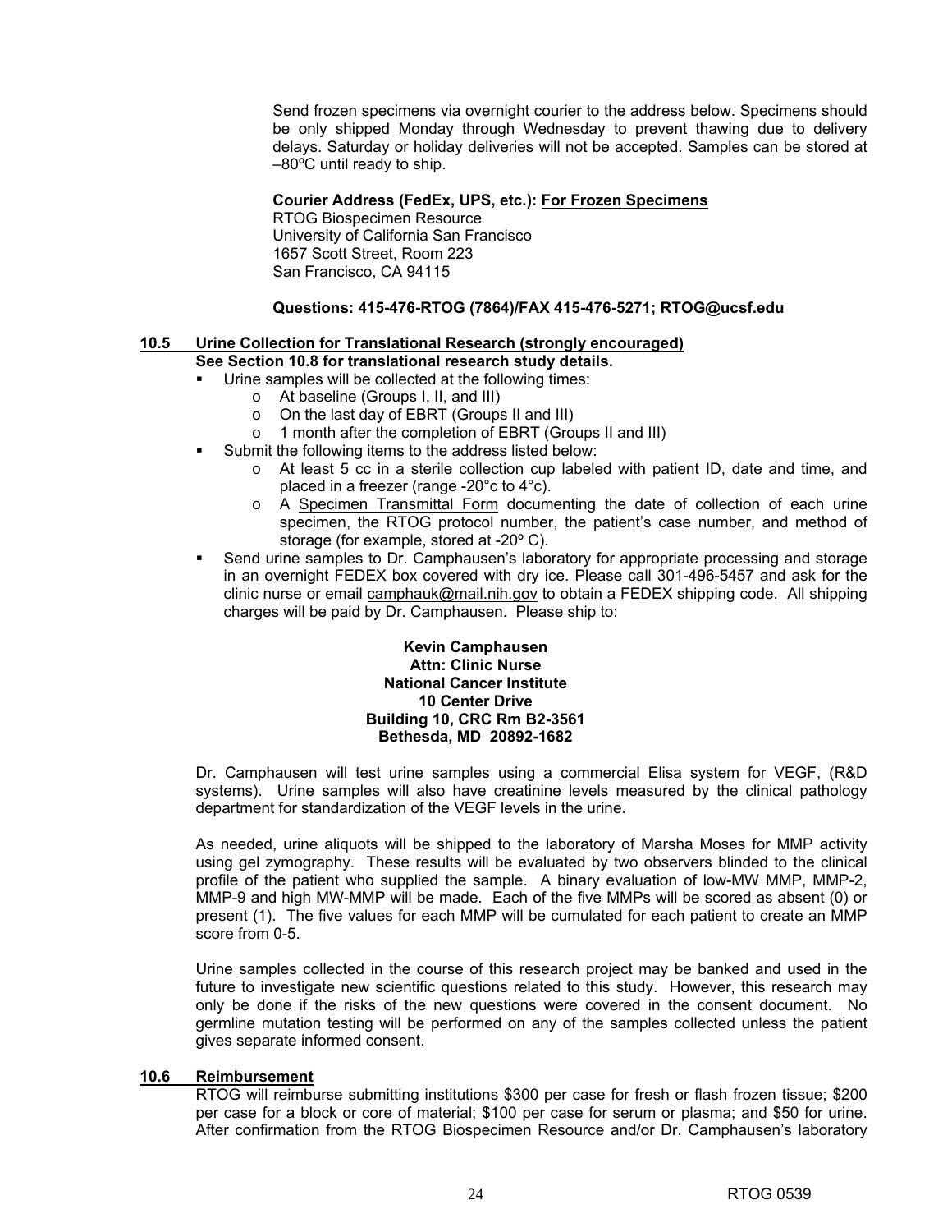Send frozen specimens via overnight courier to the address below. Specimens should be only shipped Monday through Wednesday to prevent thawing due to delivery delays. Saturday or holiday deliveries will not be accepted. Samples can be stored at –80ºC until ready to ship.

**Courier Address (FedEx, UPS, etc.): For Frozen Specimens**
RTOG Biospecimen Resource
University of California San Francisco
1657 Scott Street, Room 223
San Francisco, CA 94115

**Questions: 415-476-RTOG (7864)/FAX 415-476-5271; RTOG@ucsf.edu**

## 10.5 Urine Collection for Translational Research (strongly encouraged)

**See Section 10.8 for translational research study details.**

- Urine samples will be collected at the following times:
  - At baseline (Groups I, II, and III)
  - On the last day of EBRT (Groups II and III)
  - 1 month after the completion of EBRT (Groups II and III)
- Submit the following items to the address listed below:
  - At least 5 cc in a sterile collection cup labeled with patient ID, date and time, and placed in a freezer (range -20°c to 4°c).
  - A Specimen Transmittal Form documenting the date of collection of each urine specimen, the RTOG protocol number, the patient's case number, and method of storage (for example, stored at -20º C).
- Send urine samples to Dr. Camphausen's laboratory for appropriate processing and storage in an overnight FEDEX box covered with dry ice. Please call 301-496-5457 and ask for the clinic nurse or email camphauk@mail.nih.gov to obtain a FEDEX shipping code. All shipping charges will be paid by Dr. Camphausen. Please ship to:

**Kevin Camphausen**
**Attn: Clinic Nurse**
**National Cancer Institute**
**10 Center Drive**
**Building 10, CRC Rm B2-3561**
**Bethesda, MD 20892-1682**

Dr. Camphausen will test urine samples using a commercial Elisa system for VEGF, (R&D systems). Urine samples will also have creatinine levels measured by the clinical pathology department for standardization of the VEGF levels in the urine.

As needed, urine aliquots will be shipped to the laboratory of Marsha Moses for MMP activity using gel zymography. These results will be evaluated by two observers blinded to the clinical profile of the patient who supplied the sample. A binary evaluation of low-MW MMP, MMP-2, MMP-9 and high MW-MMP will be made. Each of the five MMPs will be scored as absent (0) or present (1). The five values for each MMP will be cumulated for each patient to create an MMP score from 0-5.

Urine samples collected in the course of this research project may be banked and used in the future to investigate new scientific questions related to this study. However, this research may only be done if the risks of the new questions were covered in the consent document. No germline mutation testing will be performed on any of the samples collected unless the patient gives separate informed consent.

## 10.6 Reimbursement

RTOG will reimburse submitting institutions \$300 per case for fresh or flash frozen tissue; \$200 per case for a block or core of material; \$100 per case for serum or plasma; and \$50 for urine. After confirmation from the RTOG Biospecimen Resource and/or Dr. Camphausen's laboratory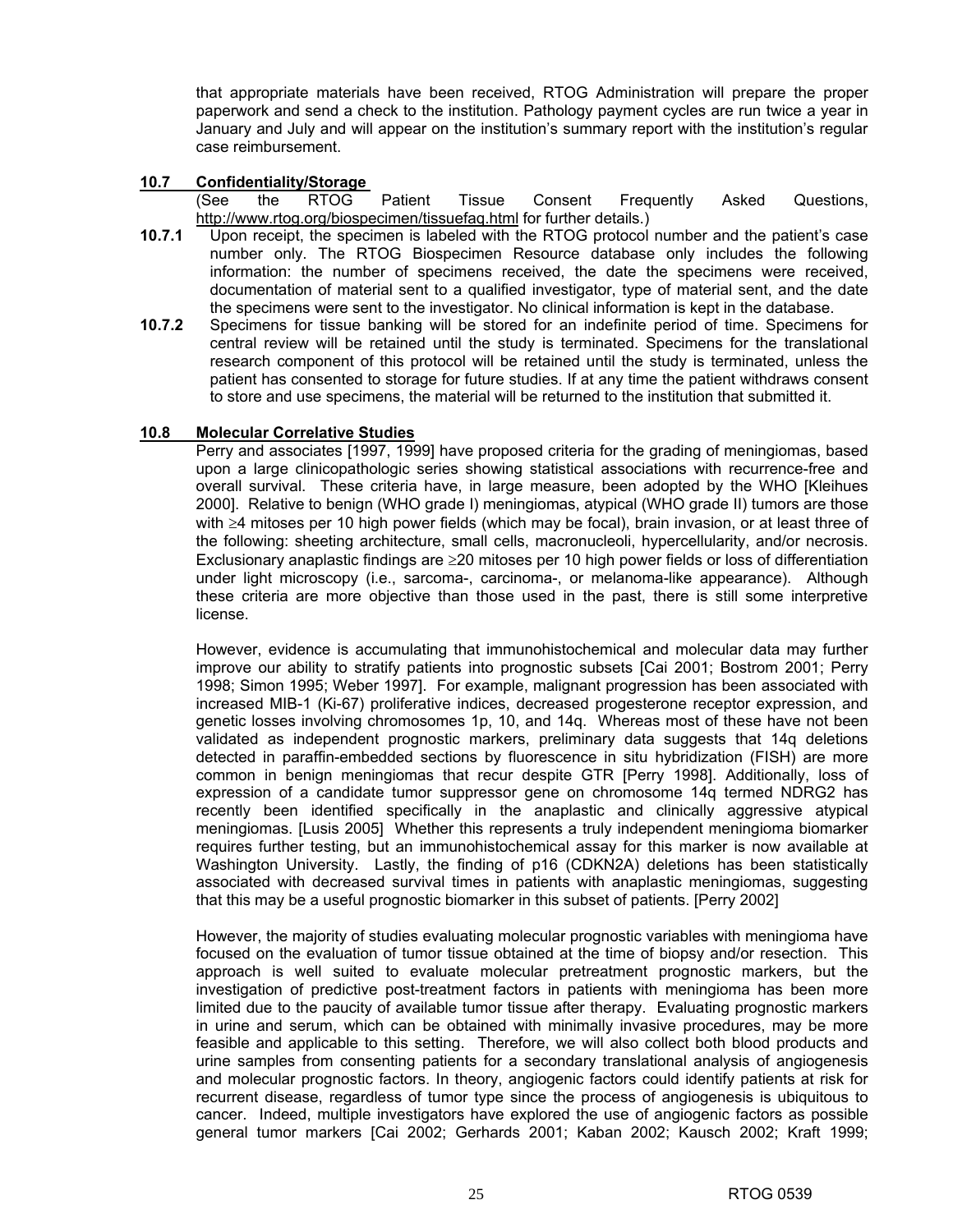that appropriate materials have been received, RTOG Administration will prepare the proper paperwork and send a check to the institution. Pathology payment cycles are run twice a year in January and July and will appear on the institution's summary report with the institution's regular case reimbursement.

## 10.7 Confidentiality/Storage

(See the RTOG Patient Tissue Consent Frequently Asked Questions, http://www.rtog.org/biospecimen/tissuefaq.html for further details.)

**10.7.1** Upon receipt, the specimen is labeled with the RTOG protocol number and the patient's case number only. The RTOG Biospecimen Resource database only includes the following information: the number of specimens received, the date the specimens were received, documentation of material sent to a qualified investigator, type of material sent, and the date the specimens were sent to the investigator. No clinical information is kept in the database.

**10.7.2** Specimens for tissue banking will be stored for an indefinite period of time. Specimens for central review will be retained until the study is terminated. Specimens for the translational research component of this protocol will be retained until the study is terminated, unless the patient has consented to storage for future studies. If at any time the patient withdraws consent to store and use specimens, the material will be returned to the institution that submitted it.

## 10.8 Molecular Correlative Studies

Perry and associates [1997, 1999] have proposed criteria for the grading of meningiomas, based upon a large clinicopathologic series showing statistical associations with recurrence-free and overall survival. These criteria have, in large measure, been adopted by the WHO [Kleihues 2000]. Relative to benign (WHO grade I) meningiomas, atypical (WHO grade II) tumors are those with ≥4 mitoses per 10 high power fields (which may be focal), brain invasion, or at least three of the following: sheeting architecture, small cells, macronucleoli, hypercellularity, and/or necrosis. Exclusionary anaplastic findings are ≥20 mitoses per 10 high power fields or loss of differentiation under light microscopy (i.e., sarcoma-, carcinoma-, or melanoma-like appearance). Although these criteria are more objective than those used in the past, there is still some interpretive license.

However, evidence is accumulating that immunohistochemical and molecular data may further improve our ability to stratify patients into prognostic subsets [Cai 2001; Bostrom 2001; Perry 1998; Simon 1995; Weber 1997]. For example, malignant progression has been associated with increased MIB-1 (Ki-67) proliferative indices, decreased progesterone receptor expression, and genetic losses involving chromosomes 1p, 10, and 14q. Whereas most of these have not been validated as independent prognostic markers, preliminary data suggests that 14q deletions detected in paraffin-embedded sections by fluorescence in situ hybridization (FISH) are more common in benign meningiomas that recur despite GTR [Perry 1998]. Additionally, loss of expression of a candidate tumor suppressor gene on chromosome 14q termed NDRG2 has recently been identified specifically in the anaplastic and clinically aggressive atypical meningiomas. [Lusis 2005] Whether this represents a truly independent meningioma biomarker requires further testing, but an immunohistochemical assay for this marker is now available at Washington University. Lastly, the finding of p16 (CDKN2A) deletions has been statistically associated with decreased survival times in patients with anaplastic meningiomas, suggesting that this may be a useful prognostic biomarker in this subset of patients. [Perry 2002]

However, the majority of studies evaluating molecular prognostic variables with meningioma have focused on the evaluation of tumor tissue obtained at the time of biopsy and/or resection. This approach is well suited to evaluate molecular pretreatment prognostic markers, but the investigation of predictive post-treatment factors in patients with meningioma has been more limited due to the paucity of available tumor tissue after therapy. Evaluating prognostic markers in urine and serum, which can be obtained with minimally invasive procedures, may be more feasible and applicable to this setting. Therefore, we will also collect both blood products and urine samples from consenting patients for a secondary translational analysis of angiogenesis and molecular prognostic factors. In theory, angiogenic factors could identify patients at risk for recurrent disease, regardless of tumor type since the process of angiogenesis is ubiquitous to cancer. Indeed, multiple investigators have explored the use of angiogenic factors as possible general tumor markers [Cai 2002; Gerhards 2001; Kaban 2002; Kausch 2002; Kraft 1999;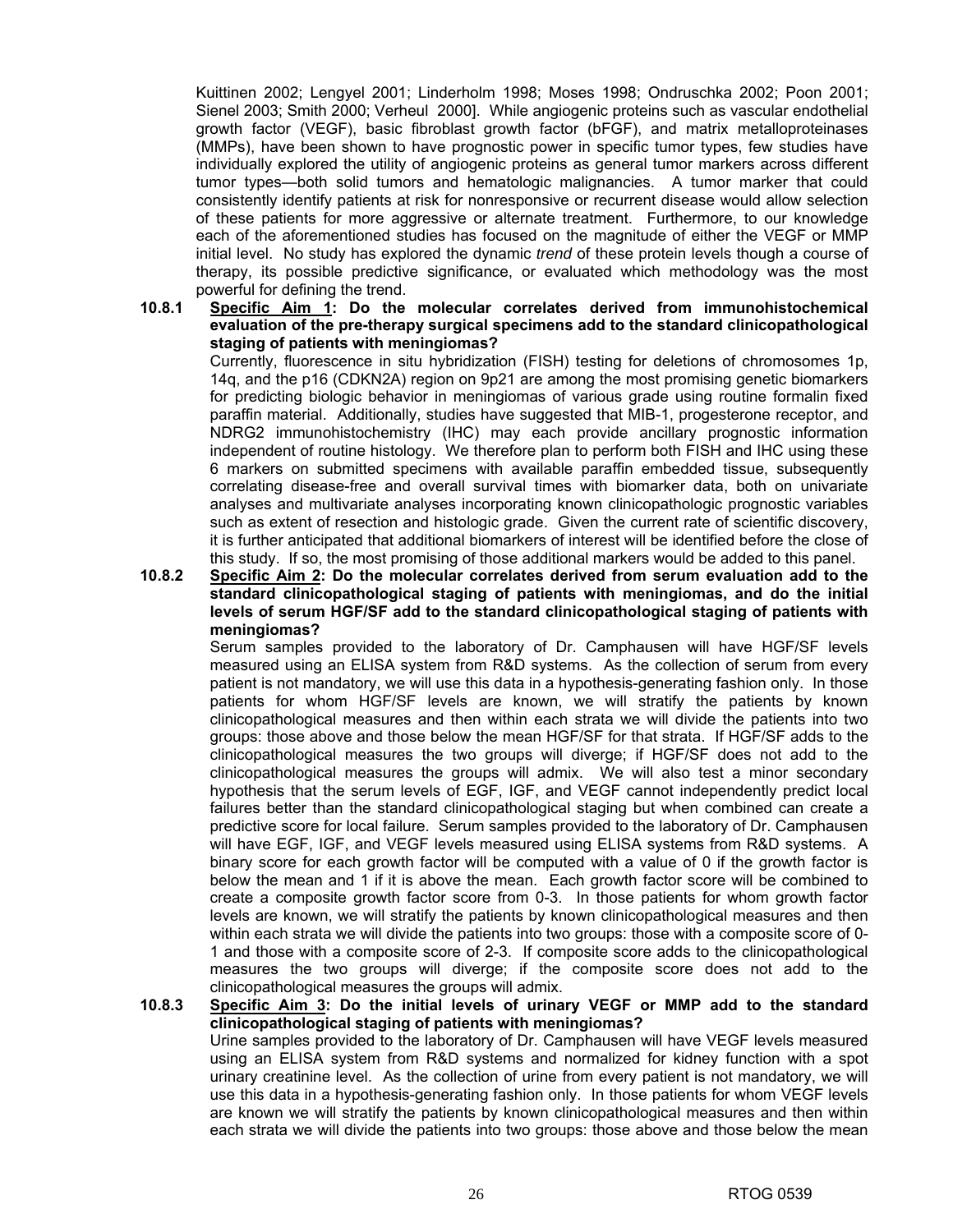Kuittinen 2002; Lengyel 2001; Linderholm 1998; Moses 1998; Ondruschka 2002; Poon 2001; Sienel 2003; Smith 2000; Verheul 2000]. While angiogenic proteins such as vascular endothelial growth factor (VEGF), basic fibroblast growth factor (bFGF), and matrix metalloproteinases (MMPs), have been shown to have prognostic power in specific tumor types, few studies have individually explored the utility of angiogenic proteins as general tumor markers across different tumor types—both solid tumors and hematologic malignancies. A tumor marker that could consistently identify patients at risk for nonresponsive or recurrent disease would allow selection of these patients for more aggressive or alternate treatment. Furthermore, to our knowledge each of the aforementioned studies has focused on the magnitude of either the VEGF or MMP initial level. No study has explored the dynamic *trend* of these protein levels though a course of therapy, its possible predictive significance, or evaluated which methodology was the most powerful for defining the trend.

**10.8.1 Specific Aim 1: Do the molecular correlates derived from immunohistochemical evaluation of the pre-therapy surgical specimens add to the standard clinicopathological staging of patients with meningiomas?**

Currently, fluorescence in situ hybridization (FISH) testing for deletions of chromosomes 1p, 14q, and the p16 (CDKN2A) region on 9p21 are among the most promising genetic biomarkers for predicting biologic behavior in meningiomas of various grade using routine formalin fixed paraffin material. Additionally, studies have suggested that MIB-1, progesterone receptor, and NDRG2 immunohistochemistry (IHC) may each provide ancillary prognostic information independent of routine histology. We therefore plan to perform both FISH and IHC using these 6 markers on submitted specimens with available paraffin embedded tissue, subsequently correlating disease-free and overall survival times with biomarker data, both on univariate analyses and multivariate analyses incorporating known clinicopathologic prognostic variables such as extent of resection and histologic grade. Given the current rate of scientific discovery, it is further anticipated that additional biomarkers of interest will be identified before the close of this study. If so, the most promising of those additional markers would be added to this panel.

**10.8.2 Specific Aim 2: Do the molecular correlates derived from serum evaluation add to the standard clinicopathological staging of patients with meningiomas, and do the initial levels of serum HGF/SF add to the standard clinicopathological staging of patients with meningiomas?**

Serum samples provided to the laboratory of Dr. Camphausen will have HGF/SF levels measured using an ELISA system from R&D systems. As the collection of serum from every patient is not mandatory, we will use this data in a hypothesis-generating fashion only. In those patients for whom HGF/SF levels are known, we will stratify the patients by known clinicopathological measures and then within each strata we will divide the patients into two groups: those above and those below the mean HGF/SF for that strata. If HGF/SF adds to the clinicopathological measures the two groups will diverge; if HGF/SF does not add to the clinicopathological measures the groups will admix. We will also test a minor secondary hypothesis that the serum levels of EGF, IGF, and VEGF cannot independently predict local failures better than the standard clinicopathological staging but when combined can create a predictive score for local failure. Serum samples provided to the laboratory of Dr. Camphausen will have EGF, IGF, and VEGF levels measured using ELISA systems from R&D systems. A binary score for each growth factor will be computed with a value of 0 if the growth factor is below the mean and 1 if it is above the mean. Each growth factor score will be combined to create a composite growth factor score from 0-3. In those patients for whom growth factor levels are known, we will stratify the patients by known clinicopathological measures and then within each strata we will divide the patients into two groups: those with a composite score of 0-1 and those with a composite score of 2-3. If composite score adds to the clinicopathological measures the two groups will diverge; if the composite score does not add to the clinicopathological measures the groups will admix.

**10.8.3 Specific Aim 3: Do the initial levels of urinary VEGF or MMP add to the standard clinicopathological staging of patients with meningiomas?**

Urine samples provided to the laboratory of Dr. Camphausen will have VEGF levels measured using an ELISA system from R&D systems and normalized for kidney function with a spot urinary creatinine level. As the collection of urine from every patient is not mandatory, we will use this data in a hypothesis-generating fashion only. In those patients for whom VEGF levels are known we will stratify the patients by known clinicopathological measures and then within each strata we will divide the patients into two groups: those above and those below the mean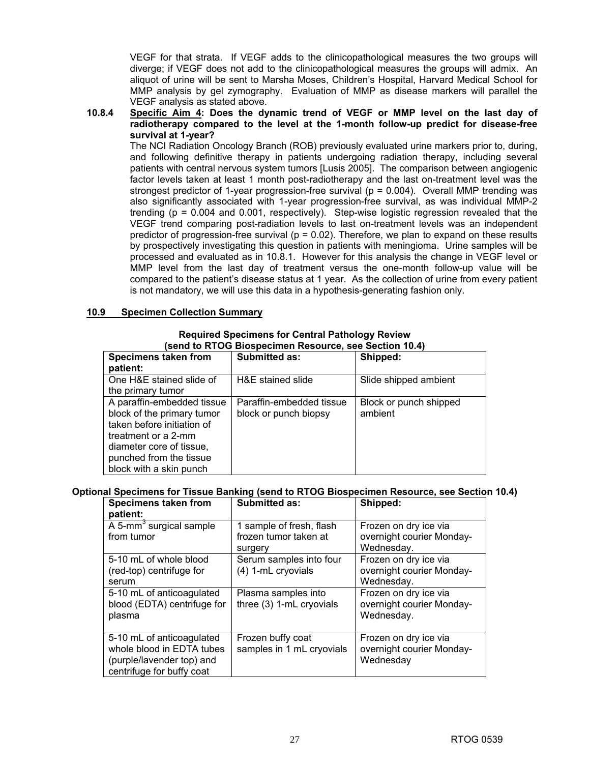VEGF for that strata. If VEGF adds to the clinicopathological measures the two groups will diverge; if VEGF does not add to the clinicopathological measures the groups will admix. An aliquot of urine will be sent to Marsha Moses, Children's Hospital, Harvard Medical School for MMP analysis by gel zymography. Evaluation of MMP as disease markers will parallel the VEGF analysis as stated above.

**10.8.4 Specific Aim 4: Does the dynamic trend of VEGF or MMP level on the last day of radiotherapy compared to the level at the 1-month follow-up predict for disease-free survival at 1-year?**

The NCI Radiation Oncology Branch (ROB) previously evaluated urine markers prior to, during, and following definitive therapy in patients undergoing radiation therapy, including several patients with central nervous system tumors [Lusis 2005]. The comparison between angiogenic factor levels taken at least 1 month post-radiotherapy and the last on-treatment level was the strongest predictor of 1-year progression-free survival ($p = 0.004$). Overall MMP trending was also significantly associated with 1-year progression-free survival, as was individual MMP-2 trending ($p = 0.004$ and $0.001$, respectively). Step-wise logistic regression revealed that the VEGF trend comparing post-radiation levels to last on-treatment levels was an independent predictor of progression-free survival ($p = 0.02$). Therefore, we plan to expand on these results by prospectively investigating this question in patients with meningioma. Urine samples will be processed and evaluated as in 10.8.1. However for this analysis the change in VEGF level or MMP level from the last day of treatment versus the one-month follow-up value will be compared to the patient's disease status at 1 year. As the collection of urine from every patient is not mandatory, we will use this data in a hypothesis-generating fashion only.

## 10.9 Specimen Collection Summary

**Required Specimens for Central Pathology Review (send to RTOG Biospecimen Resource, see Section 10.4)**

| Specimens taken from patient: | Submitted as: | Shipped: |
|---|---|---|
| One H&E stained slide of the primary tumor | H&E stained slide | Slide shipped ambient |
| A paraffin-embedded tissue block of the primary tumor taken before initiation of treatment or a 2-mm diameter core of tissue, punched from the tissue block with a skin punch | Paraffin-embedded tissue block or punch biopsy | Block or punch shipped ambient |

**Optional Specimens for Tissue Banking (send to RTOG Biospecimen Resource, see Section 10.4)**

| Specimens taken from patient: | Submitted as: | Shipped: |
|---|---|---|
| A 5-mm$^3$ surgical sample from tumor | 1 sample of fresh, flash frozen tumor taken at surgery | Frozen on dry ice via overnight courier Monday-Wednesday. |
| 5-10 mL of whole blood (red-top) centrifuge for serum | Serum samples into four (4) 1-mL cryovials | Frozen on dry ice via overnight courier Monday-Wednesday. |
| 5-10 mL of anticoagulated blood (EDTA) centrifuge for plasma | Plasma samples into three (3) 1-mL cryovials | Frozen on dry ice via overnight courier Monday-Wednesday. |
| 5-10 mL of anticoagulated whole blood in EDTA tubes (purple/lavender top) and centrifuge for buffy coat | Frozen buffy coat samples in 1 mL cryovials | Frozen on dry ice via overnight courier Monday-Wednesday |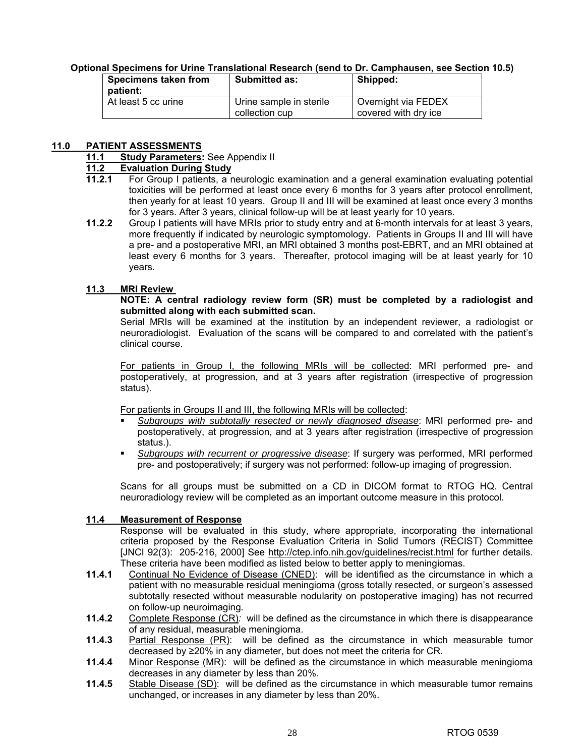**Optional Specimens for Urine Translational Research (send to Dr. Camphausen, see Section 10.5)**

| Specimens taken from patient: | Submitted as: | Shipped: |
|---|---|---|
| At least 5 cc urine | Urine sample in sterile collection cup | Overnight via FEDEX covered with dry ice |

## 11.0 PATIENT ASSESSMENTS

### 11.1 Study Parameters: See Appendix II

### 11.2 Evaluation During Study

**11.2.1** For Group I patients, a neurologic examination and a general examination evaluating potential toxicities will be performed at least once every 6 months for 3 years after protocol enrollment, then yearly for at least 10 years. Group II and III will be examined at least once every 3 months for 3 years. After 3 years, clinical follow-up will be at least yearly for 10 years.

**11.2.2** Group I patients will have MRIs prior to study entry and at 6-month intervals for at least 3 years, more frequently if indicated by neurologic symptomology. Patients in Groups II and III will have a pre- and a postoperative MRI, an MRI obtained 3 months post-EBRT, and an MRI obtained at least every 6 months for 3 years. Thereafter, protocol imaging will be at least yearly for 10 years.

### 11.3 MRI Review

**NOTE: A central radiology review form (SR) must be completed by a radiologist and submitted along with each submitted scan.**

Serial MRIs will be examined at the institution by an independent reviewer, a radiologist or neuroradiologist. Evaluation of the scans will be compared to and correlated with the patient's clinical course.

For patients in Group I, the following MRIs will be collected: MRI performed pre- and postoperatively, at progression, and at 3 years after registration (irrespective of progression status).

For patients in Groups II and III, the following MRIs will be collected:

- *Subgroups with subtotally resected or newly diagnosed disease*: MRI performed pre- and postoperatively, at progression, and at 3 years after registration (irrespective of progression status.).
- *Subgroups with recurrent or progressive disease*: If surgery was performed, MRI performed pre- and postoperatively; if surgery was not performed: follow-up imaging of progression.

Scans for all groups must be submitted on a CD in DICOM format to RTOG HQ. Central neuroradiology review will be completed as an important outcome measure in this protocol.

### 11.4 Measurement of Response

Response will be evaluated in this study, where appropriate, incorporating the international criteria proposed by the Response Evaluation Criteria in Solid Tumors (RECIST) Committee [JNCI 92(3): 205-216, 2000] See http://ctep.info.nih.gov/guidelines/recist.html for further details. These criteria have been modified as listed below to better apply to meningiomas.

**11.4.1** Continual No Evidence of Disease (CNED): will be identified as the circumstance in which a patient with no measurable residual meningioma (gross totally resected, or surgeon's assessed subtotally resected without measurable nodularity on postoperative imaging) has not recurred on follow-up neuroimaging.

**11.4.2** Complete Response (CR): will be defined as the circumstance in which there is disappearance of any residual, measurable meningioma.

**11.4.3** Partial Response (PR): will be defined as the circumstance in which measurable tumor decreased by ≥20% in any diameter, but does not meet the criteria for CR.

**11.4.4** Minor Response (MR): will be defined as the circumstance in which measurable meningioma decreases in any diameter by less than 20%.

**11.4.5** Stable Disease (SD): will be defined as the circumstance in which measurable tumor remains unchanged, or increases in any diameter by less than 20%.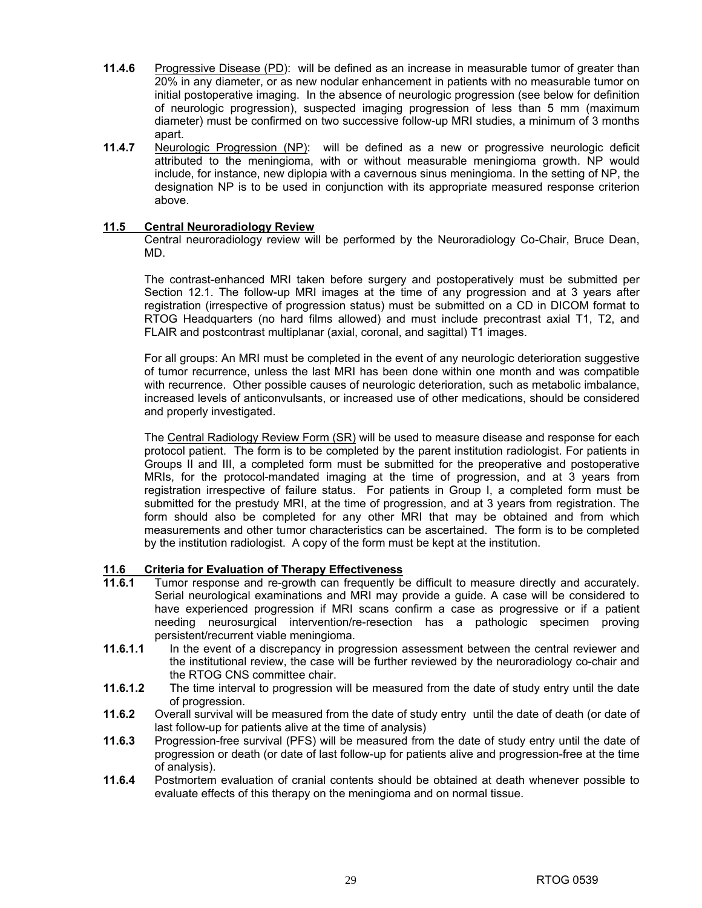**11.4.6** Progressive Disease (PD): will be defined as an increase in measurable tumor of greater than 20% in any diameter, or as new nodular enhancement in patients with no measurable tumor on initial postoperative imaging. In the absence of neurologic progression (see below for definition of neurologic progression), suspected imaging progression of less than 5 mm (maximum diameter) must be confirmed on two successive follow-up MRI studies, a minimum of 3 months apart.

**11.4.7** Neurologic Progression (NP): will be defined as a new or progressive neurologic deficit attributed to the meningioma, with or without measurable meningioma growth. NP would include, for instance, new diplopia with a cavernous sinus meningioma. In the setting of NP, the designation NP is to be used in conjunction with its appropriate measured response criterion above.

## 11.5 Central Neuroradiology Review

Central neuroradiology review will be performed by the Neuroradiology Co-Chair, Bruce Dean, MD.

The contrast-enhanced MRI taken before surgery and postoperatively must be submitted per Section 12.1. The follow-up MRI images at the time of any progression and at 3 years after registration (irrespective of progression status) must be submitted on a CD in DICOM format to RTOG Headquarters (no hard films allowed) and must include precontrast axial T1, T2, and FLAIR and postcontrast multiplanar (axial, coronal, and sagittal) T1 images.

For all groups: An MRI must be completed in the event of any neurologic deterioration suggestive of tumor recurrence, unless the last MRI has been done within one month and was compatible with recurrence. Other possible causes of neurologic deterioration, such as metabolic imbalance, increased levels of anticonvulsants, or increased use of other medications, should be considered and properly investigated.

The Central Radiology Review Form (SR) will be used to measure disease and response for each protocol patient. The form is to be completed by the parent institution radiologist. For patients in Groups II and III, a completed form must be submitted for the preoperative and postoperative MRIs, for the protocol-mandated imaging at the time of progression, and at 3 years from registration irrespective of failure status. For patients in Group I, a completed form must be submitted for the prestudy MRI, at the time of progression, and at 3 years from registration. The form should also be completed for any other MRI that may be obtained and from which measurements and other tumor characteristics can be ascertained. The form is to be completed by the institution radiologist. A copy of the form must be kept at the institution.

## 11.6 Criteria for Evaluation of Therapy Effectiveness

**11.6.1** Tumor response and re-growth can frequently be difficult to measure directly and accurately. Serial neurological examinations and MRI may provide a guide. A case will be considered to have experienced progression if MRI scans confirm a case as progressive or if a patient needing neurosurgical intervention/re-resection has a pathologic specimen proving persistent/recurrent viable meningioma.

**11.6.1.1** In the event of a discrepancy in progression assessment between the central reviewer and the institutional review, the case will be further reviewed by the neuroradiology co-chair and the RTOG CNS committee chair.

**11.6.1.2** The time interval to progression will be measured from the date of study entry until the date of progression.

**11.6.2** Overall survival will be measured from the date of study entry until the date of death (or date of last follow-up for patients alive at the time of analysis)

**11.6.3** Progression-free survival (PFS) will be measured from the date of study entry until the date of progression or death (or date of last follow-up for patients alive and progression-free at the time of analysis).

**11.6.4** Postmortem evaluation of cranial contents should be obtained at death whenever possible to evaluate effects of this therapy on the meningioma and on normal tissue.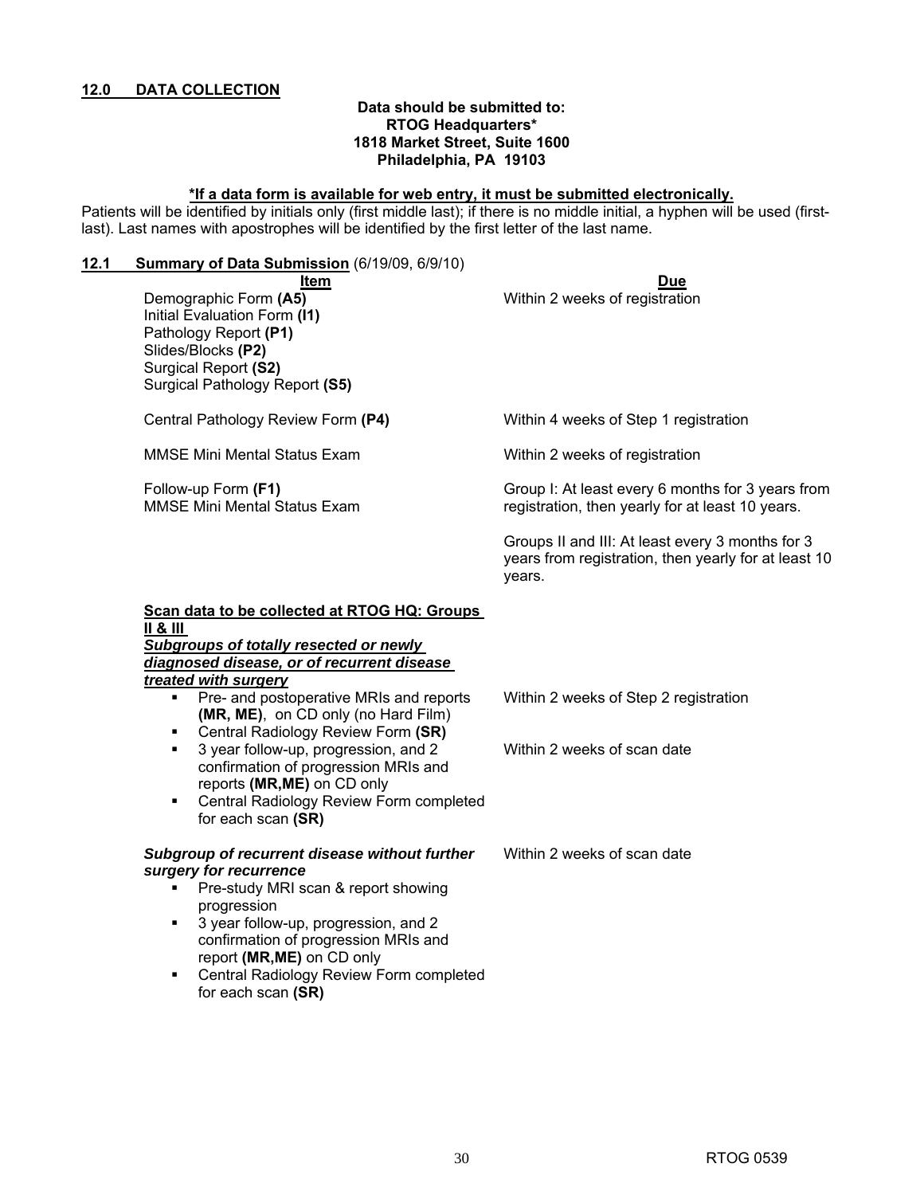## 12.0 DATA COLLECTION

**Data should be submitted to:**
**RTOG Headquarters***
**1818 Market Street, Suite 1600**
**Philadelphia, PA 19103**

**\*If a data form is available for web entry, it must be submitted electronically.**

Patients will be identified by initials only (first middle last); if there is no middle initial, a hyphen will be used (first-last). Last names with apostrophes will be identified by the first letter of the last name.

### 12.1 Summary of Data Submission (6/19/09, 6/9/10)

| Item | Due |
|---|---|
| Demographic Form **(A5)**<br>Initial Evaluation Form **(I1)**<br>Pathology Report **(P1)**<br>Slides/Blocks **(P2)**<br>Surgical Report **(S2)**<br>Surgical Pathology Report **(S5)** | Within 2 weeks of registration |
| Central Pathology Review Form **(P4)** | Within 4 weeks of Step 1 registration |
| MMSE Mini Mental Status Exam | Within 2 weeks of registration |
| Follow-up Form **(F1)**<br>MMSE Mini Mental Status Exam | Group I: At least every 6 months for 3 years from registration, then yearly for at least 10 years.<br><br>Groups II and III: At least every 3 months for 3 years from registration, then yearly for at least 10 years. |

**Scan data to be collected at RTOG HQ: Groups II & III**

***Subgroups of totally resected or newly diagnosed disease, or of recurrent disease treated with surgery***

| Item | Due |
|---|---|
| ▪ Pre- and postoperative MRIs and reports **(MR, ME)**, on CD only (no Hard Film)<br>▪ Central Radiology Review Form **(SR)** | Within 2 weeks of Step 2 registration |
| ▪ 3 year follow-up, progression, and 2 confirmation of progression MRIs and reports **(MR,ME)** on CD only<br>▪ Central Radiology Review Form completed for each scan **(SR)** | Within 2 weeks of scan date |

***Subgroup of recurrent disease without further surgery for recurrence***

| Item | Due |
|---|---|
| ▪ Pre-study MRI scan & report showing progression<br>▪ 3 year follow-up, progression, and 2 confirmation of progression MRIs and report **(MR,ME)** on CD only<br>▪ Central Radiology Review Form completed for each scan **(SR)** | Within 2 weeks of scan date |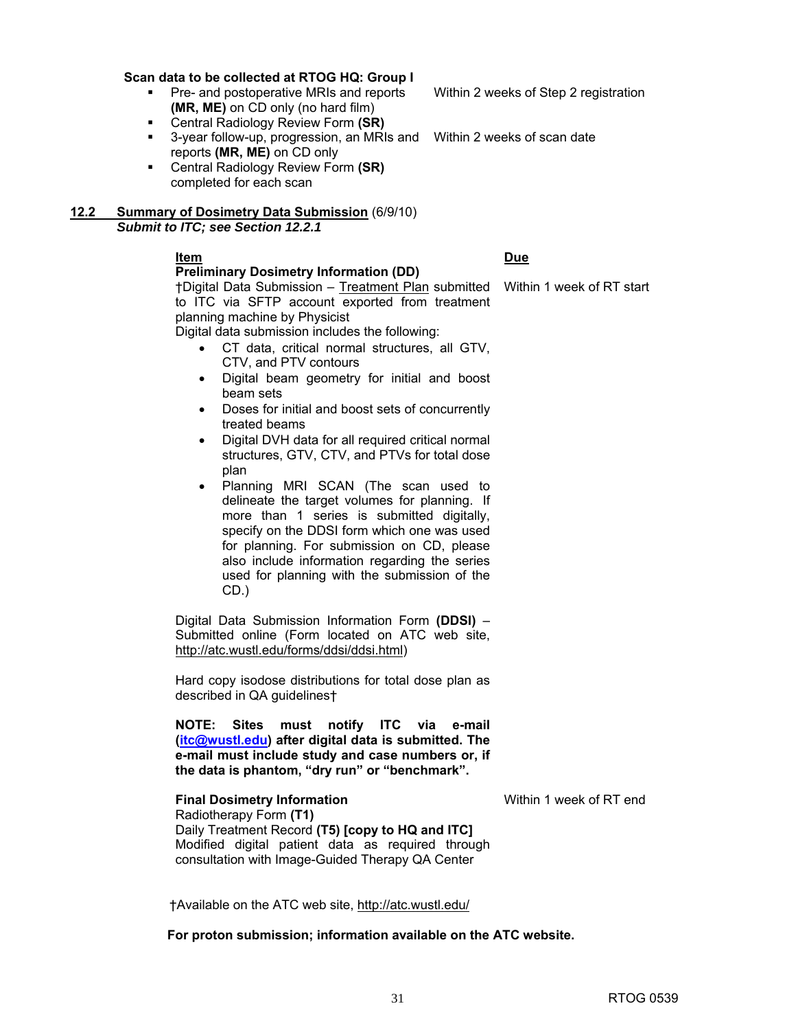**Scan data to be collected at RTOG HQ: Group I**

| | |
|---|---|
| ▪ Pre- and postoperative MRIs and reports **(MR, ME)** on CD only (no hard film) | Within 2 weeks of Step 2 registration |
| ▪ Central Radiology Review Form **(SR)** | |
| ▪ 3-year follow-up, progression, an MRIs and reports **(MR, ME)** on CD only | Within 2 weeks of scan date |
| ▪ Central Radiology Review Form **(SR)** completed for each scan | |

## 12.2 Summary of Dosimetry Data Submission (6/9/10)

***Submit to ITC; see Section 12.2.1***

| Item | Due |
|---|---|
| **Preliminary Dosimetry Information (DD)** | |
| †Digital Data Submission – Treatment Plan submitted to ITC via SFTP account exported from treatment planning machine by Physicist | Within 1 week of RT start |

Digital data submission includes the following:

- CT data, critical normal structures, all GTV, CTV, and PTV contours
- Digital beam geometry for initial and boost beam sets
- Doses for initial and boost sets of concurrently treated beams
- Digital DVH data for all required critical normal structures, GTV, CTV, and PTVs for total dose plan
- Planning MRI SCAN (The scan used to delineate the target volumes for planning. If more than 1 series is submitted digitally, specify on the DDSI form which one was used for planning. For submission on CD, please also include information regarding the series used for planning with the submission of the CD.)

Digital Data Submission Information Form **(DDSI)** – Submitted online (Form located on ATC web site, http://atc.wustl.edu/forms/ddsi/ddsi.html)

Hard copy isodose distributions for total dose plan as described in QA guidelines†

**NOTE: Sites must notify ITC via e-mail (itc@wustl.edu) after digital data is submitted. The e-mail must include study and case numbers or, if the data is phantom, "dry run" or "benchmark".**

| | |
|---|---|
| **Final Dosimetry Information**<br>Radiotherapy Form **(T1)**<br>Daily Treatment Record **(T5) [copy to HQ and ITC]**<br>Modified digital patient data as required through consultation with Image-Guided Therapy QA Center | Within 1 week of RT end |

†Available on the ATC web site, http://atc.wustl.edu/

**For proton submission; information available on the ATC website.**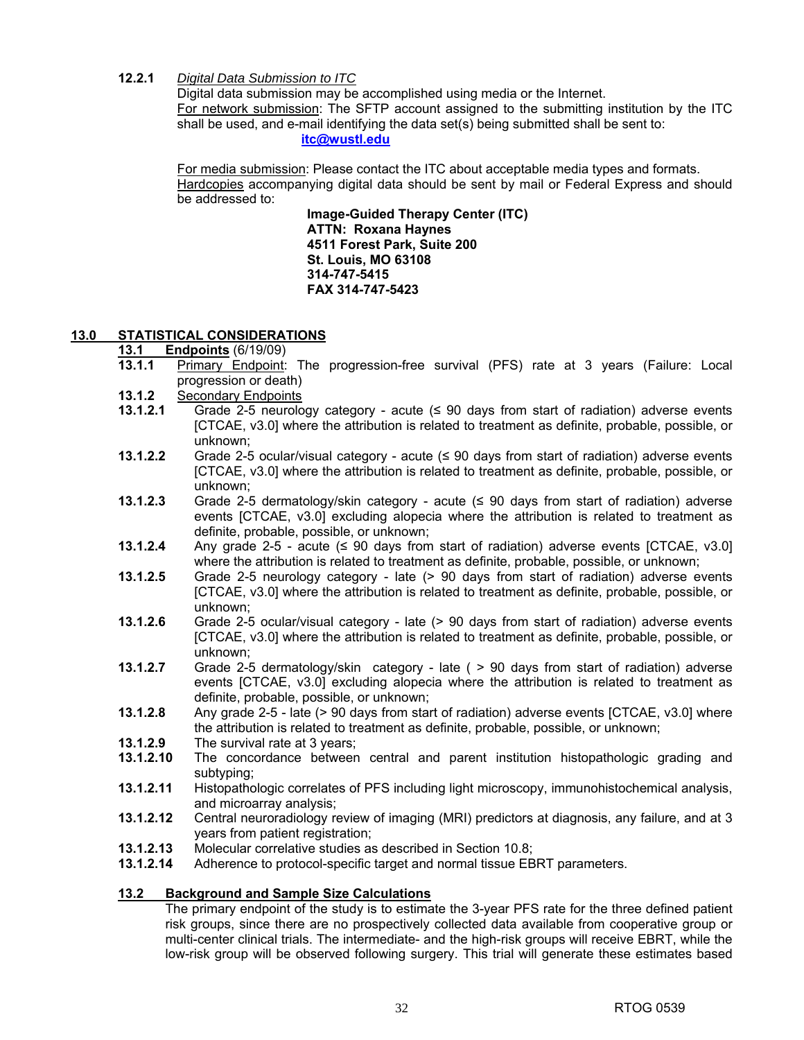**12.2.1** *Digital Data Submission to ITC*

Digital data submission may be accomplished using media or the Internet.

For network submission: The SFTP account assigned to the submitting institution by the ITC shall be used, and e-mail identifying the data set(s) being submitted shall be sent to:

**itc@wustl.edu**

For media submission: Please contact the ITC about acceptable media types and formats.

Hardcopies accompanying digital data should be sent by mail or Federal Express and should be addressed to:

**Image-Guided Therapy Center (ITC)**
**ATTN: Roxana Haynes**
**4511 Forest Park, Suite 200**
**St. Louis, MO 63108**
**314-747-5415**
**FAX 314-747-5423**

## 13.0 STATISTICAL CONSIDERATIONS

### 13.1 Endpoints (6/19/09)

**13.1.1** Primary Endpoint: The progression-free survival (PFS) rate at 3 years (Failure: Local progression or death)

**13.1.2** Secondary Endpoints

**13.1.2.1** Grade 2-5 neurology category - acute (≤ 90 days from start of radiation) adverse events [CTCAE, v3.0] where the attribution is related to treatment as definite, probable, possible, or unknown;

**13.1.2.2** Grade 2-5 ocular/visual category - acute (≤ 90 days from start of radiation) adverse events [CTCAE, v3.0] where the attribution is related to treatment as definite, probable, possible, or unknown;

**13.1.2.3** Grade 2-5 dermatology/skin category - acute (≤ 90 days from start of radiation) adverse events [CTCAE, v3.0] excluding alopecia where the attribution is related to treatment as definite, probable, possible, or unknown;

**13.1.2.4** Any grade 2-5 - acute (≤ 90 days from start of radiation) adverse events [CTCAE, v3.0] where the attribution is related to treatment as definite, probable, possible, or unknown;

**13.1.2.5** Grade 2-5 neurology category - late (> 90 days from start of radiation) adverse events [CTCAE, v3.0] where the attribution is related to treatment as definite, probable, possible, or unknown;

**13.1.2.6** Grade 2-5 ocular/visual category - late (> 90 days from start of radiation) adverse events [CTCAE, v3.0] where the attribution is related to treatment as definite, probable, possible, or unknown;

**13.1.2.7** Grade 2-5 dermatology/skin category - late ( > 90 days from start of radiation) adverse events [CTCAE, v3.0] excluding alopecia where the attribution is related to treatment as definite, probable, possible, or unknown;

**13.1.2.8** Any grade 2-5 - late (> 90 days from start of radiation) adverse events [CTCAE, v3.0] where the attribution is related to treatment as definite, probable, possible, or unknown;

**13.1.2.9** The survival rate at 3 years;

**13.1.2.10** The concordance between central and parent institution histopathologic grading and subtyping;

**13.1.2.11** Histopathologic correlates of PFS including light microscopy, immunohistochemical analysis, and microarray analysis;

**13.1.2.12** Central neuroradiology review of imaging (MRI) predictors at diagnosis, any failure, and at 3 years from patient registration;

**13.1.2.13** Molecular correlative studies as described in Section 10.8;

**13.1.2.14** Adherence to protocol-specific target and normal tissue EBRT parameters.

### 13.2 Background and Sample Size Calculations

The primary endpoint of the study is to estimate the 3-year PFS rate for the three defined patient risk groups, since there are no prospectively collected data available from cooperative group or multi-center clinical trials. The intermediate- and the high-risk groups will receive EBRT, while the low-risk group will be observed following surgery. This trial will generate these estimates based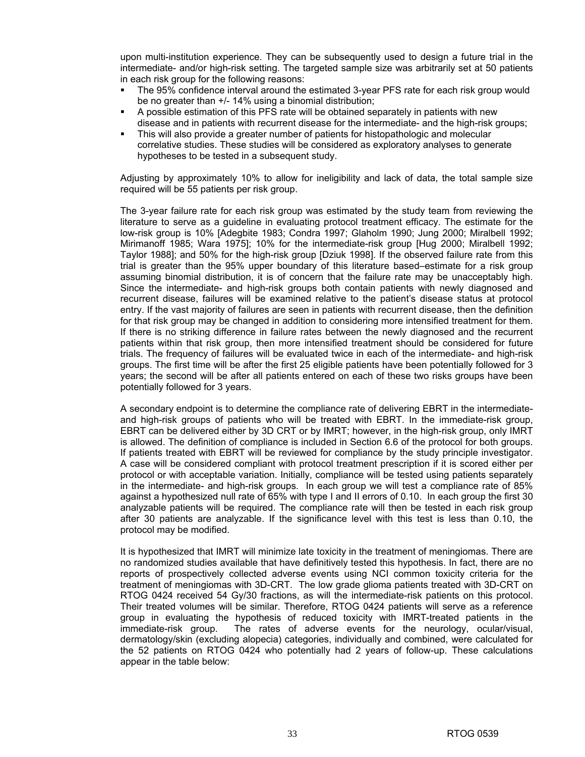upon multi-institution experience. They can be subsequently used to design a future trial in the intermediate- and/or high-risk setting. The targeted sample size was arbitrarily set at 50 patients in each risk group for the following reasons:

- The 95% confidence interval around the estimated 3-year PFS rate for each risk group would be no greater than +/- 14% using a binomial distribution;
- A possible estimation of this PFS rate will be obtained separately in patients with new disease and in patients with recurrent disease for the intermediate- and the high-risk groups;
- This will also provide a greater number of patients for histopathologic and molecular correlative studies. These studies will be considered as exploratory analyses to generate hypotheses to be tested in a subsequent study.

Adjusting by approximately 10% to allow for ineligibility and lack of data, the total sample size required will be 55 patients per risk group.

The 3-year failure rate for each risk group was estimated by the study team from reviewing the literature to serve as a guideline in evaluating protocol treatment efficacy. The estimate for the low-risk group is 10% [Adegbite 1983; Condra 1997; Glaholm 1990; Jung 2000; Miralbell 1992; Mirimanoff 1985; Wara 1975]; 10% for the intermediate-risk group [Hug 2000; Miralbell 1992; Taylor 1988]; and 50% for the high-risk group [Dziuk 1998]. If the observed failure rate from this trial is greater than the 95% upper boundary of this literature based–estimate for a risk group assuming binomial distribution, it is of concern that the failure rate may be unacceptably high. Since the intermediate- and high-risk groups both contain patients with newly diagnosed and recurrent disease, failures will be examined relative to the patient's disease status at protocol entry. If the vast majority of failures are seen in patients with recurrent disease, then the definition for that risk group may be changed in addition to considering more intensified treatment for them. If there is no striking difference in failure rates between the newly diagnosed and the recurrent patients within that risk group, then more intensified treatment should be considered for future trials. The frequency of failures will be evaluated twice in each of the intermediate- and high-risk groups. The first time will be after the first 25 eligible patients have been potentially followed for 3 years; the second will be after all patients entered on each of these two risks groups have been potentially followed for 3 years.

A secondary endpoint is to determine the compliance rate of delivering EBRT in the intermediate- and high-risk groups of patients who will be treated with EBRT. In the immediate-risk group, EBRT can be delivered either by 3D CRT or by IMRT; however, in the high-risk group, only IMRT is allowed. The definition of compliance is included in Section 6.6 of the protocol for both groups. If patients treated with EBRT will be reviewed for compliance by the study principle investigator. A case will be considered compliant with protocol treatment prescription if it is scored either per protocol or with acceptable variation. Initially, compliance will be tested using patients separately in the intermediate- and high-risk groups. In each group we will test a compliance rate of 85% against a hypothesized null rate of 65% with type I and II errors of 0.10. In each group the first 30 analyzable patients will be required. The compliance rate will then be tested in each risk group after 30 patients are analyzable. If the significance level with this test is less than 0.10, the protocol may be modified.

It is hypothesized that IMRT will minimize late toxicity in the treatment of meningiomas. There are no randomized studies available that have definitively tested this hypothesis. In fact, there are no reports of prospectively collected adverse events using NCI common toxicity criteria for the treatment of meningiomas with 3D-CRT. The low grade glioma patients treated with 3D-CRT on RTOG 0424 received 54 Gy/30 fractions, as will the intermediate-risk patients on this protocol. Their treated volumes will be similar. Therefore, RTOG 0424 patients will serve as a reference group in evaluating the hypothesis of reduced toxicity with IMRT-treated patients in the immediate-risk group. The rates of adverse events for the neurology, ocular/visual, dermatology/skin (excluding alopecia) categories, individually and combined, were calculated for the 52 patients on RTOG 0424 who potentially had 2 years of follow-up. These calculations appear in the table below: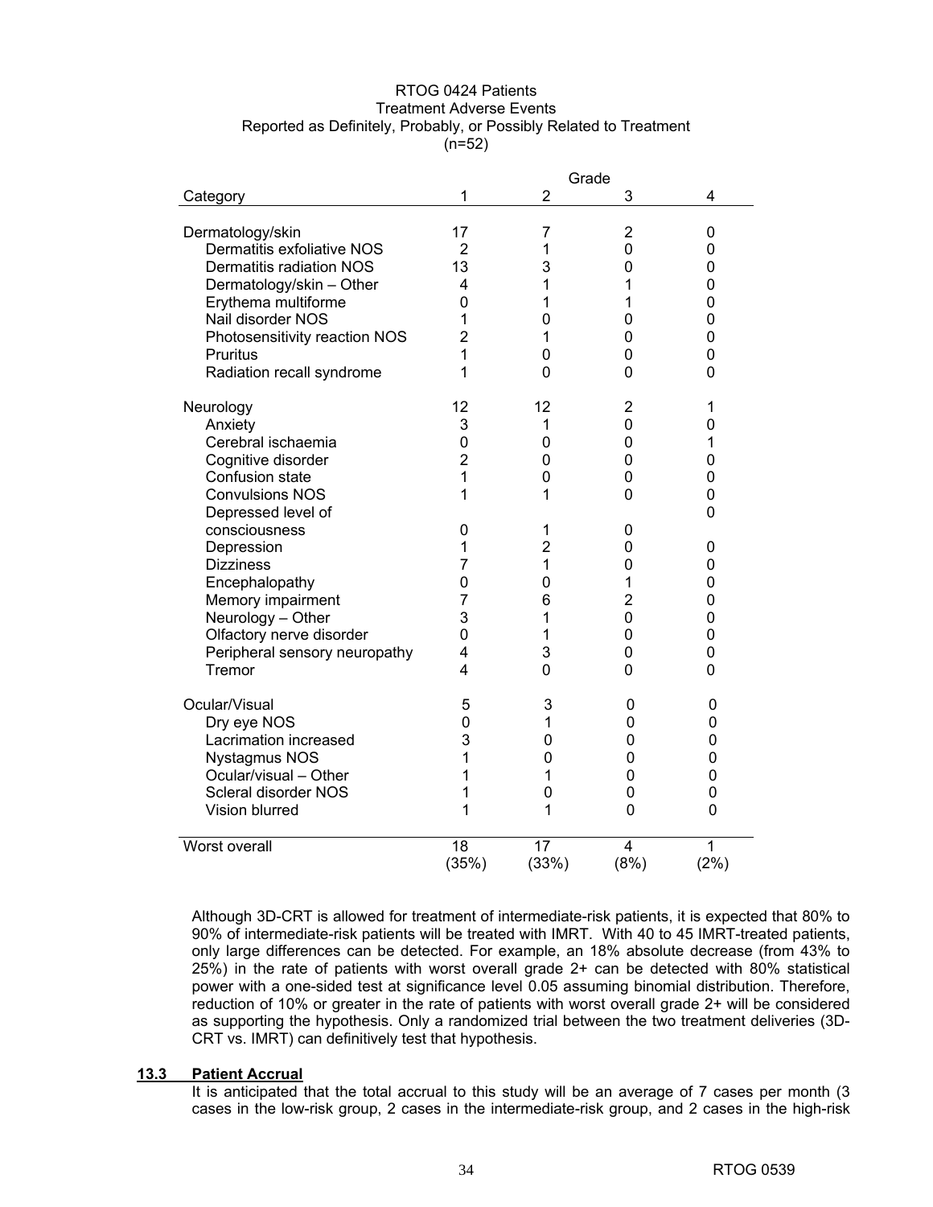RTOG 0424 Patients
Treatment Adverse Events
Reported as Definitely, Probably, or Possibly Related to Treatment
(n=52)

| Category | Grade 1 | Grade 2 | Grade 3 | Grade 4 |
|---|---|---|---|---|
| Dermatology/skin | 17 | 7 | 2 | 0 |
| Dermatitis exfoliative NOS | 2 | 1 | 0 | 0 |
| Dermatitis radiation NOS | 13 | 3 | 0 | 0 |
| Dermatology/skin – Other | 4 | 1 | 1 | 0 |
| Erythema multiforme | 0 | 1 | 1 | 0 |
| Nail disorder NOS | 1 | 0 | 0 | 0 |
| Photosensitivity reaction NOS | 2 | 1 | 0 | 0 |
| Pruritus | 1 | 0 | 0 | 0 |
| Radiation recall syndrome | 1 | 0 | 0 | 0 |
| Neurology | 12 | 12 | 2 | 1 |
| Anxiety | 3 | 1 | 0 | 0 |
| Cerebral ischaemia | 0 | 0 | 0 | 1 |
| Cognitive disorder | 2 | 0 | 0 | 0 |
| Confusion state | 1 | 0 | 0 | 0 |
| Convulsions NOS | 1 | 1 | 0 | 0 |
| Depressed level of consciousness | 0 | 1 | 0 | 0 |
| Depression | 1 | 2 | 0 | 0 |
| Dizziness | 7 | 1 | 0 | 0 |
| Encephalopathy | 0 | 0 | 1 | 0 |
| Memory impairment | 7 | 6 | 2 | 0 |
| Neurology – Other | 3 | 1 | 0 | 0 |
| Olfactory nerve disorder | 0 | 1 | 0 | 0 |
| Peripheral sensory neuropathy | 4 | 3 | 0 | 0 |
| Tremor | 4 | 0 | 0 | 0 |
| Ocular/Visual | 5 | 3 | 0 | 0 |
| Dry eye NOS | 0 | 1 | 0 | 0 |
| Lacrimation increased | 3 | 0 | 0 | 0 |
| Nystagmus NOS | 1 | 0 | 0 | 0 |
| Ocular/visual – Other | 1 | 1 | 0 | 0 |
| Scleral disorder NOS | 1 | 0 | 0 | 0 |
| Vision blurred | 1 | 1 | 0 | 0 |
| Worst overall | 18 (35%) | 17 (33%) | 4 (8%) | 1 (2%) |

Although 3D-CRT is allowed for treatment of intermediate-risk patients, it is expected that 80% to 90% of intermediate-risk patients will be treated with IMRT. With 40 to 45 IMRT-treated patients, only large differences can be detected. For example, an 18% absolute decrease (from 43% to 25%) in the rate of patients with worst overall grade 2+ can be detected with 80% statistical power with a one-sided test at significance level 0.05 assuming binomial distribution. Therefore, reduction of 10% or greater in the rate of patients with worst overall grade 2+ will be considered as supporting the hypothesis. Only a randomized trial between the two treatment deliveries (3D-CRT vs. IMRT) can definitively test that hypothesis.

### 13.3 Patient Accrual

It is anticipated that the total accrual to this study will be an average of 7 cases per month (3 cases in the low-risk group, 2 cases in the intermediate-risk group, and 2 cases in the high-risk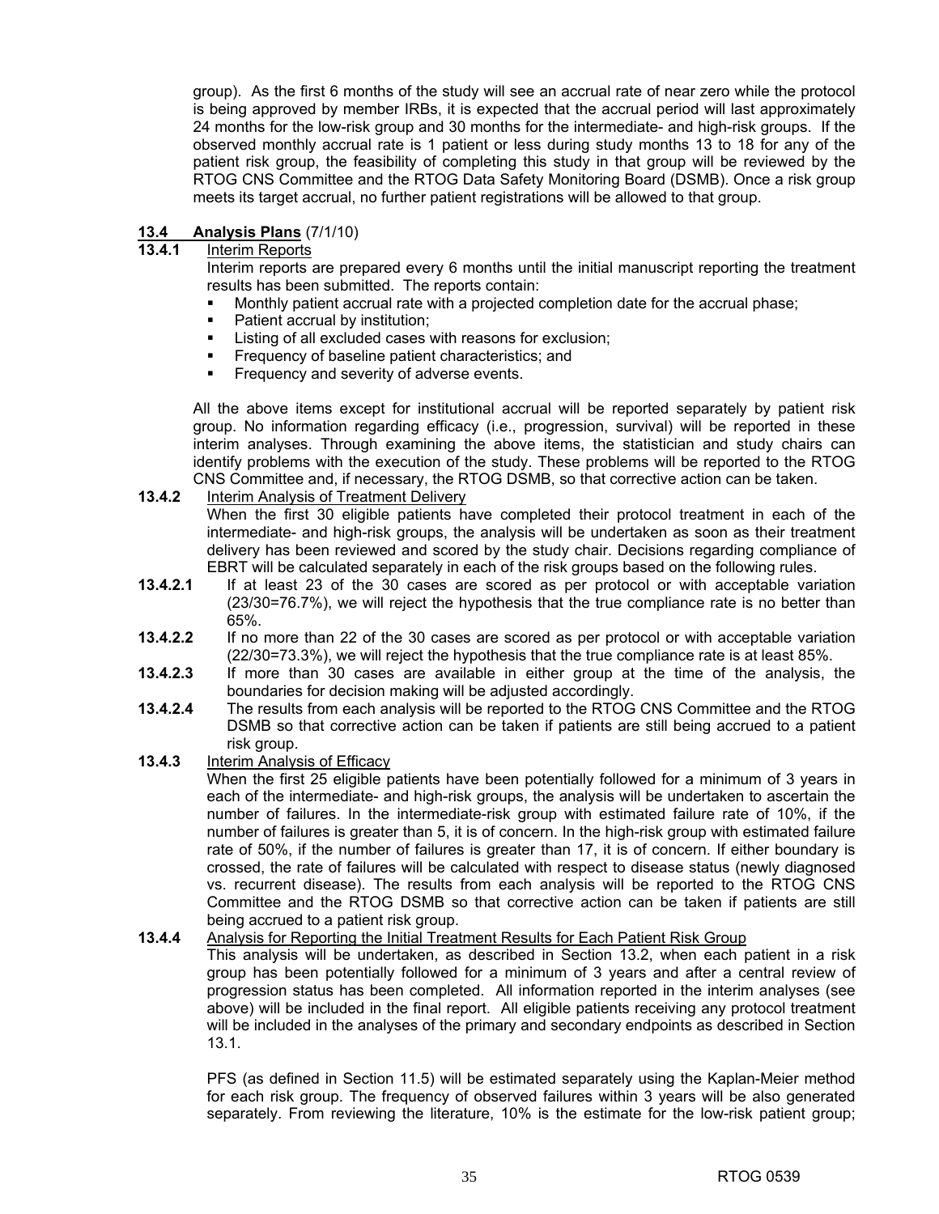group). As the first 6 months of the study will see an accrual rate of near zero while the protocol is being approved by member IRBs, it is expected that the accrual period will last approximately 24 months for the low-risk group and 30 months for the intermediate- and high-risk groups. If the observed monthly accrual rate is 1 patient or less during study months 13 to 18 for any of the patient risk group, the feasibility of completing this study in that group will be reviewed by the RTOG CNS Committee and the RTOG Data Safety Monitoring Board (DSMB). Once a risk group meets its target accrual, no further patient registrations will be allowed to that group.

## 13.4 Analysis Plans (7/1/10)

### 13.4.1 Interim Reports

Interim reports are prepared every 6 months until the initial manuscript reporting the treatment results has been submitted. The reports contain:

- Monthly patient accrual rate with a projected completion date for the accrual phase;
- Patient accrual by institution;
- Listing of all excluded cases with reasons for exclusion;
- Frequency of baseline patient characteristics; and
- Frequency and severity of adverse events.

All the above items except for institutional accrual will be reported separately by patient risk group. No information regarding efficacy (i.e., progression, survival) will be reported in these interim analyses. Through examining the above items, the statistician and study chairs can identify problems with the execution of the study. These problems will be reported to the RTOG CNS Committee and, if necessary, the RTOG DSMB, so that corrective action can be taken.

### 13.4.2 Interim Analysis of Treatment Delivery

When the first 30 eligible patients have completed their protocol treatment in each of the intermediate- and high-risk groups, the analysis will be undertaken as soon as their treatment delivery has been reviewed and scored by the study chair. Decisions regarding compliance of EBRT will be calculated separately in each of the risk groups based on the following rules.

**13.4.2.1** If at least 23 of the 30 cases are scored as per protocol or with acceptable variation (23/30=76.7%), we will reject the hypothesis that the true compliance rate is no better than 65%.

**13.4.2.2** If no more than 22 of the 30 cases are scored as per protocol or with acceptable variation (22/30=73.3%), we will reject the hypothesis that the true compliance rate is at least 85%.

**13.4.2.3** If more than 30 cases are available in either group at the time of the analysis, the boundaries for decision making will be adjusted accordingly.

**13.4.2.4** The results from each analysis will be reported to the RTOG CNS Committee and the RTOG DSMB so that corrective action can be taken if patients are still being accrued to a patient risk group.

### 13.4.3 Interim Analysis of Efficacy

When the first 25 eligible patients have been potentially followed for a minimum of 3 years in each of the intermediate- and high-risk groups, the analysis will be undertaken to ascertain the number of failures. In the intermediate-risk group with estimated failure rate of 10%, if the number of failures is greater than 5, it is of concern. In the high-risk group with estimated failure rate of 50%, if the number of failures is greater than 17, it is of concern. If either boundary is crossed, the rate of failures will be calculated with respect to disease status (newly diagnosed vs. recurrent disease). The results from each analysis will be reported to the RTOG CNS Committee and the RTOG DSMB so that corrective action can be taken if patients are still being accrued to a patient risk group.

### 13.4.4 Analysis for Reporting the Initial Treatment Results for Each Patient Risk Group

This analysis will be undertaken, as described in Section 13.2, when each patient in a risk group has been potentially followed for a minimum of 3 years and after a central review of progression status has been completed. All information reported in the interim analyses (see above) will be included in the final report. All eligible patients receiving any protocol treatment will be included in the analyses of the primary and secondary endpoints as described in Section 13.1.

PFS (as defined in Section 11.5) will be estimated separately using the Kaplan-Meier method for each risk group. The frequency of observed failures within 3 years will be also generated separately. From reviewing the literature, 10% is the estimate for the low-risk patient group;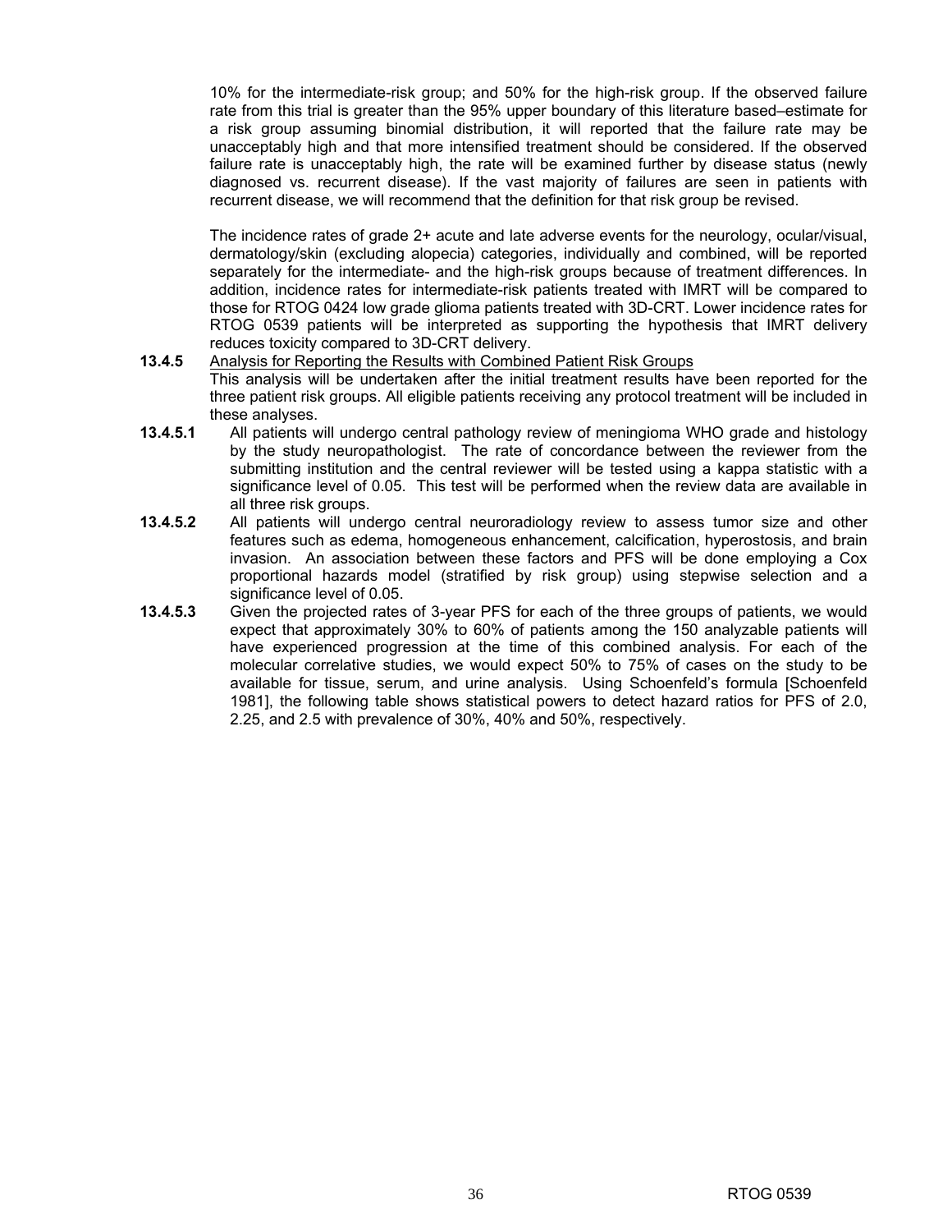10% for the intermediate-risk group; and 50% for the high-risk group. If the observed failure rate from this trial is greater than the 95% upper boundary of this literature based–estimate for a risk group assuming binomial distribution, it will reported that the failure rate may be unacceptably high and that more intensified treatment should be considered. If the observed failure rate is unacceptably high, the rate will be examined further by disease status (newly diagnosed vs. recurrent disease). If the vast majority of failures are seen in patients with recurrent disease, we will recommend that the definition for that risk group be revised.

The incidence rates of grade 2+ acute and late adverse events for the neurology, ocular/visual, dermatology/skin (excluding alopecia) categories, individually and combined, will be reported separately for the intermediate- and the high-risk groups because of treatment differences. In addition, incidence rates for intermediate-risk patients treated with IMRT will be compared to those for RTOG 0424 low grade glioma patients treated with 3D-CRT. Lower incidence rates for RTOG 0539 patients will be interpreted as supporting the hypothesis that IMRT delivery reduces toxicity compared to 3D-CRT delivery.

**13.4.5** Analysis for Reporting the Results with Combined Patient Risk Groups

This analysis will be undertaken after the initial treatment results have been reported for the three patient risk groups. All eligible patients receiving any protocol treatment will be included in these analyses.

**13.4.5.1** All patients will undergo central pathology review of meningioma WHO grade and histology by the study neuropathologist. The rate of concordance between the reviewer from the submitting institution and the central reviewer will be tested using a kappa statistic with a significance level of 0.05. This test will be performed when the review data are available in all three risk groups.

**13.4.5.2** All patients will undergo central neuroradiology review to assess tumor size and other features such as edema, homogeneous enhancement, calcification, hyperostosis, and brain invasion. An association between these factors and PFS will be done employing a Cox proportional hazards model (stratified by risk group) using stepwise selection and a significance level of 0.05.

**13.4.5.3** Given the projected rates of 3-year PFS for each of the three groups of patients, we would expect that approximately 30% to 60% of patients among the 150 analyzable patients will have experienced progression at the time of this combined analysis. For each of the molecular correlative studies, we would expect 50% to 75% of cases on the study to be available for tissue, serum, and urine analysis. Using Schoenfeld's formula [Schoenfeld 1981], the following table shows statistical powers to detect hazard ratios for PFS of 2.0, 2.25, and 2.5 with prevalence of 30%, 40% and 50%, respectively.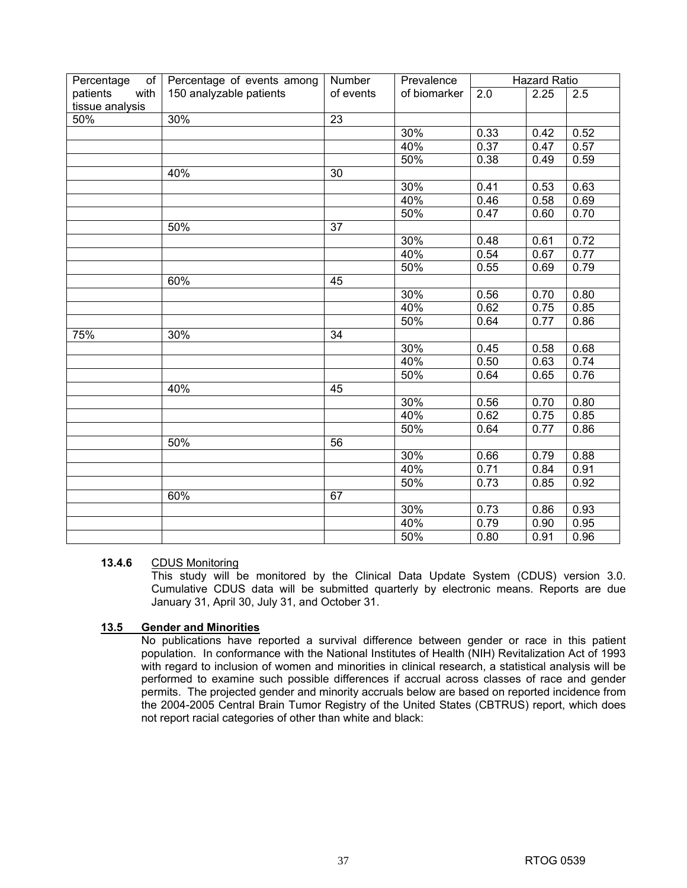| Percentage of patients with tissue analysis | Percentage of events among 150 analyzable patients | Number of events | Prevalence of biomarker | Hazard Ratio | | |
|---|---|---|---|---|---|---|
| | | | | 2.0 | 2.25 | 2.5 |
| 50% | 30% | 23 | | | | |
| | | | 30% | 0.33 | 0.42 | 0.52 |
| | | | 40% | 0.37 | 0.47 | 0.57 |
| | | | 50% | 0.38 | 0.49 | 0.59 |
| | 40% | 30 | | | | |
| | | | 30% | 0.41 | 0.53 | 0.63 |
| | | | 40% | 0.46 | 0.58 | 0.69 |
| | | | 50% | 0.47 | 0.60 | 0.70 |
| | 50% | 37 | | | | |
| | | | 30% | 0.48 | 0.61 | 0.72 |
| | | | 40% | 0.54 | 0.67 | 0.77 |
| | | | 50% | 0.55 | 0.69 | 0.79 |
| | 60% | 45 | | | | |
| | | | 30% | 0.56 | 0.70 | 0.80 |
| | | | 40% | 0.62 | 0.75 | 0.85 |
| | | | 50% | 0.64 | 0.77 | 0.86 |
| 75% | 30% | 34 | | | | |
| | | | 30% | 0.45 | 0.58 | 0.68 |
| | | | 40% | 0.50 | 0.63 | 0.74 |
| | | | 50% | 0.64 | 0.65 | 0.76 |
| | 40% | 45 | | | | |
| | | | 30% | 0.56 | 0.70 | 0.80 |
| | | | 40% | 0.62 | 0.75 | 0.85 |
| | | | 50% | 0.64 | 0.77 | 0.86 |
| | 50% | 56 | | | | |
| | | | 30% | 0.66 | 0.79 | 0.88 |
| | | | 40% | 0.71 | 0.84 | 0.91 |
| | | | 50% | 0.73 | 0.85 | 0.92 |
| | 60% | 67 | | | | |
| | | | 30% | 0.73 | 0.86 | 0.93 |
| | | | 40% | 0.79 | 0.90 | 0.95 |
| | | | 50% | 0.80 | 0.91 | 0.96 |

**13.4.6** CDUS Monitoring

This study will be monitored by the Clinical Data Update System (CDUS) version 3.0. Cumulative CDUS data will be submitted quarterly by electronic means. Reports are due January 31, April 30, July 31, and October 31.

## 13.5 Gender and Minorities

No publications have reported a survival difference between gender or race in this patient population. In conformance with the National Institutes of Health (NIH) Revitalization Act of 1993 with regard to inclusion of women and minorities in clinical research, a statistical analysis will be performed to examine such possible differences if accrual across classes of race and gender permits. The projected gender and minority accruals below are based on reported incidence from the 2004-2005 Central Brain Tumor Registry of the United States (CBTRUS) report, which does not report racial categories of other than white and black: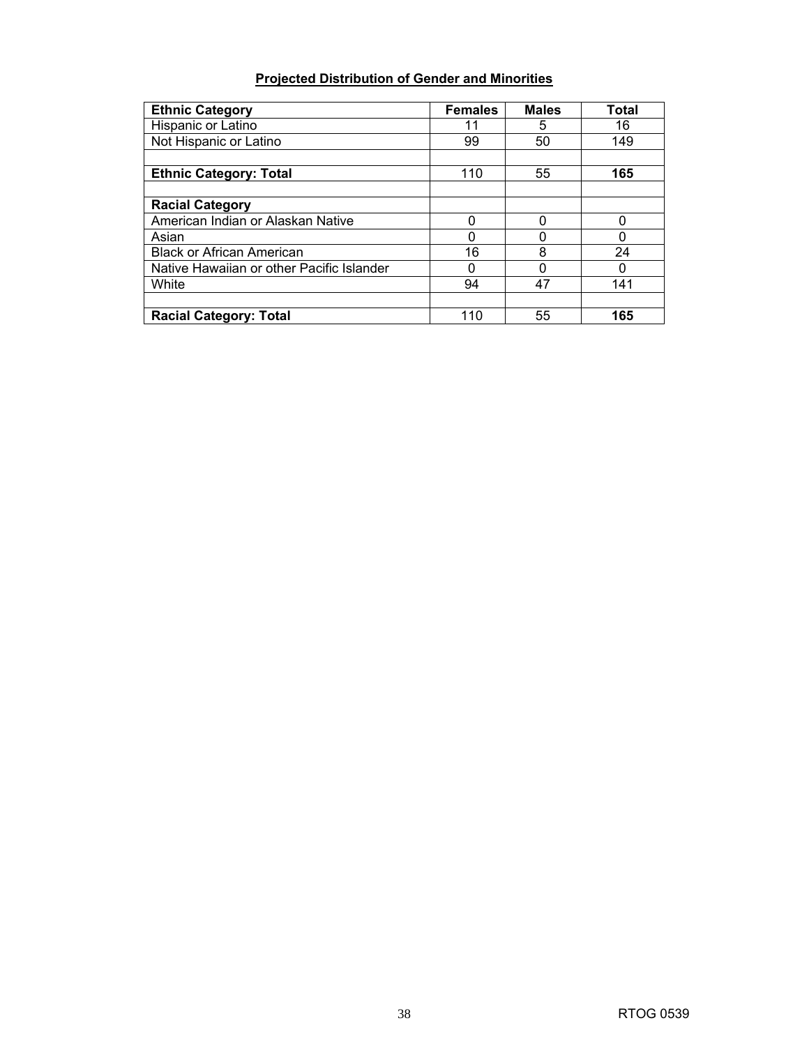**Projected Distribution of Gender and Minorities**

| Ethnic Category | Females | Males | Total |
|---|---|---|---|
| Hispanic or Latino | 11 | 5 | 16 |
| Not Hispanic or Latino | 99 | 50 | 149 |
| | | | |
| **Ethnic Category: Total** | 110 | 55 | **165** |
| | | | |
| **Racial Category** | | | |
| American Indian or Alaskan Native | 0 | 0 | 0 |
| Asian | 0 | 0 | 0 |
| Black or African American | 16 | 8 | 24 |
| Native Hawaiian or other Pacific Islander | 0 | 0 | 0 |
| White | 94 | 47 | 141 |
| | | | |
| **Racial Category: Total** | 110 | 55 | **165** |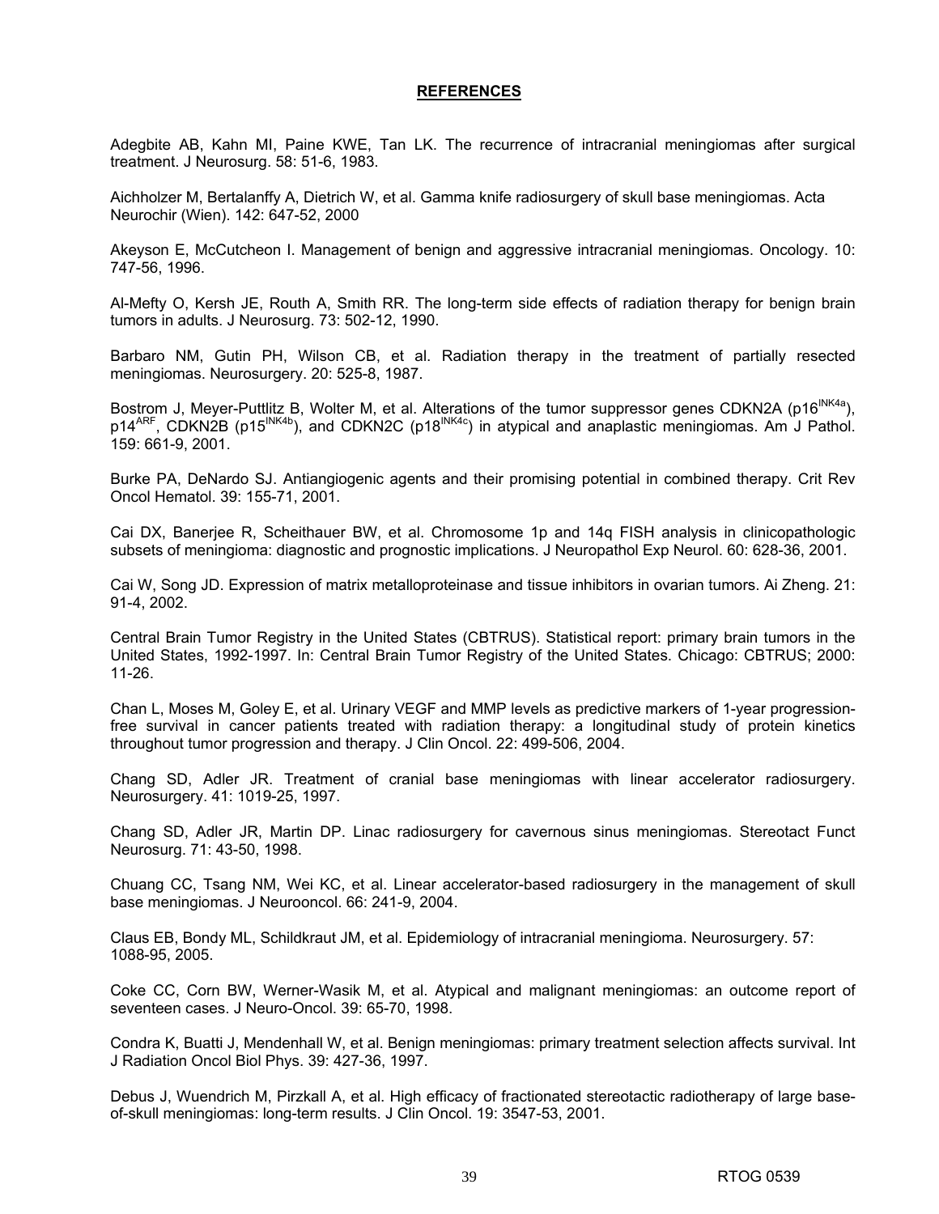## REFERENCES

Adegbite AB, Kahn MI, Paine KWE, Tan LK. The recurrence of intracranial meningiomas after surgical treatment. J Neurosurg. 58: 51-6, 1983.

Aichholzer M, Bertalanffy A, Dietrich W, et al. Gamma knife radiosurgery of skull base meningiomas. Acta Neurochir (Wien). 142: 647-52, 2000

Akeyson E, McCutcheon I. Management of benign and aggressive intracranial meningiomas. Oncology. 10: 747-56, 1996.

Al-Mefty O, Kersh JE, Routh A, Smith RR. The long-term side effects of radiation therapy for benign brain tumors in adults. J Neurosurg. 73: 502-12, 1990.

Barbaro NM, Gutin PH, Wilson CB, et al. Radiation therapy in the treatment of partially resected meningiomas. Neurosurgery. 20: 525-8, 1987.

Bostrom J, Meyer-Puttlitz B, Wolter M, et al. Alterations of the tumor suppressor genes CDKN2A ($p16^{INK4a}$), $p14^{ARF}$, CDKN2B ($p15^{INK4b}$), and CDKN2C ($p18^{INK4c}$) in atypical and anaplastic meningiomas. Am J Pathol. 159: 661-9, 2001.

Burke PA, DeNardo SJ. Antiangiogenic agents and their promising potential in combined therapy. Crit Rev Oncol Hematol. 39: 155-71, 2001.

Cai DX, Banerjee R, Scheithauer BW, et al. Chromosome 1p and 14q FISH analysis in clinicopathologic subsets of meningioma: diagnostic and prognostic implications. J Neuropathol Exp Neurol. 60: 628-36, 2001.

Cai W, Song JD. Expression of matrix metalloproteinase and tissue inhibitors in ovarian tumors. Ai Zheng. 21: 91-4, 2002.

Central Brain Tumor Registry in the United States (CBTRUS). Statistical report: primary brain tumors in the United States, 1992-1997. In: Central Brain Tumor Registry of the United States. Chicago: CBTRUS; 2000: 11-26.

Chan L, Moses M, Goley E, et al. Urinary VEGF and MMP levels as predictive markers of 1-year progression-free survival in cancer patients treated with radiation therapy: a longitudinal study of protein kinetics throughout tumor progression and therapy. J Clin Oncol. 22: 499-506, 2004.

Chang SD, Adler JR. Treatment of cranial base meningiomas with linear accelerator radiosurgery. Neurosurgery. 41: 1019-25, 1997.

Chang SD, Adler JR, Martin DP. Linac radiosurgery for cavernous sinus meningiomas. Stereotact Funct Neurosurg. 71: 43-50, 1998.

Chuang CC, Tsang NM, Wei KC, et al. Linear accelerator-based radiosurgery in the management of skull base meningiomas. J Neurooncol. 66: 241-9, 2004.

Claus EB, Bondy ML, Schildkraut JM, et al. Epidemiology of intracranial meningioma. Neurosurgery. 57: 1088-95, 2005.

Coke CC, Corn BW, Werner-Wasik M, et al. Atypical and malignant meningiomas: an outcome report of seventeen cases. J Neuro-Oncol. 39: 65-70, 1998.

Condra K, Buatti J, Mendenhall W, et al. Benign meningiomas: primary treatment selection affects survival. Int J Radiation Oncol Biol Phys. 39: 427-36, 1997.

Debus J, Wuendrich M, Pirzkall A, et al. High efficacy of fractionated stereotactic radiotherapy of large base-of-skull meningiomas: long-term results. J Clin Oncol. 19: 3547-53, 2001.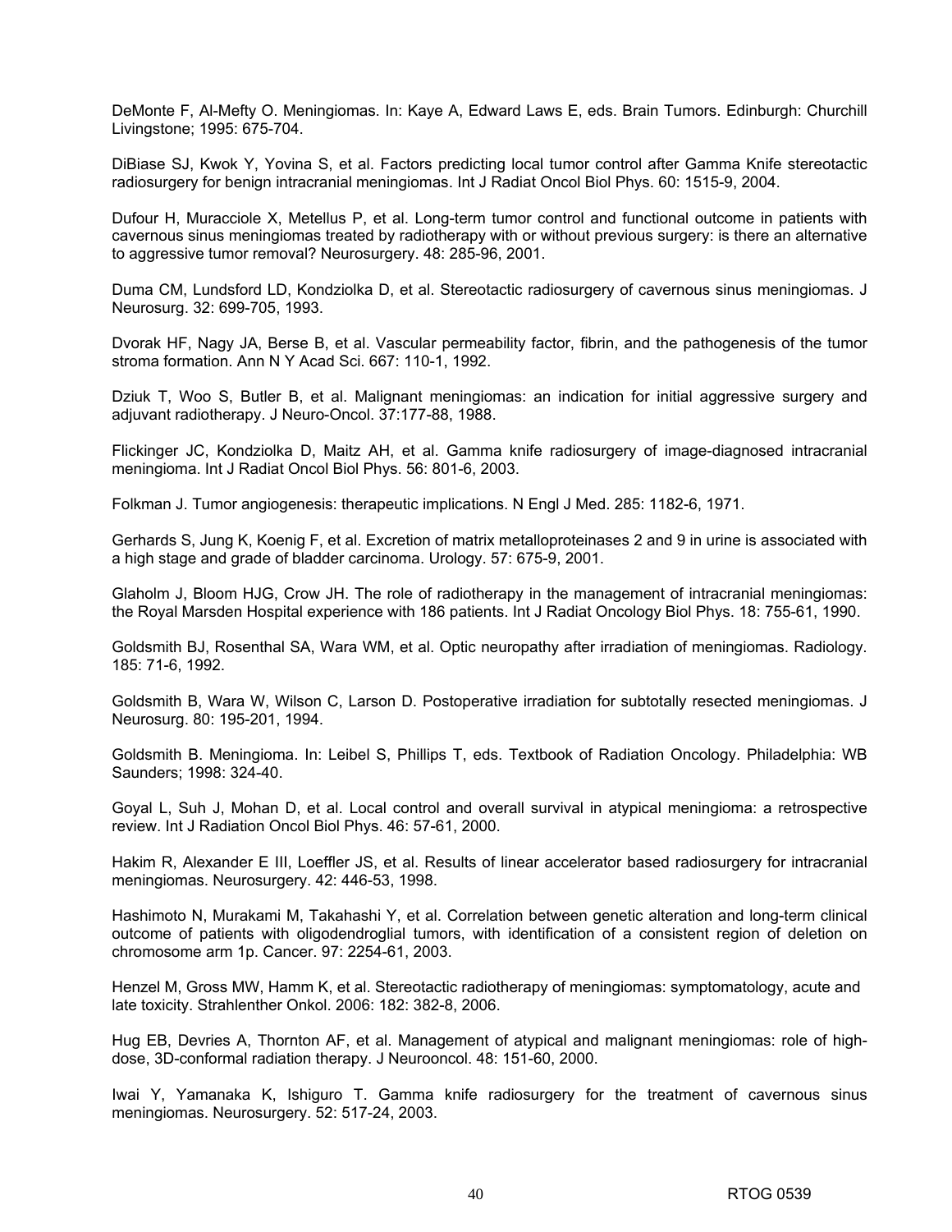DeMonte F, Al-Mefty O. Meningiomas. In: Kaye A, Edward Laws E, eds. Brain Tumors. Edinburgh: Churchill Livingstone; 1995: 675-704.

DiBiase SJ, Kwok Y, Yovina S, et al. Factors predicting local tumor control after Gamma Knife stereotactic radiosurgery for benign intracranial meningiomas. Int J Radiat Oncol Biol Phys. 60: 1515-9, 2004.

Dufour H, Muracciole X, Metellus P, et al. Long-term tumor control and functional outcome in patients with cavernous sinus meningiomas treated by radiotherapy with or without previous surgery: is there an alternative to aggressive tumor removal? Neurosurgery. 48: 285-96, 2001.

Duma CM, Lundsford LD, Kondziolka D, et al. Stereotactic radiosurgery of cavernous sinus meningiomas. J Neurosurg. 32: 699-705, 1993.

Dvorak HF, Nagy JA, Berse B, et al. Vascular permeability factor, fibrin, and the pathogenesis of the tumor stroma formation. Ann N Y Acad Sci. 667: 110-1, 1992.

Dziuk T, Woo S, Butler B, et al. Malignant meningiomas: an indication for initial aggressive surgery and adjuvant radiotherapy. J Neuro-Oncol. 37:177-88, 1988.

Flickinger JC, Kondziolka D, Maitz AH, et al. Gamma knife radiosurgery of image-diagnosed intracranial meningioma. Int J Radiat Oncol Biol Phys. 56: 801-6, 2003.

Folkman J. Tumor angiogenesis: therapeutic implications. N Engl J Med. 285: 1182-6, 1971.

Gerhards S, Jung K, Koenig F, et al. Excretion of matrix metalloproteinases 2 and 9 in urine is associated with a high stage and grade of bladder carcinoma. Urology. 57: 675-9, 2001.

Glaholm J, Bloom HJG, Crow JH. The role of radiotherapy in the management of intracranial meningiomas: the Royal Marsden Hospital experience with 186 patients. Int J Radiat Oncology Biol Phys. 18: 755-61, 1990.

Goldsmith BJ, Rosenthal SA, Wara WM, et al. Optic neuropathy after irradiation of meningiomas. Radiology. 185: 71-6, 1992.

Goldsmith B, Wara W, Wilson C, Larson D. Postoperative irradiation for subtotally resected meningiomas. J Neurosurg. 80: 195-201, 1994.

Goldsmith B. Meningioma. In: Leibel S, Phillips T, eds. Textbook of Radiation Oncology. Philadelphia: WB Saunders; 1998: 324-40.

Goyal L, Suh J, Mohan D, et al. Local control and overall survival in atypical meningioma: a retrospective review. Int J Radiation Oncol Biol Phys. 46: 57-61, 2000.

Hakim R, Alexander E III, Loeffler JS, et al. Results of linear accelerator based radiosurgery for intracranial meningiomas. Neurosurgery. 42: 446-53, 1998.

Hashimoto N, Murakami M, Takahashi Y, et al. Correlation between genetic alteration and long-term clinical outcome of patients with oligodendroglial tumors, with identification of a consistent region of deletion on chromosome arm 1p. Cancer. 97: 2254-61, 2003.

Henzel M, Gross MW, Hamm K, et al. Stereotactic radiotherapy of meningiomas: symptomatology, acute and late toxicity. Strahlenther Onkol. 2006: 182: 382-8, 2006.

Hug EB, Devries A, Thornton AF, et al. Management of atypical and malignant meningiomas: role of high-dose, 3D-conformal radiation therapy. J Neurooncol. 48: 151-60, 2000.

Iwai Y, Yamanaka K, Ishiguro T. Gamma knife radiosurgery for the treatment of cavernous sinus meningiomas. Neurosurgery. 52: 517-24, 2003.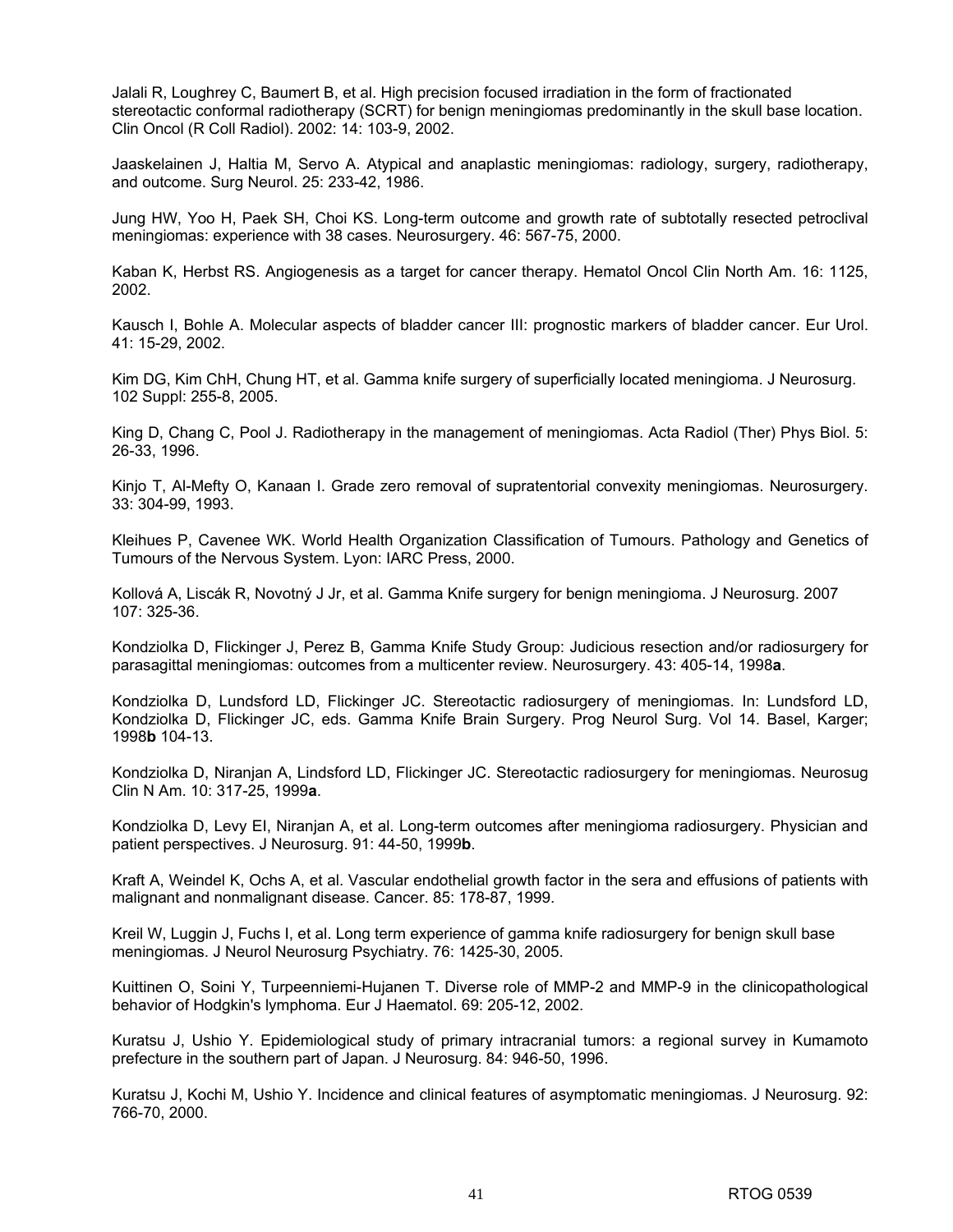Jalali R, Loughrey C, Baumert B, et al. High precision focused irradiation in the form of fractionated stereotactic conformal radiotherapy (SCRT) for benign meningiomas predominantly in the skull base location. Clin Oncol (R Coll Radiol). 2002: 14: 103-9, 2002.

Jaaskelainen J, Haltia M, Servo A. Atypical and anaplastic meningiomas: radiology, surgery, radiotherapy, and outcome. Surg Neurol. 25: 233-42, 1986.

Jung HW, Yoo H, Paek SH, Choi KS. Long-term outcome and growth rate of subtotally resected petroclival meningiomas: experience with 38 cases. Neurosurgery. 46: 567-75, 2000.

Kaban K, Herbst RS. Angiogenesis as a target for cancer therapy. Hematol Oncol Clin North Am. 16: 1125, 2002.

Kausch I, Bohle A. Molecular aspects of bladder cancer III: prognostic markers of bladder cancer. Eur Urol. 41: 15-29, 2002.

Kim DG, Kim ChH, Chung HT, et al. Gamma knife surgery of superficially located meningioma. J Neurosurg. 102 Suppl: 255-8, 2005.

King D, Chang C, Pool J. Radiotherapy in the management of meningiomas. Acta Radiol (Ther) Phys Biol. 5: 26-33, 1996.

Kinjo T, Al-Mefty O, Kanaan I. Grade zero removal of supratentorial convexity meningiomas. Neurosurgery. 33: 304-99, 1993.

Kleihues P, Cavenee WK. World Health Organization Classification of Tumours. Pathology and Genetics of Tumours of the Nervous System. Lyon: IARC Press, 2000.

Kollová A, Liscák R, Novotný J Jr, et al. Gamma Knife surgery for benign meningioma. J Neurosurg. 2007 107: 325-36.

Kondziolka D, Flickinger J, Perez B, Gamma Knife Study Group: Judicious resection and/or radiosurgery for parasagittal meningiomas: outcomes from a multicenter review. Neurosurgery. 43: 405-14, 1998**a**.

Kondziolka D, Lundsford LD, Flickinger JC. Stereotactic radiosurgery of meningiomas. In: Lundsford LD, Kondziolka D, Flickinger JC, eds. Gamma Knife Brain Surgery. Prog Neurol Surg. Vol 14. Basel, Karger; 1998**b** 104-13.

Kondziolka D, Niranjan A, Lindsford LD, Flickinger JC. Stereotactic radiosurgery for meningiomas. Neurosug Clin N Am. 10: 317-25, 1999**a**.

Kondziolka D, Levy EI, Niranjan A, et al. Long-term outcomes after meningioma radiosurgery. Physician and patient perspectives. J Neurosurg. 91: 44-50, 1999**b**.

Kraft A, Weindel K, Ochs A, et al. Vascular endothelial growth factor in the sera and effusions of patients with malignant and nonmalignant disease. Cancer. 85: 178-87, 1999.

Kreil W, Luggin J, Fuchs I, et al. Long term experience of gamma knife radiosurgery for benign skull base meningiomas. J Neurol Neurosurg Psychiatry. 76: 1425-30, 2005.

Kuittinen O, Soini Y, Turpeenniemi-Hujanen T. Diverse role of MMP-2 and MMP-9 in the clinicopathological behavior of Hodgkin's lymphoma. Eur J Haematol. 69: 205-12, 2002.

Kuratsu J, Ushio Y. Epidemiological study of primary intracranial tumors: a regional survey in Kumamoto prefecture in the southern part of Japan. J Neurosurg. 84: 946-50, 1996.

Kuratsu J, Kochi M, Ushio Y. Incidence and clinical features of asymptomatic meningiomas. J Neurosurg. 92: 766-70, 2000.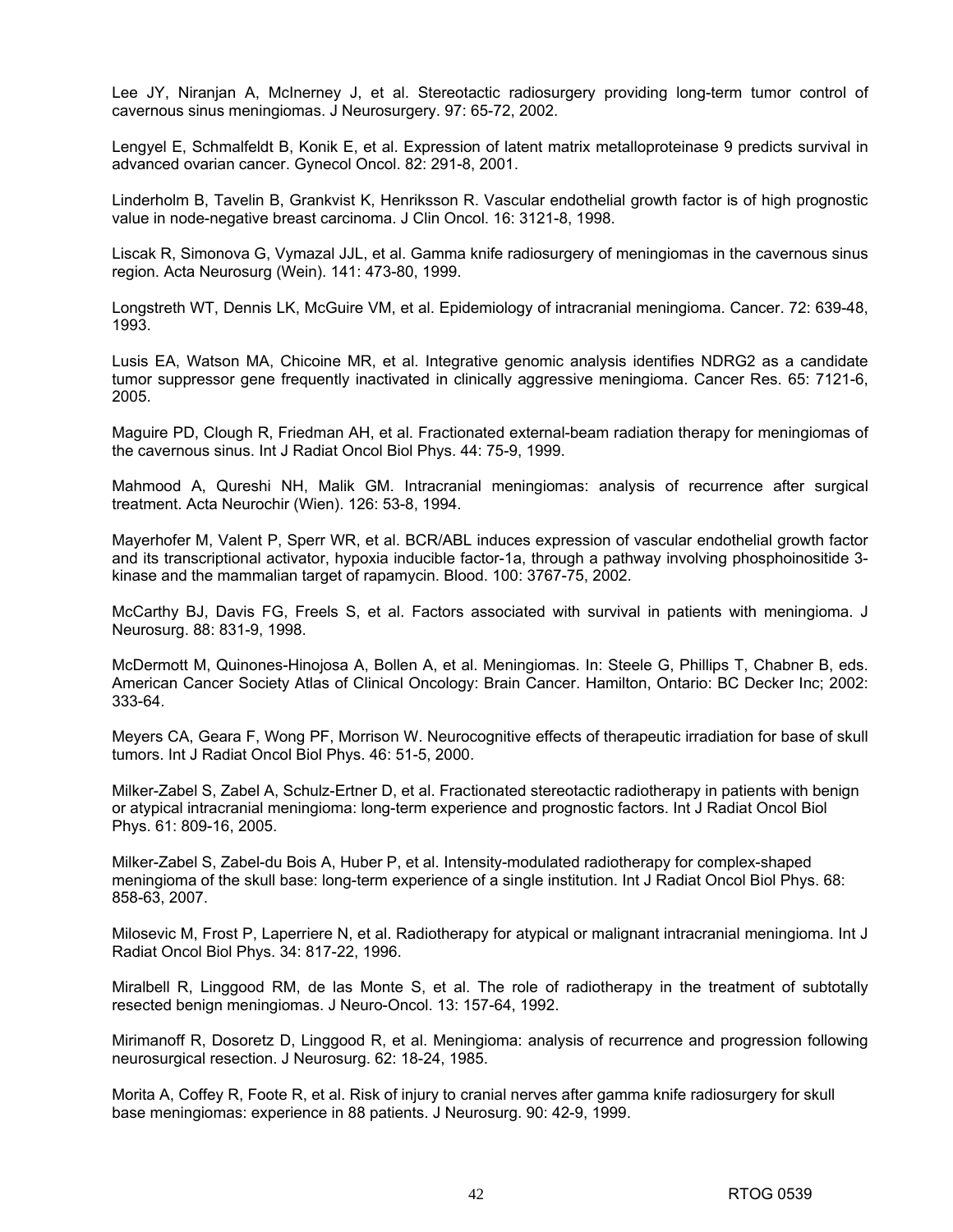Lee JY, Niranjan A, McInerney J, et al. Stereotactic radiosurgery providing long-term tumor control of cavernous sinus meningiomas. J Neurosurgery. 97: 65-72, 2002.

Lengyel E, Schmalfeldt B, Konik E, et al. Expression of latent matrix metalloproteinase 9 predicts survival in advanced ovarian cancer. Gynecol Oncol. 82: 291-8, 2001.

Linderholm B, Tavelin B, Grankvist K, Henriksson R. Vascular endothelial growth factor is of high prognostic value in node-negative breast carcinoma. J Clin Oncol. 16: 3121-8, 1998.

Liscak R, Simonova G, Vymazal JJL, et al. Gamma knife radiosurgery of meningiomas in the cavernous sinus region. Acta Neurosurg (Wein). 141: 473-80, 1999.

Longstreth WT, Dennis LK, McGuire VM, et al. Epidemiology of intracranial meningioma. Cancer. 72: 639-48, 1993.

Lusis EA, Watson MA, Chicoine MR, et al. Integrative genomic analysis identifies NDRG2 as a candidate tumor suppressor gene frequently inactivated in clinically aggressive meningioma. Cancer Res. 65: 7121-6, 2005.

Maguire PD, Clough R, Friedman AH, et al. Fractionated external-beam radiation therapy for meningiomas of the cavernous sinus. Int J Radiat Oncol Biol Phys. 44: 75-9, 1999.

Mahmood A, Qureshi NH, Malik GM. Intracranial meningiomas: analysis of recurrence after surgical treatment. Acta Neurochir (Wien). 126: 53-8, 1994.

Mayerhofer M, Valent P, Sperr WR, et al. BCR/ABL induces expression of vascular endothelial growth factor and its transcriptional activator, hypoxia inducible factor-1a, through a pathway involving phosphoinositide 3-kinase and the mammalian target of rapamycin. Blood. 100: 3767-75, 2002.

McCarthy BJ, Davis FG, Freels S, et al. Factors associated with survival in patients with meningioma. J Neurosurg. 88: 831-9, 1998.

McDermott M, Quinones-Hinojosa A, Bollen A, et al. Meningiomas. In: Steele G, Phillips T, Chabner B, eds. American Cancer Society Atlas of Clinical Oncology: Brain Cancer. Hamilton, Ontario: BC Decker Inc; 2002: 333-64.

Meyers CA, Geara F, Wong PF, Morrison W. Neurocognitive effects of therapeutic irradiation for base of skull tumors. Int J Radiat Oncol Biol Phys. 46: 51-5, 2000.

Milker-Zabel S, Zabel A, Schulz-Ertner D, et al. Fractionated stereotactic radiotherapy in patients with benign or atypical intracranial meningioma: long-term experience and prognostic factors. Int J Radiat Oncol Biol Phys. 61: 809-16, 2005.

Milker-Zabel S, Zabel-du Bois A, Huber P, et al. Intensity-modulated radiotherapy for complex-shaped meningioma of the skull base: long-term experience of a single institution. Int J Radiat Oncol Biol Phys. 68: 858-63, 2007.

Milosevic M, Frost P, Laperriere N, et al. Radiotherapy for atypical or malignant intracranial meningioma. Int J Radiat Oncol Biol Phys. 34: 817-22, 1996.

Miralbell R, Linggood RM, de las Monte S, et al. The role of radiotherapy in the treatment of subtotally resected benign meningiomas. J Neuro-Oncol. 13: 157-64, 1992.

Mirimanoff R, Dosoretz D, Linggood R, et al. Meningioma: analysis of recurrence and progression following neurosurgical resection. J Neurosurg. 62: 18-24, 1985.

Morita A, Coffey R, Foote R, et al. Risk of injury to cranial nerves after gamma knife radiosurgery for skull base meningiomas: experience in 88 patients. J Neurosurg. 90: 42-9, 1999.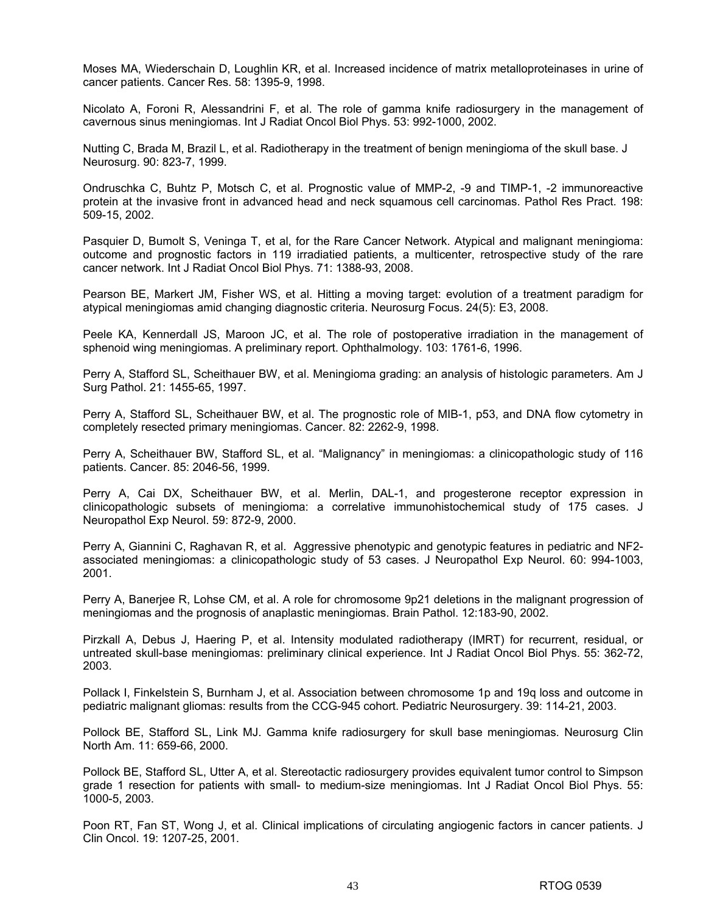Moses MA, Wiederschain D, Loughlin KR, et al. Increased incidence of matrix metalloproteinases in urine of cancer patients. Cancer Res. 58: 1395-9, 1998.

Nicolato A, Foroni R, Alessandrini F, et al. The role of gamma knife radiosurgery in the management of cavernous sinus meningiomas. Int J Radiat Oncol Biol Phys. 53: 992-1000, 2002.

Nutting C, Brada M, Brazil L, et al. Radiotherapy in the treatment of benign meningioma of the skull base. J Neurosurg. 90: 823-7, 1999.

Ondruschka C, Buhtz P, Motsch C, et al. Prognostic value of MMP-2, -9 and TIMP-1, -2 immunoreactive protein at the invasive front in advanced head and neck squamous cell carcinomas. Pathol Res Pract. 198: 509-15, 2002.

Pasquier D, Bumolt S, Veninga T, et al, for the Rare Cancer Network. Atypical and malignant meningioma: outcome and prognostic factors in 119 irradiatied patients, a multicenter, retrospective study of the rare cancer network. Int J Radiat Oncol Biol Phys. 71: 1388-93, 2008.

Pearson BE, Markert JM, Fisher WS, et al. Hitting a moving target: evolution of a treatment paradigm for atypical meningiomas amid changing diagnostic criteria. Neurosurg Focus. 24(5): E3, 2008.

Peele KA, Kennerdall JS, Maroon JC, et al. The role of postoperative irradiation in the management of sphenoid wing meningiomas. A preliminary report. Ophthalmology. 103: 1761-6, 1996.

Perry A, Stafford SL, Scheithauer BW, et al. Meningioma grading: an analysis of histologic parameters. Am J Surg Pathol. 21: 1455-65, 1997.

Perry A, Stafford SL, Scheithauer BW, et al. The prognostic role of MIB-1, p53, and DNA flow cytometry in completely resected primary meningiomas. Cancer. 82: 2262-9, 1998.

Perry A, Scheithauer BW, Stafford SL, et al. "Malignancy" in meningiomas: a clinicopathologic study of 116 patients. Cancer. 85: 2046-56, 1999.

Perry A, Cai DX, Scheithauer BW, et al. Merlin, DAL-1, and progesterone receptor expression in clinicopathologic subsets of meningioma: a correlative immunohistochemical study of 175 cases. J Neuropathol Exp Neurol. 59: 872-9, 2000.

Perry A, Giannini C, Raghavan R, et al. Aggressive phenotypic and genotypic features in pediatric and NF2-associated meningiomas: a clinicopathologic study of 53 cases. J Neuropathol Exp Neurol. 60: 994-1003, 2001.

Perry A, Banerjee R, Lohse CM, et al. A role for chromosome 9p21 deletions in the malignant progression of meningiomas and the prognosis of anaplastic meningiomas. Brain Pathol. 12:183-90, 2002.

Pirzkall A, Debus J, Haering P, et al. Intensity modulated radiotherapy (IMRT) for recurrent, residual, or untreated skull-base meningiomas: preliminary clinical experience. Int J Radiat Oncol Biol Phys. 55: 362-72, 2003.

Pollack I, Finkelstein S, Burnham J, et al. Association between chromosome 1p and 19q loss and outcome in pediatric malignant gliomas: results from the CCG-945 cohort. Pediatric Neurosurgery. 39: 114-21, 2003.

Pollock BE, Stafford SL, Link MJ. Gamma knife radiosurgery for skull base meningiomas. Neurosurg Clin North Am. 11: 659-66, 2000.

Pollock BE, Stafford SL, Utter A, et al. Stereotactic radiosurgery provides equivalent tumor control to Simpson grade 1 resection for patients with small- to medium-size meningiomas. Int J Radiat Oncol Biol Phys. 55: 1000-5, 2003.

Poon RT, Fan ST, Wong J, et al. Clinical implications of circulating angiogenic factors in cancer patients. J Clin Oncol. 19: 1207-25, 2001.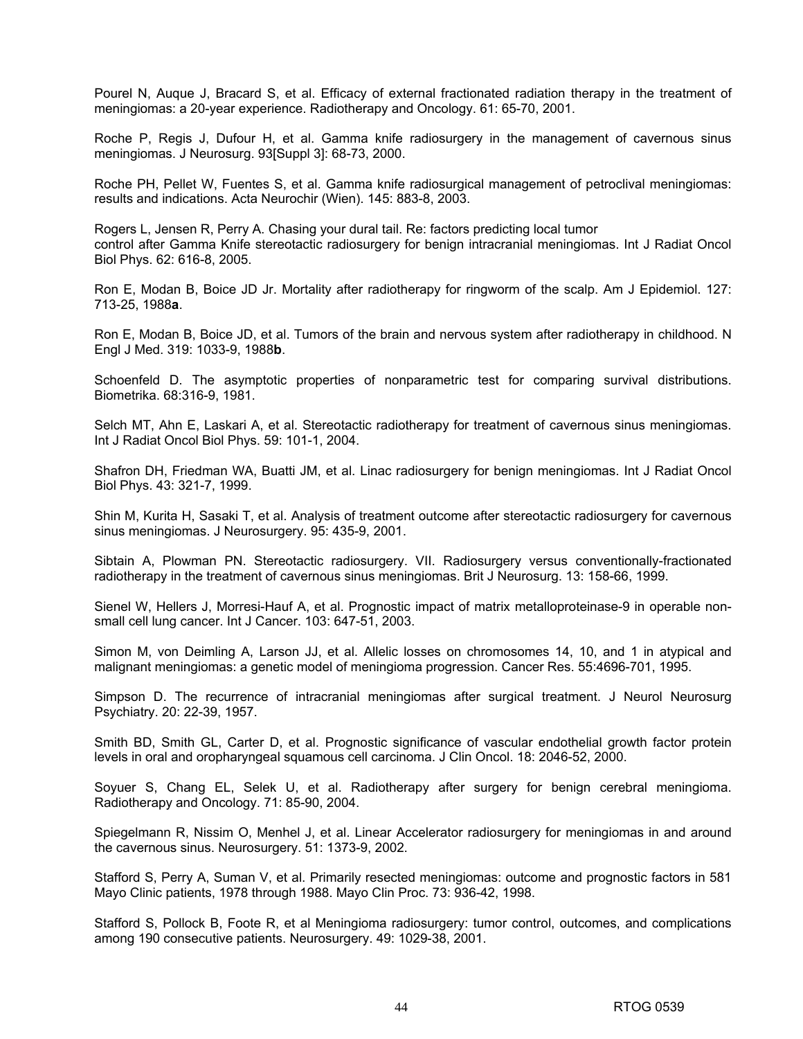Pourel N, Auque J, Bracard S, et al. Efficacy of external fractionated radiation therapy in the treatment of meningiomas: a 20-year experience. Radiotherapy and Oncology. 61: 65-70, 2001.

Roche P, Regis J, Dufour H, et al. Gamma knife radiosurgery in the management of cavernous sinus meningiomas. J Neurosurg. 93[Suppl 3]: 68-73, 2000.

Roche PH, Pellet W, Fuentes S, et al. Gamma knife radiosurgical management of petroclival meningiomas: results and indications. Acta Neurochir (Wien). 145: 883-8, 2003.

Rogers L, Jensen R, Perry A. Chasing your dural tail. Re: factors predicting local tumor control after Gamma Knife stereotactic radiosurgery for benign intracranial meningiomas. Int J Radiat Oncol Biol Phys. 62: 616-8, 2005.

Ron E, Modan B, Boice JD Jr. Mortality after radiotherapy for ringworm of the scalp. Am J Epidemiol. 127: 713-25, 1988**a**.

Ron E, Modan B, Boice JD, et al. Tumors of the brain and nervous system after radiotherapy in childhood. N Engl J Med. 319: 1033-9, 1988**b**.

Schoenfeld D. The asymptotic properties of nonparametric test for comparing survival distributions. Biometrika. 68:316-9, 1981.

Selch MT, Ahn E, Laskari A, et al. Stereotactic radiotherapy for treatment of cavernous sinus meningiomas. Int J Radiat Oncol Biol Phys. 59: 101-1, 2004.

Shafron DH, Friedman WA, Buatti JM, et al. Linac radiosurgery for benign meningiomas. Int J Radiat Oncol Biol Phys. 43: 321-7, 1999.

Shin M, Kurita H, Sasaki T, et al. Analysis of treatment outcome after stereotactic radiosurgery for cavernous sinus meningiomas. J Neurosurgery. 95: 435-9, 2001.

Sibtain A, Plowman PN. Stereotactic radiosurgery. VII. Radiosurgery versus conventionally-fractionated radiotherapy in the treatment of cavernous sinus meningiomas. Brit J Neurosurg. 13: 158-66, 1999.

Sienel W, Hellers J, Morresi-Hauf A, et al. Prognostic impact of matrix metalloproteinase-9 in operable non-small cell lung cancer. Int J Cancer. 103: 647-51, 2003.

Simon M, von Deimling A, Larson JJ, et al. Allelic losses on chromosomes 14, 10, and 1 in atypical and malignant meningiomas: a genetic model of meningioma progression. Cancer Res. 55:4696-701, 1995.

Simpson D. The recurrence of intracranial meningiomas after surgical treatment. J Neurol Neurosurg Psychiatry. 20: 22-39, 1957.

Smith BD, Smith GL, Carter D, et al. Prognostic significance of vascular endothelial growth factor protein levels in oral and oropharyngeal squamous cell carcinoma. J Clin Oncol. 18: 2046-52, 2000.

Soyuer S, Chang EL, Selek U, et al. Radiotherapy after surgery for benign cerebral meningioma. Radiotherapy and Oncology. 71: 85-90, 2004.

Spiegelmann R, Nissim O, Menhel J, et al. Linear Accelerator radiosurgery for meningiomas in and around the cavernous sinus. Neurosurgery. 51: 1373-9, 2002.

Stafford S, Perry A, Suman V, et al. Primarily resected meningiomas: outcome and prognostic factors in 581 Mayo Clinic patients, 1978 through 1988. Mayo Clin Proc. 73: 936-42, 1998.

Stafford S, Pollock B, Foote R, et al Meningioma radiosurgery: tumor control, outcomes, and complications among 190 consecutive patients. Neurosurgery. 49: 1029-38, 2001.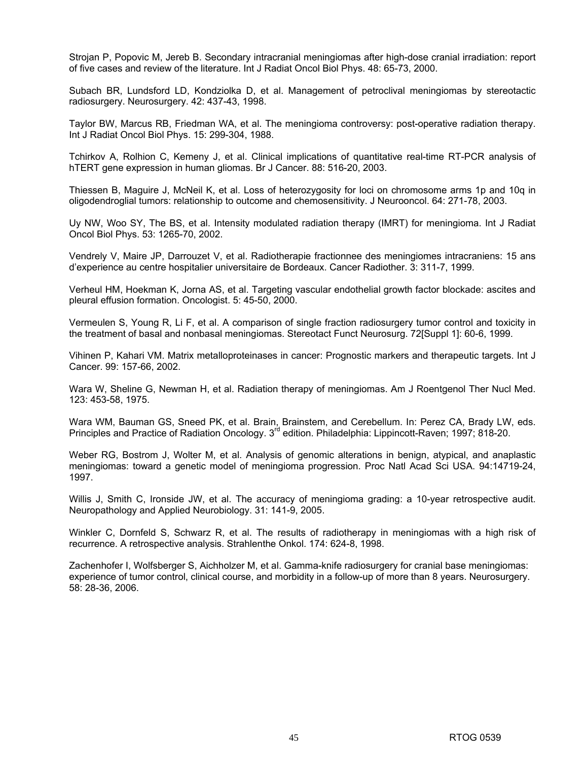Strojan P, Popovic M, Jereb B. Secondary intracranial meningiomas after high-dose cranial irradiation: report of five cases and review of the literature. Int J Radiat Oncol Biol Phys. 48: 65-73, 2000.

Subach BR, Lundsford LD, Kondziolka D, et al. Management of petroclival meningiomas by stereotactic radiosurgery. Neurosurgery. 42: 437-43, 1998.

Taylor BW, Marcus RB, Friedman WA, et al. The meningioma controversy: post-operative radiation therapy. Int J Radiat Oncol Biol Phys. 15: 299-304, 1988.

Tchirkov A, Rolhion C, Kemeny J, et al. Clinical implications of quantitative real-time RT-PCR analysis of hTERT gene expression in human gliomas. Br J Cancer. 88: 516-20, 2003.

Thiessen B, Maguire J, McNeil K, et al. Loss of heterozygosity for loci on chromosome arms 1p and 10q in oligodendroglial tumors: relationship to outcome and chemosensitivity. J Neurooncol. 64: 271-78, 2003.

Uy NW, Woo SY, The BS, et al. Intensity modulated radiation therapy (IMRT) for meningioma. Int J Radiat Oncol Biol Phys. 53: 1265-70, 2002.

Vendrely V, Maire JP, Darrouzet V, et al. Radiotherapie fractionnee des meningiomes intracraniens: 15 ans d'experience au centre hospitalier universitaire de Bordeaux. Cancer Radiother. 3: 311-7, 1999.

Verheul HM, Hoekman K, Jorna AS, et al. Targeting vascular endothelial growth factor blockade: ascites and pleural effusion formation. Oncologist. 5: 45-50, 2000.

Vermeulen S, Young R, Li F, et al. A comparison of single fraction radiosurgery tumor control and toxicity in the treatment of basal and nonbasal meningiomas. Stereotact Funct Neurosurg. 72[Suppl 1]: 60-6, 1999.

Vihinen P, Kahari VM. Matrix metalloproteinases in cancer: Prognostic markers and therapeutic targets. Int J Cancer. 99: 157-66, 2002.

Wara W, Sheline G, Newman H, et al. Radiation therapy of meningiomas. Am J Roentgenol Ther Nucl Med. 123: 453-58, 1975.

Wara WM, Bauman GS, Sneed PK, et al. Brain, Brainstem, and Cerebellum. In: Perez CA, Brady LW, eds. Principles and Practice of Radiation Oncology. 3rd edition. Philadelphia: Lippincott-Raven; 1997; 818-20.

Weber RG, Bostrom J, Wolter M, et al. Analysis of genomic alterations in benign, atypical, and anaplastic meningiomas: toward a genetic model of meningioma progression. Proc Natl Acad Sci USA. 94:14719-24, 1997.

Willis J, Smith C, Ironside JW, et al. The accuracy of meningioma grading: a 10-year retrospective audit. Neuropathology and Applied Neurobiology. 31: 141-9, 2005.

Winkler C, Dornfeld S, Schwarz R, et al. The results of radiotherapy in meningiomas with a high risk of recurrence. A retrospective analysis. Strahlenthe Onkol. 174: 624-8, 1998.

Zachenhofer I, Wolfsberger S, Aichholzer M, et al. Gamma-knife radiosurgery for cranial base meningiomas: experience of tumor control, clinical course, and morbidity in a follow-up of more than 8 years. Neurosurgery. 58: 28-36, 2006.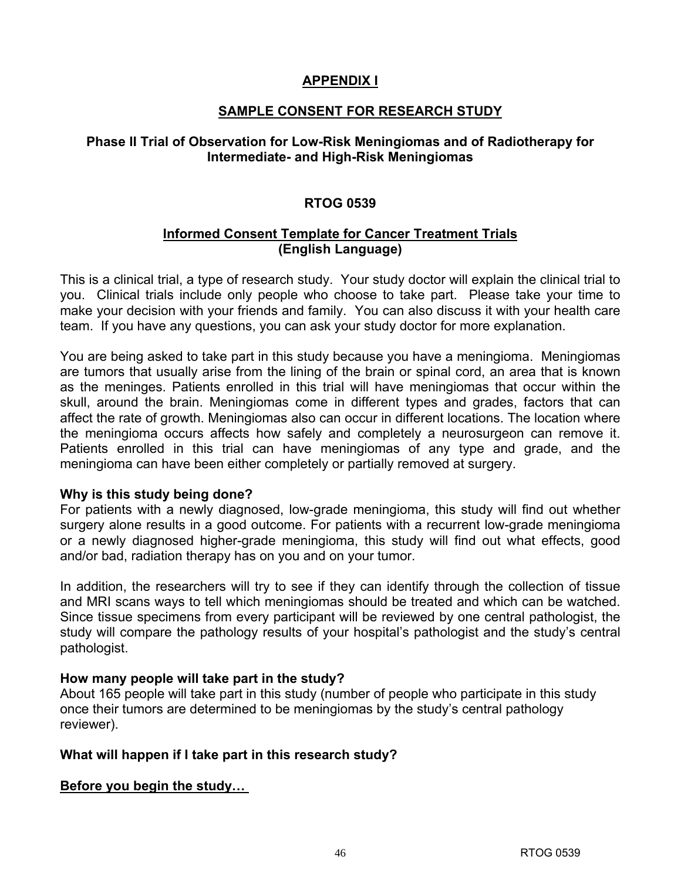## APPENDIX I

## SAMPLE CONSENT FOR RESEARCH STUDY

### Phase II Trial of Observation for Low-Risk Meningiomas and of Radiotherapy for Intermediate- and High-Risk Meningiomas

### RTOG 0539

### Informed Consent Template for Cancer Treatment Trials (English Language)

This is a clinical trial, a type of research study. Your study doctor will explain the clinical trial to you. Clinical trials include only people who choose to take part. Please take your time to make your decision with your friends and family. You can also discuss it with your health care team. If you have any questions, you can ask your study doctor for more explanation.

You are being asked to take part in this study because you have a meningioma. Meningiomas are tumors that usually arise from the lining of the brain or spinal cord, an area that is known as the meninges. Patients enrolled in this trial will have meningiomas that occur within the skull, around the brain. Meningiomas come in different types and grades, factors that can affect the rate of growth. Meningiomas also can occur in different locations. The location where the meningioma occurs affects how safely and completely a neurosurgeon can remove it. Patients enrolled in this trial can have meningiomas of any type and grade, and the meningioma can have been either completely or partially removed at surgery.

**Why is this study being done?**

For patients with a newly diagnosed, low-grade meningioma, this study will find out whether surgery alone results in a good outcome. For patients with a recurrent low-grade meningioma or a newly diagnosed higher-grade meningioma, this study will find out what effects, good and/or bad, radiation therapy has on you and on your tumor.

In addition, the researchers will try to see if they can identify through the collection of tissue and MRI scans ways to tell which meningiomas should be treated and which can be watched. Since tissue specimens from every participant will be reviewed by one central pathologist, the study will compare the pathology results of your hospital's pathologist and the study's central pathologist.

**How many people will take part in the study?**

About 165 people will take part in this study (number of people who participate in this study once their tumors are determined to be meningiomas by the study's central pathology reviewer).

**What will happen if I take part in this research study?**

**Before you begin the study…**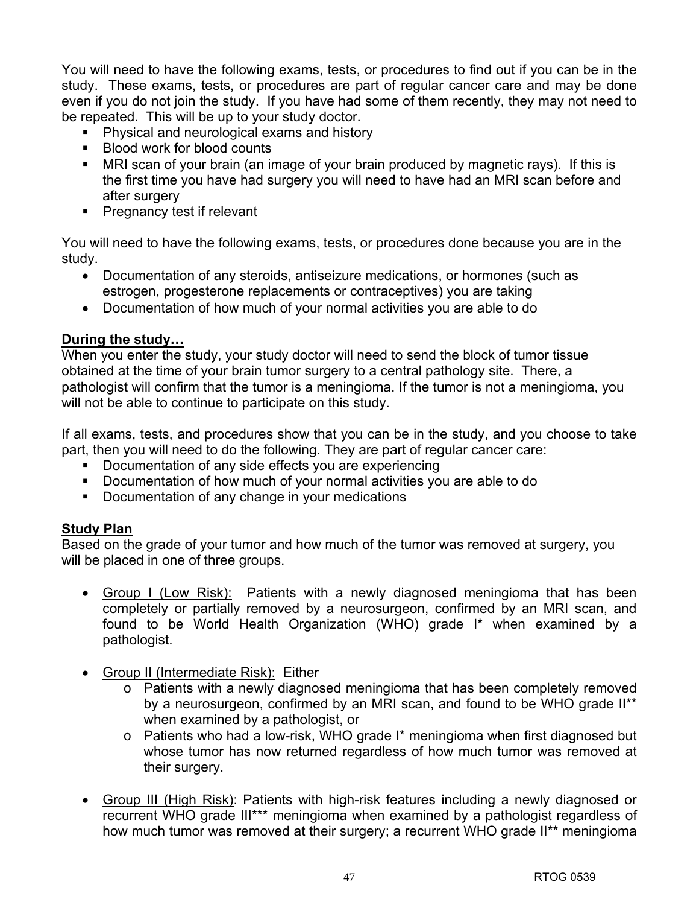You will need to have the following exams, tests, or procedures to find out if you can be in the study. These exams, tests, or procedures are part of regular cancer care and may be done even if you do not join the study. If you have had some of them recently, they may not need to be repeated. This will be up to your study doctor.

- Physical and neurological exams and history
- Blood work for blood counts
- MRI scan of your brain (an image of your brain produced by magnetic rays). If this is the first time you have had surgery you will need to have had an MRI scan before and after surgery
- Pregnancy test if relevant

You will need to have the following exams, tests, or procedures done because you are in the study.

- Documentation of any steroids, antiseizure medications, or hormones (such as estrogen, progesterone replacements or contraceptives) you are taking
- Documentation of how much of your normal activities you are able to do

**<u>During the study…</u>**

When you enter the study, your study doctor will need to send the block of tumor tissue obtained at the time of your brain tumor surgery to a central pathology site. There, a pathologist will confirm that the tumor is a meningioma. If the tumor is not a meningioma, you will not be able to continue to participate on this study.

If all exams, tests, and procedures show that you can be in the study, and you choose to take part, then you will need to do the following. They are part of regular cancer care:

- Documentation of any side effects you are experiencing
- Documentation of how much of your normal activities you are able to do
- Documentation of any change in your medications

**<u>Study Plan</u>**

Based on the grade of your tumor and how much of the tumor was removed at surgery, you will be placed in one of three groups.

- <u>Group I (Low Risk):</u> Patients with a newly diagnosed meningioma that has been completely or partially removed by a neurosurgeon, confirmed by an MRI scan, and found to be World Health Organization (WHO) grade I* when examined by a pathologist.

- <u>Group II (Intermediate Risk):</u> Either
  - Patients with a newly diagnosed meningioma that has been completely removed by a neurosurgeon, confirmed by an MRI scan, and found to be WHO grade II** when examined by a pathologist, or
  - Patients who had a low-risk, WHO grade I* meningioma when first diagnosed but whose tumor has now returned regardless of how much tumor was removed at their surgery.

- <u>Group III (High Risk)</u>: Patients with high-risk features including a newly diagnosed or recurrent WHO grade III*** meningioma when examined by a pathologist regardless of how much tumor was removed at their surgery; a recurrent WHO grade II** meningioma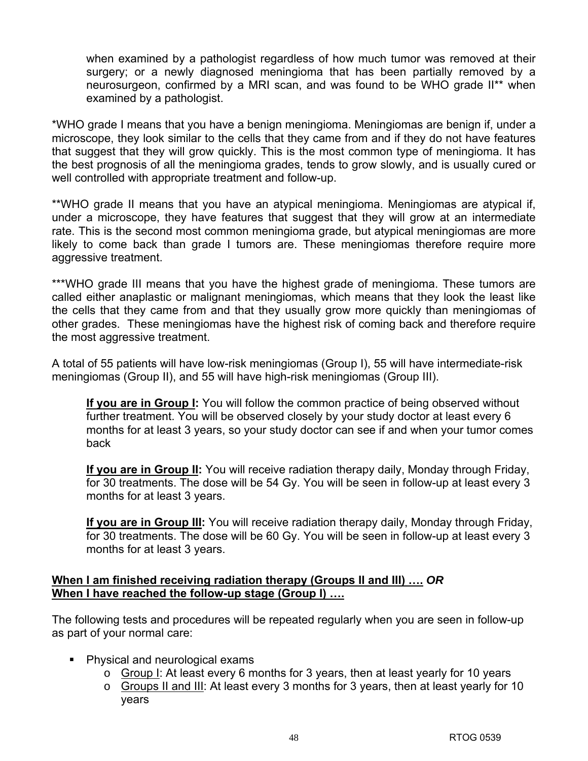when examined by a pathologist regardless of how much tumor was removed at their surgery; or a newly diagnosed meningioma that has been partially removed by a neurosurgeon, confirmed by a MRI scan, and was found to be WHO grade II** when examined by a pathologist.

*WHO grade I means that you have a benign meningioma. Meningiomas are benign if, under a microscope, they look similar to the cells that they came from and if they do not have features that suggest that they will grow quickly. This is the most common type of meningioma. It has the best prognosis of all the meningioma grades, tends to grow slowly, and is usually cured or well controlled with appropriate treatment and follow-up.

**WHO grade II means that you have an atypical meningioma. Meningiomas are atypical if, under a microscope, they have features that suggest that they will grow at an intermediate rate. This is the second most common meningioma grade, but atypical meningiomas are more likely to come back than grade I tumors are. These meningiomas therefore require more aggressive treatment.

***WHO grade III means that you have the highest grade of meningioma. These tumors are called either anaplastic or malignant meningiomas, which means that they look the least like the cells that they came from and that they usually grow more quickly than meningiomas of other grades. These meningiomas have the highest risk of coming back and therefore require the most aggressive treatment.

A total of 55 patients will have low-risk meningiomas (Group I), 55 will have intermediate-risk meningiomas (Group II), and 55 will have high-risk meningiomas (Group III).

> **<u>If you are in Group I</u>:** You will follow the common practice of being observed without further treatment. You will be observed closely by your study doctor at least every 6 months for at least 3 years, so your study doctor can see if and when your tumor comes back
>
> **<u>If you are in Group II</u>:** You will receive radiation therapy daily, Monday through Friday, for 30 treatments. The dose will be 54 Gy. You will be seen in follow-up at least every 3 months for at least 3 years.
>
> **<u>If you are in Group III</u>:** You will receive radiation therapy daily, Monday through Friday, for 30 treatments. The dose will be 60 Gy. You will be seen in follow-up at least every 3 months for at least 3 years.

**<u>When I am finished receiving radiation therapy (Groups II and III) ….</u>** ***OR***
**<u>When I have reached the follow-up stage (Group I) ….</u>**

The following tests and procedures will be repeated regularly when you are seen in follow-up as part of your normal care:

- Physical and neurological exams
  - <u>Group I</u>: At least every 6 months for 3 years, then at least yearly for 10 years
  - <u>Groups II and III</u>: At least every 3 months for 3 years, then at least yearly for 10 years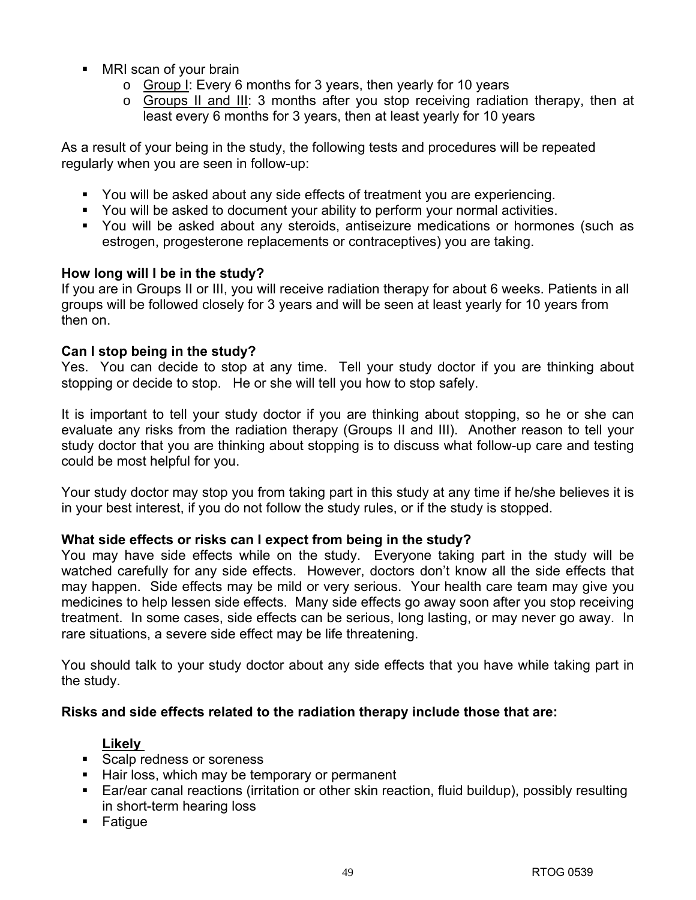- MRI scan of your brain
  - Group I: Every 6 months for 3 years, then yearly for 10 years
  - Groups II and III: 3 months after you stop receiving radiation therapy, then at least every 6 months for 3 years, then at least yearly for 10 years

As a result of your being in the study, the following tests and procedures will be repeated regularly when you are seen in follow-up:

- You will be asked about any side effects of treatment you are experiencing.
- You will be asked to document your ability to perform your normal activities.
- You will be asked about any steroids, antiseizure medications or hormones (such as estrogen, progesterone replacements or contraceptives) you are taking.

**How long will I be in the study?**
If you are in Groups II or III, you will receive radiation therapy for about 6 weeks. Patients in all groups will be followed closely for 3 years and will be seen at least yearly for 10 years from then on.

**Can I stop being in the study?**
Yes. You can decide to stop at any time. Tell your study doctor if you are thinking about stopping or decide to stop. He or she will tell you how to stop safely.

It is important to tell your study doctor if you are thinking about stopping, so he or she can evaluate any risks from the radiation therapy (Groups II and III). Another reason to tell your study doctor that you are thinking about stopping is to discuss what follow-up care and testing could be most helpful for you.

Your study doctor may stop you from taking part in this study at any time if he/she believes it is in your best interest, if you do not follow the study rules, or if the study is stopped.

**What side effects or risks can I expect from being in the study?**
You may have side effects while on the study. Everyone taking part in the study will be watched carefully for any side effects. However, doctors don't know all the side effects that may happen. Side effects may be mild or very serious. Your health care team may give you medicines to help lessen side effects. Many side effects go away soon after you stop receiving treatment. In some cases, side effects can be serious, long lasting, or may never go away. In rare situations, a severe side effect may be life threatening.

You should talk to your study doctor about any side effects that you have while taking part in the study.

**Risks and side effects related to the radiation therapy include those that are:**

**Likely**

- Scalp redness or soreness
- Hair loss, which may be temporary or permanent
- Ear/ear canal reactions (irritation or other skin reaction, fluid buildup), possibly resulting in short-term hearing loss
- Fatigue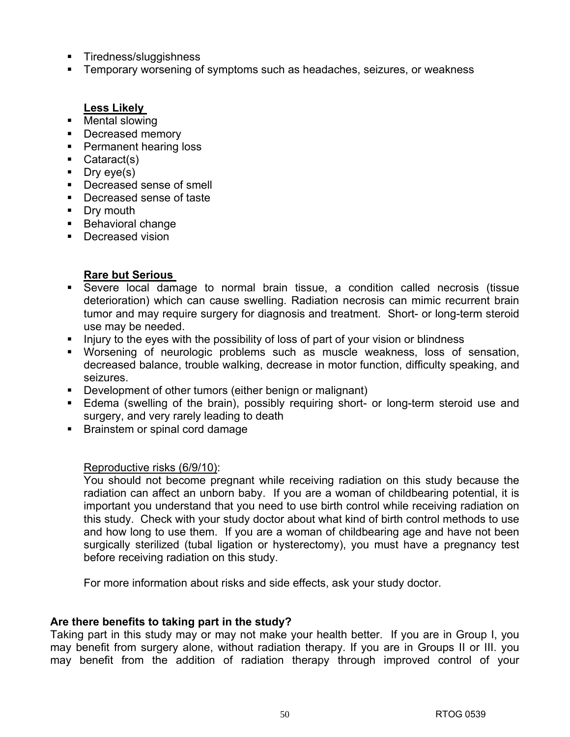- Tiredness/sluggishness
- Temporary worsening of symptoms such as headaches, seizures, or weakness

**Less Likely**

- Mental slowing
- Decreased memory
- Permanent hearing loss
- Cataract(s)
- Dry eye(s)
- Decreased sense of smell
- Decreased sense of taste
- Dry mouth
- Behavioral change
- Decreased vision

**Rare but Serious**

- Severe local damage to normal brain tissue, a condition called necrosis (tissue deterioration) which can cause swelling. Radiation necrosis can mimic recurrent brain tumor and may require surgery for diagnosis and treatment. Short- or long-term steroid use may be needed.
- Injury to the eyes with the possibility of loss of part of your vision or blindness
- Worsening of neurologic problems such as muscle weakness, loss of sensation, decreased balance, trouble walking, decrease in motor function, difficulty speaking, and seizures.
- Development of other tumors (either benign or malignant)
- Edema (swelling of the brain), possibly requiring short- or long-term steroid use and surgery, and very rarely leading to death
- Brainstem or spinal cord damage

Reproductive risks (6/9/10):

You should not become pregnant while receiving radiation on this study because the radiation can affect an unborn baby. If you are a woman of childbearing potential, it is important you understand that you need to use birth control while receiving radiation on this study. Check with your study doctor about what kind of birth control methods to use and how long to use them. If you are a woman of childbearing age and have not been surgically sterilized (tubal ligation or hysterectomy), you must have a pregnancy test before receiving radiation on this study.

For more information about risks and side effects, ask your study doctor.

**Are there benefits to taking part in the study?**

Taking part in this study may or may not make your health better. If you are in Group I, you may benefit from surgery alone, without radiation therapy. If you are in Groups II or III. you may benefit from the addition of radiation therapy through improved control of your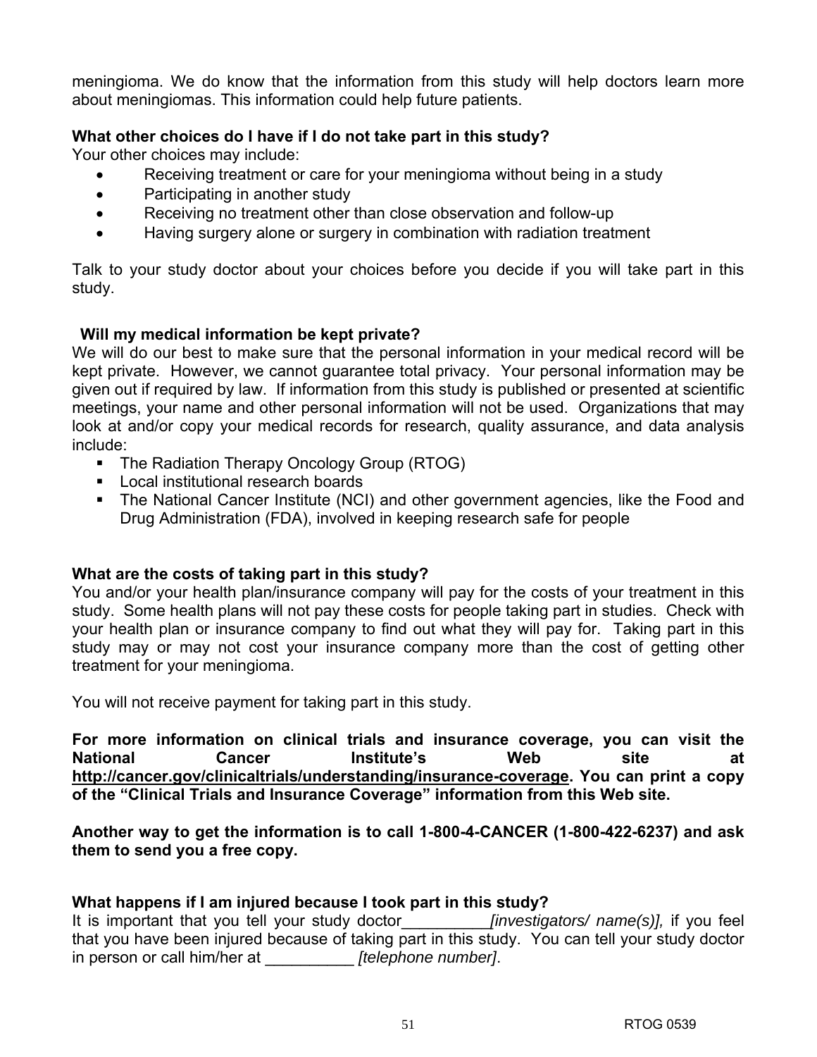meningioma. We do know that the information from this study will help doctors learn more about meningiomas. This information could help future patients.

**What other choices do I have if I do not take part in this study?**

Your other choices may include:

- Receiving treatment or care for your meningioma without being in a study
- Participating in another study
- Receiving no treatment other than close observation and follow-up
- Having surgery alone or surgery in combination with radiation treatment

Talk to your study doctor about your choices before you decide if you will take part in this study.

**Will my medical information be kept private?**

We will do our best to make sure that the personal information in your medical record will be kept private. However, we cannot guarantee total privacy. Your personal information may be given out if required by law. If information from this study is published or presented at scientific meetings, your name and other personal information will not be used. Organizations that may look at and/or copy your medical records for research, quality assurance, and data analysis include:

- The Radiation Therapy Oncology Group (RTOG)
- Local institutional research boards
- The National Cancer Institute (NCI) and other government agencies, like the Food and Drug Administration (FDA), involved in keeping research safe for people

**What are the costs of taking part in this study?**

You and/or your health plan/insurance company will pay for the costs of your treatment in this study. Some health plans will not pay these costs for people taking part in studies. Check with your health plan or insurance company to find out what they will pay for. Taking part in this study may or may not cost your insurance company more than the cost of getting other treatment for your meningioma.

You will not receive payment for taking part in this study.

**For more information on clinical trials and insurance coverage, you can visit the National Cancer Institute's Web site at http://cancer.gov/clinicaltrials/understanding/insurance-coverage. You can print a copy of the "Clinical Trials and Insurance Coverage" information from this Web site.**

**Another way to get the information is to call 1-800-4-CANCER (1-800-422-6237) and ask them to send you a free copy.**

**What happens if I am injured because I took part in this study?**

It is important that you tell your study doctor__________ *[investigators/ name(s)],* if you feel that you have been injured because of taking part in this study. You can tell your study doctor in person or call him/her at __________ *[telephone number]*.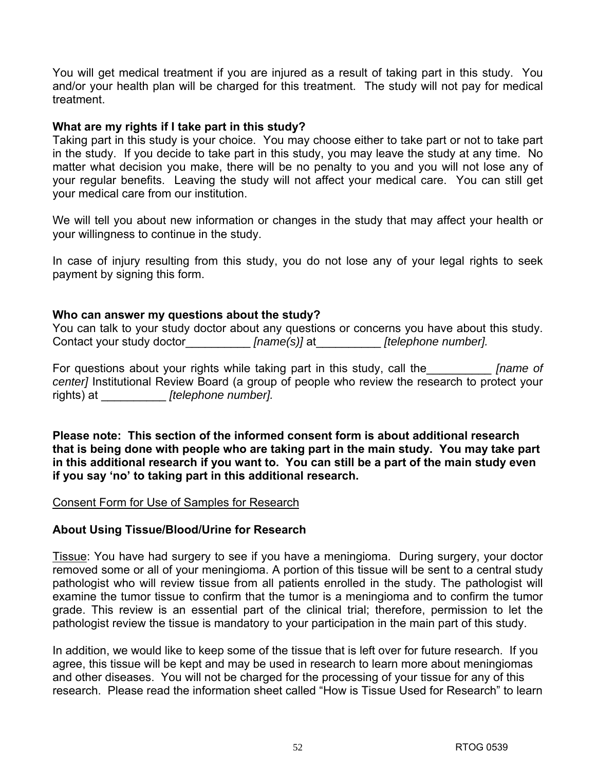You will get medical treatment if you are injured as a result of taking part in this study. You and/or your health plan will be charged for this treatment. The study will not pay for medical treatment.

**What are my rights if I take part in this study?**

Taking part in this study is your choice. You may choose either to take part or not to take part in the study. If you decide to take part in this study, you may leave the study at any time. No matter what decision you make, there will be no penalty to you and you will not lose any of your regular benefits. Leaving the study will not affect your medical care. You can still get your medical care from our institution.

We will tell you about new information or changes in the study that may affect your health or your willingness to continue in the study.

In case of injury resulting from this study, you do not lose any of your legal rights to seek payment by signing this form.

**Who can answer my questions about the study?**

You can talk to your study doctor about any questions or concerns you have about this study. Contact your study doctor__________ *[name(s)]* at__________ *[telephone number].*

For questions about your rights while taking part in this study, call the__________ *[name of center]* Institutional Review Board (a group of people who review the research to protect your rights) at __________ *[telephone number].*

**Please note: This section of the informed consent form is about additional research that is being done with people who are taking part in the main study. You may take part in this additional research if you want to. You can still be a part of the main study even if you say 'no' to taking part in this additional research.**

<u>Consent Form for Use of Samples for Research</u>

**About Using Tissue/Blood/Urine for Research**

<u>Tissue</u>: You have had surgery to see if you have a meningioma. During surgery, your doctor removed some or all of your meningioma. A portion of this tissue will be sent to a central study pathologist who will review tissue from all patients enrolled in the study. The pathologist will examine the tumor tissue to confirm that the tumor is a meningioma and to confirm the tumor grade. This review is an essential part of the clinical trial; therefore, permission to let the pathologist review the tissue is mandatory to your participation in the main part of this study.

In addition, we would like to keep some of the tissue that is left over for future research. If you agree, this tissue will be kept and may be used in research to learn more about meningiomas and other diseases. You will not be charged for the processing of your tissue for any of this research. Please read the information sheet called "How is Tissue Used for Research" to learn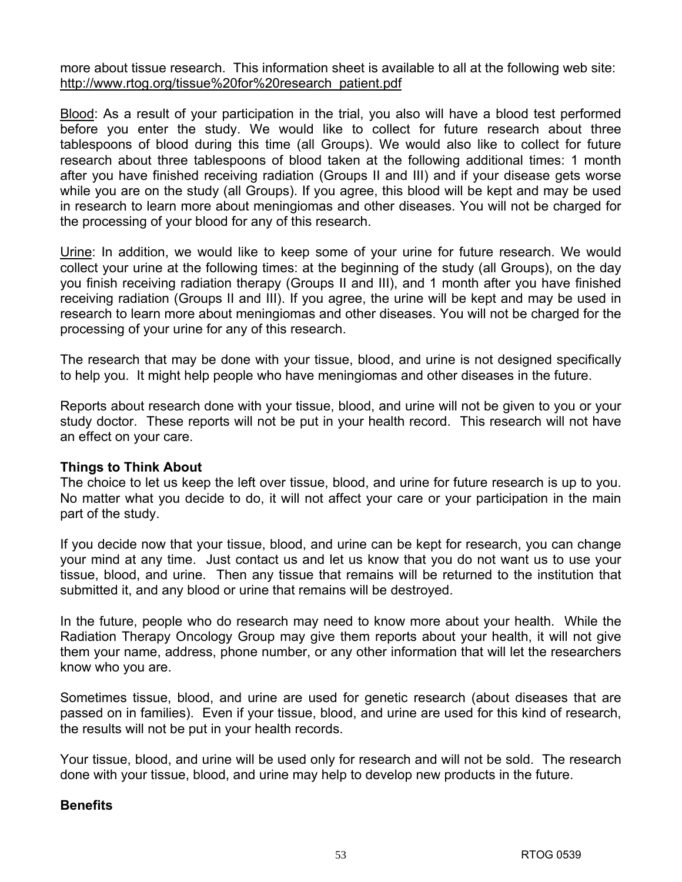more about tissue research. This information sheet is available to all at the following web site: http://www.rtog.org/tissue%20for%20research_patient.pdf

Blood: As a result of your participation in the trial, you also will have a blood test performed before you enter the study. We would like to collect for future research about three tablespoons of blood during this time (all Groups). We would also like to collect for future research about three tablespoons of blood taken at the following additional times: 1 month after you have finished receiving radiation (Groups II and III) and if your disease gets worse while you are on the study (all Groups). If you agree, this blood will be kept and may be used in research to learn more about meningiomas and other diseases. You will not be charged for the processing of your blood for any of this research.

Urine: In addition, we would like to keep some of your urine for future research. We would collect your urine at the following times: at the beginning of the study (all Groups), on the day you finish receiving radiation therapy (Groups II and III), and 1 month after you have finished receiving radiation (Groups II and III). If you agree, the urine will be kept and may be used in research to learn more about meningiomas and other diseases. You will not be charged for the processing of your urine for any of this research.

The research that may be done with your tissue, blood, and urine is not designed specifically to help you. It might help people who have meningiomas and other diseases in the future.

Reports about research done with your tissue, blood, and urine will not be given to you or your study doctor. These reports will not be put in your health record. This research will not have an effect on your care.

**Things to Think About**

The choice to let us keep the left over tissue, blood, and urine for future research is up to you. No matter what you decide to do, it will not affect your care or your participation in the main part of the study.

If you decide now that your tissue, blood, and urine can be kept for research, you can change your mind at any time. Just contact us and let us know that you do not want us to use your tissue, blood, and urine. Then any tissue that remains will be returned to the institution that submitted it, and any blood or urine that remains will be destroyed.

In the future, people who do research may need to know more about your health. While the Radiation Therapy Oncology Group may give them reports about your health, it will not give them your name, address, phone number, or any other information that will let the researchers know who you are.

Sometimes tissue, blood, and urine are used for genetic research (about diseases that are passed on in families). Even if your tissue, blood, and urine are used for this kind of research, the results will not be put in your health records.

Your tissue, blood, and urine will be used only for research and will not be sold. The research done with your tissue, blood, and urine may help to develop new products in the future.

**Benefits**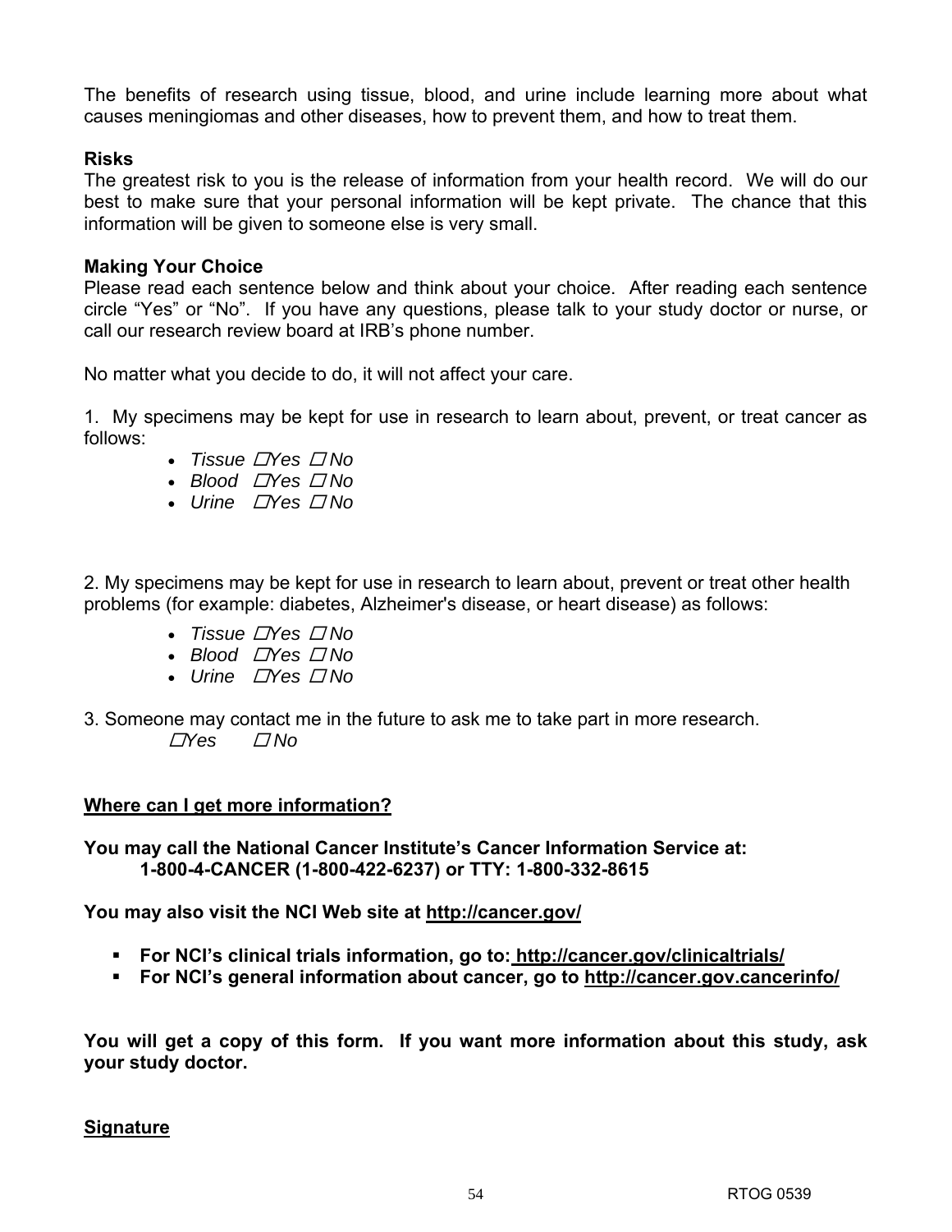The benefits of research using tissue, blood, and urine include learning more about what causes meningiomas and other diseases, how to prevent them, and how to treat them.

**Risks**

The greatest risk to you is the release of information from your health record. We will do our best to make sure that your personal information will be kept private. The chance that this information will be given to someone else is very small.

**Making Your Choice**

Please read each sentence below and think about your choice. After reading each sentence circle "Yes" or "No". If you have any questions, please talk to your study doctor or nurse, or call our research review board at IRB's phone number.

No matter what you decide to do, it will not affect your care.

1. My specimens may be kept for use in research to learn about, prevent, or treat cancer as follows:

- *Tissue ☐Yes ☐ No*
- *Blood ☐Yes ☐ No*
- *Urine ☐Yes ☐ No*

2. My specimens may be kept for use in research to learn about, prevent or treat other health problems (for example: diabetes, Alzheimer's disease, or heart disease) as follows:

- *Tissue ☐Yes ☐ No*
- *Blood ☐Yes ☐ No*
- *Urine ☐Yes ☐ No*

3. Someone may contact me in the future to ask me to take part in more research.

*☐Yes ☐ No*

**Where can I get more information?**

**You may call the National Cancer Institute's Cancer Information Service at:**
**1-800-4-CANCER (1-800-422-6237) or TTY: 1-800-332-8615**

**You may also visit the NCI Web site at http://cancer.gov/**

- **For NCI's clinical trials information, go to: http://cancer.gov/clinicaltrials/**
- **For NCI's general information about cancer, go to http://cancer.gov.cancerinfo/**

**You will get a copy of this form. If you want more information about this study, ask your study doctor.**

**Signature**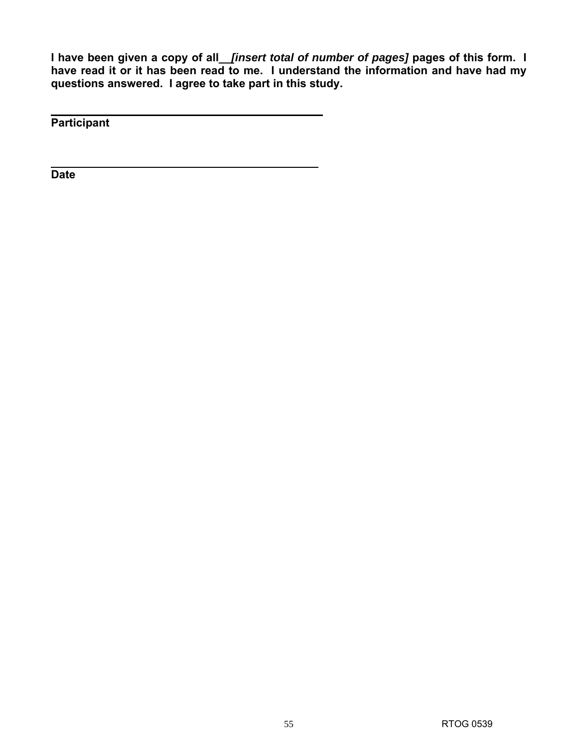**I have been given a copy of all__*[insert total of number of pages]* pages of this form. I have read it or it has been read to me. I understand the information and have had my questions answered. I agree to take part in this study.**

\_\_\_\_\_\_\_\_\_\_\_\_\_\_\_\_\_\_\_\_\_\_\_\_\_\_\_\_\_\_\_\_\_\_\_\_\_\_\_\_\_\_\_\_

**Participant**

\_\_\_\_\_\_\_\_\_\_\_\_\_\_\_\_\_\_\_\_\_\_\_\_\_\_\_\_\_\_\_\_\_\_\_\_\_\_\_\_\_\_\_\_

**Date**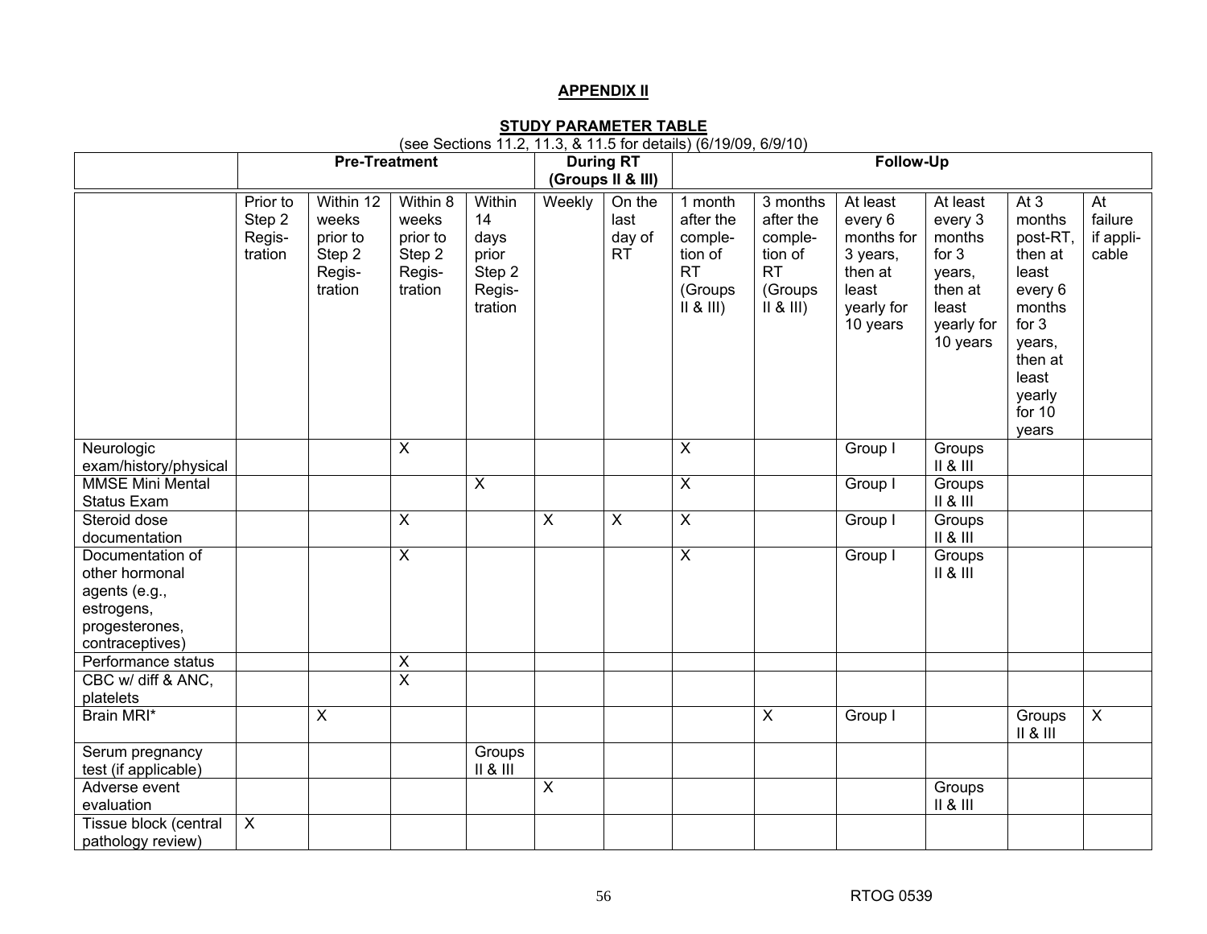**APPENDIX II**

**STUDY PARAMETER TABLE**

(see Sections 11.2, 11.3, & 11.5 for details) (6/19/09, 6/9/10)

| | Pre-Treatment | | | | During RT (Groups II & III) | | Follow-Up | | | | | |
|---|---|---|---|---|---|---|---|---|---|---|---|---|
| | Prior to Step 2 Registration | Within 12 weeks prior to Step 2 Registration | Within 8 weeks prior to Step 2 Registration | Within 14 days prior Step 2 Registration | Weekly | On the last day of RT | 1 month after the completion of RT (Groups II & III) | 3 months after the completion of RT (Groups II & III) | At least every 6 months for 3 years, then at least yearly for 10 years | At least every 3 months for 3 years, then at least yearly for 10 years | At 3 months post-RT, then at least every 6 months for 3 years, then at least yearly for 10 years | At failure if applicable |
| Neurologic exam/history/physical | | | X | | | | X | | Group I | Groups II & III | | |
| MMSE Mini Mental Status Exam | | | | X | | | X | | Group I | Groups II & III | | |
| Steroid dose documentation | | | X | | X | X | X | | Group I | Groups II & III | | |
| Documentation of other hormonal agents (e.g., estrogens, progesterones, contraceptives) | | | X | | | | X | | Group I | Groups II & III | | |
| Performance status | | | X | | | | | | | | | |
| CBC w/ diff & ANC, platelets | | | X | | | | | | | | | |
| Brain MRI* | | X | | | | | | X | Group I | | Groups II & III | X |
| Serum pregnancy test (if applicable) | | | | Groups II & III | | | | | | | | |
| Adverse event evaluation | | | | | X | | | | | Groups II & III | | |
| Tissue block (central pathology review) | X | | | | | | | | | | | |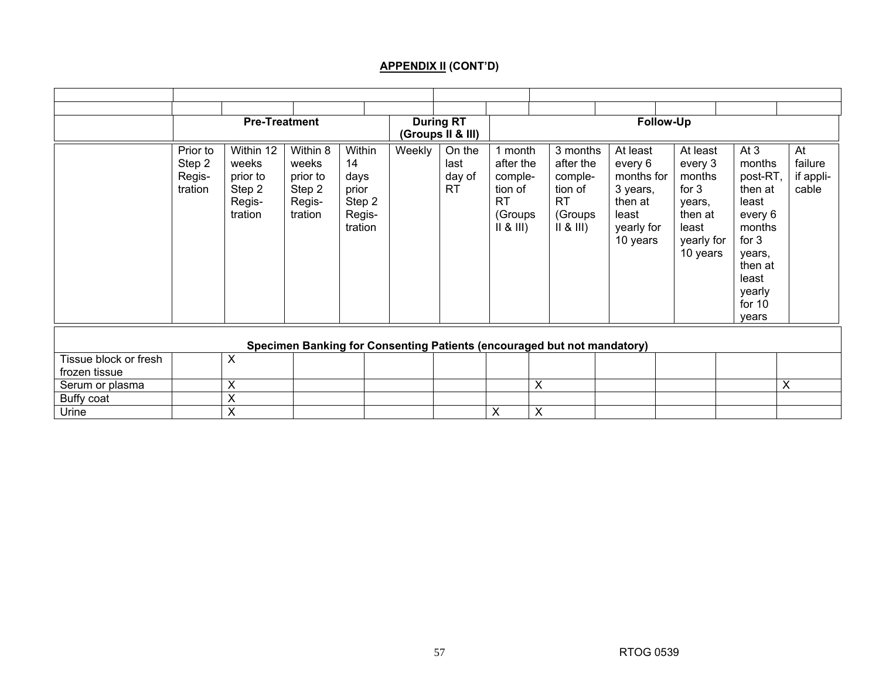## APPENDIX II (CONT'D)

| | Pre-Treatment | | | | During RT (Groups II & III) | | Follow-Up | | | | | |
|---|---|---|---|---|---|---|---|---|---|---|---|---|
| | Prior to Step 2 Regis-tration | Within 12 weeks prior to Step 2 Regis-tration | Within 8 weeks prior to Step 2 Regis-tration | Within 14 days prior Step 2 Regis-tration | Weekly | On the last day of RT | 1 month after the comple-tion of RT (Groups II & III) | 3 months after the comple-tion of RT (Groups II & III) | At least every 6 months for 3 years, then at least yearly for 10 years | At least every 3 months for 3 years, then at least yearly for 10 years | At 3 months post-RT, then at least every 6 months for 3 years, then at least yearly for 10 years | At failure if appli-cable |
| **Specimen Banking for Consenting Patients (encouraged but not mandatory)** | | | | | | | | | | | | |
| Tissue block or fresh frozen tissue | | X | | | | | | | | | | |
| Serum or plasma | | X | | | | | | X | | | | X |
| Buffy coat | | X | | | | | | | | | | |
| Urine | | X | | | | | X | X | | | | |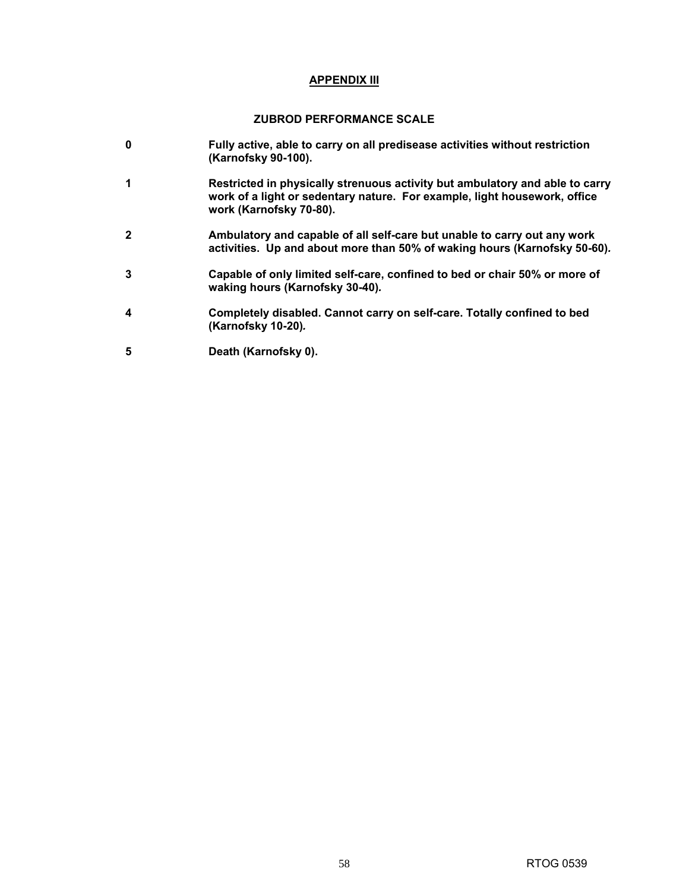## APPENDIX III

### ZUBROD PERFORMANCE SCALE

| | |
|---|---|
| **0** | **Fully active, able to carry on all predisease activities without restriction (Karnofsky 90-100).** |
| **1** | **Restricted in physically strenuous activity but ambulatory and able to carry work of a light or sedentary nature. For example, light housework, office work (Karnofsky 70-80).** |
| **2** | **Ambulatory and capable of all self-care but unable to carry out any work activities. Up and about more than 50% of waking hours (Karnofsky 50-60).** |
| **3** | **Capable of only limited self-care, confined to bed or chair 50% or more of waking hours (Karnofsky 30-40).** |
| **4** | **Completely disabled. Cannot carry on self-care. Totally confined to bed (Karnofsky 10-20).** |
| **5** | **Death (Karnofsky 0).** |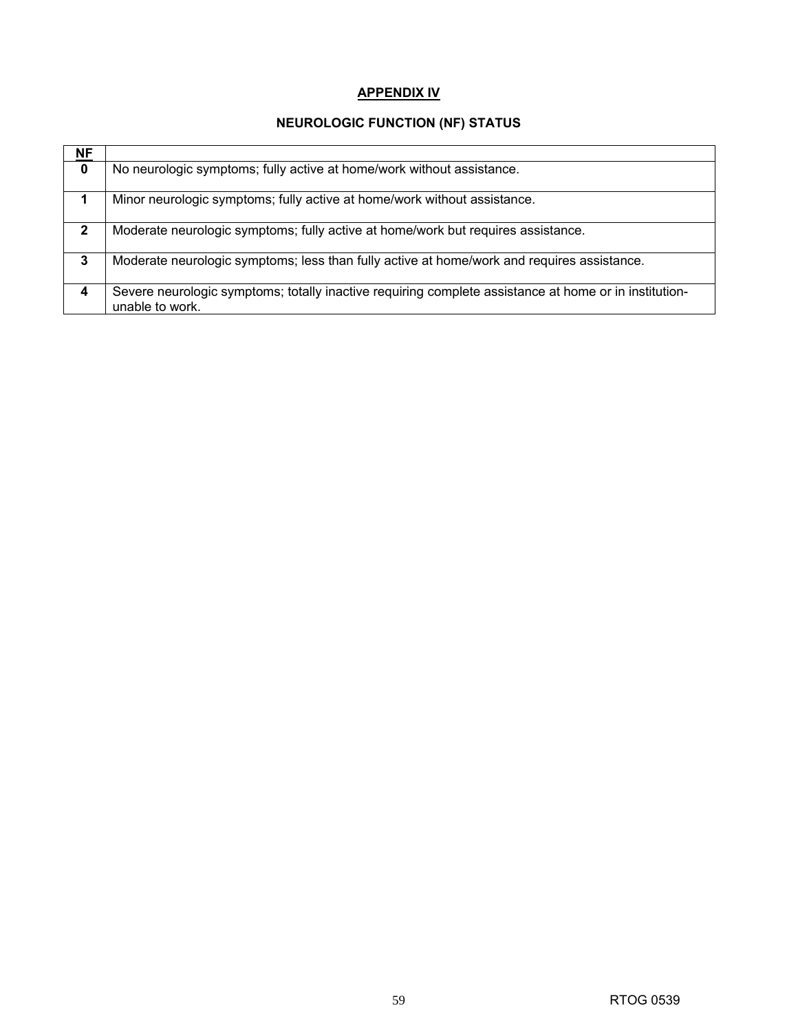## APPENDIX IV

### NEUROLOGIC FUNCTION (NF) STATUS

| NF | |
|---|---|
| **0** | No neurologic symptoms; fully active at home/work without assistance. |
| **1** | Minor neurologic symptoms; fully active at home/work without assistance. |
| **2** | Moderate neurologic symptoms; fully active at home/work but requires assistance. |
| **3** | Moderate neurologic symptoms; less than fully active at home/work and requires assistance. |
| **4** | Severe neurologic symptoms; totally inactive requiring complete assistance at home or in institution-unable to work. |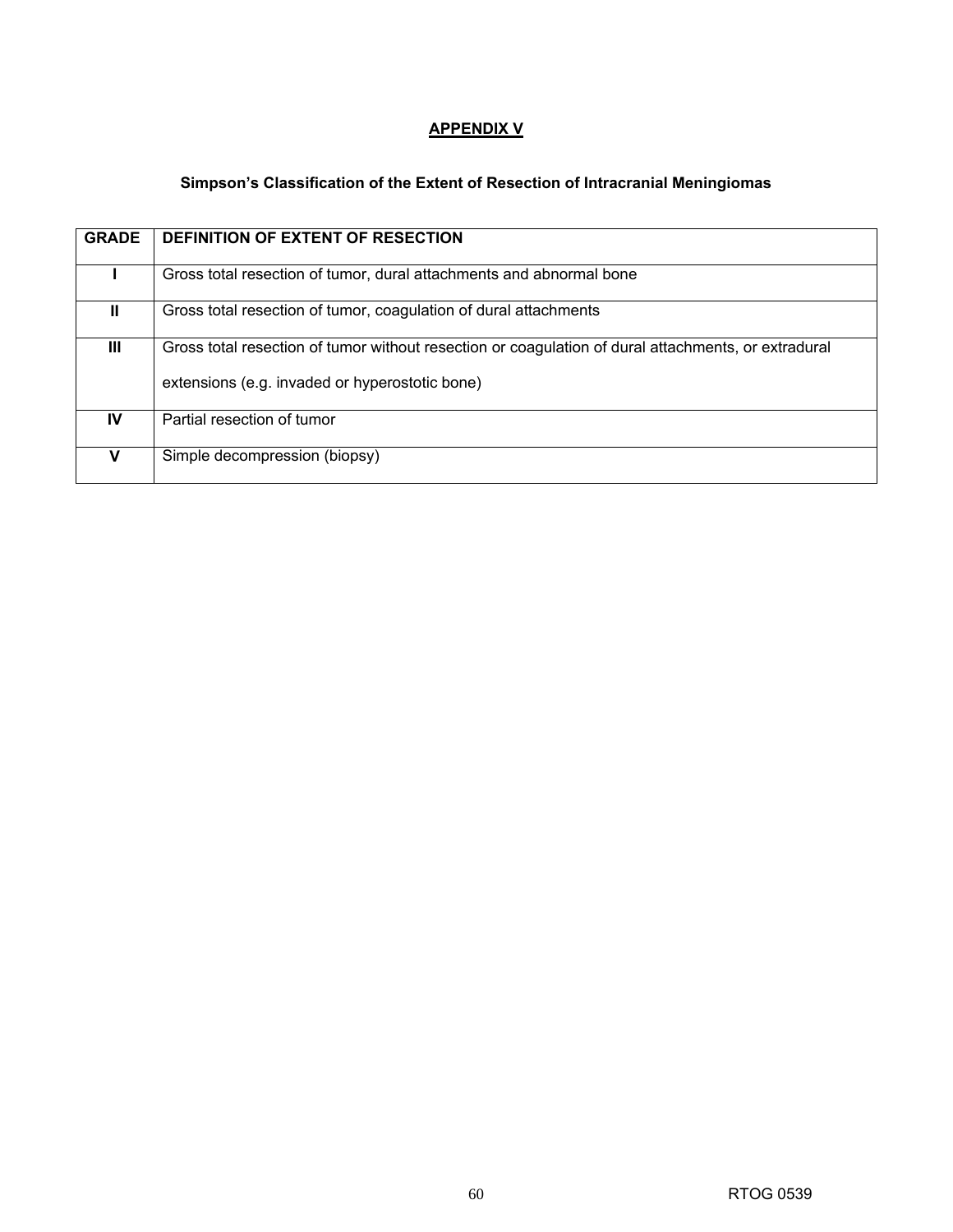## APPENDIX V

### Simpson's Classification of the Extent of Resection of Intracranial Meningiomas

| GRADE | DEFINITION OF EXTENT OF RESECTION |
|---|---|
| I | Gross total resection of tumor, dural attachments and abnormal bone |
| II | Gross total resection of tumor, coagulation of dural attachments |
| III | Gross total resection of tumor without resection or coagulation of dural attachments, or extradural extensions (e.g. invaded or hyperostotic bone) |
| IV | Partial resection of tumor |
| V | Simple decompression (biopsy) |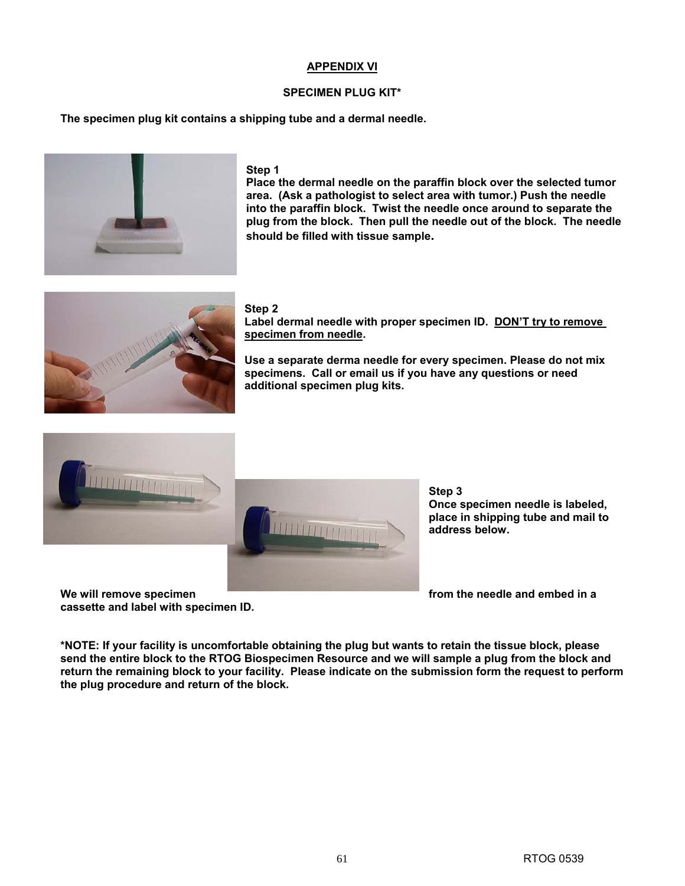## APPENDIX VI

### SPECIMEN PLUG KIT*

**The specimen plug kit contains a shipping tube and a dermal needle.**

**Step 1**
**Place the dermal needle on the paraffin block over the selected tumor area. (Ask a pathologist to select area with tumor.) Push the needle into the paraffin block. Twist the needle once around to separate the plug from the block. Then pull the needle out of the block. The needle should be filled with tissue sample.**

**Step 2**
**Label dermal needle with proper specimen ID. DON'T try to remove specimen from needle.**

**Use a separate derma needle for every specimen. Please do not mix specimens. Call or email us if you have any questions or need additional specimen plug kits.**

**Step 3**
**Once specimen needle is labeled, place in shipping tube and mail to address below.**

**We will remove specimen from the needle and embed in a cassette and label with specimen ID.**

***NOTE: If your facility is uncomfortable obtaining the plug but wants to retain the tissue block, please send the entire block to the RTOG Biospecimen Resource and we will sample a plug from the block and return the remaining block to your facility. Please indicate on the submission form the request to perform the plug procedure and return of the block.**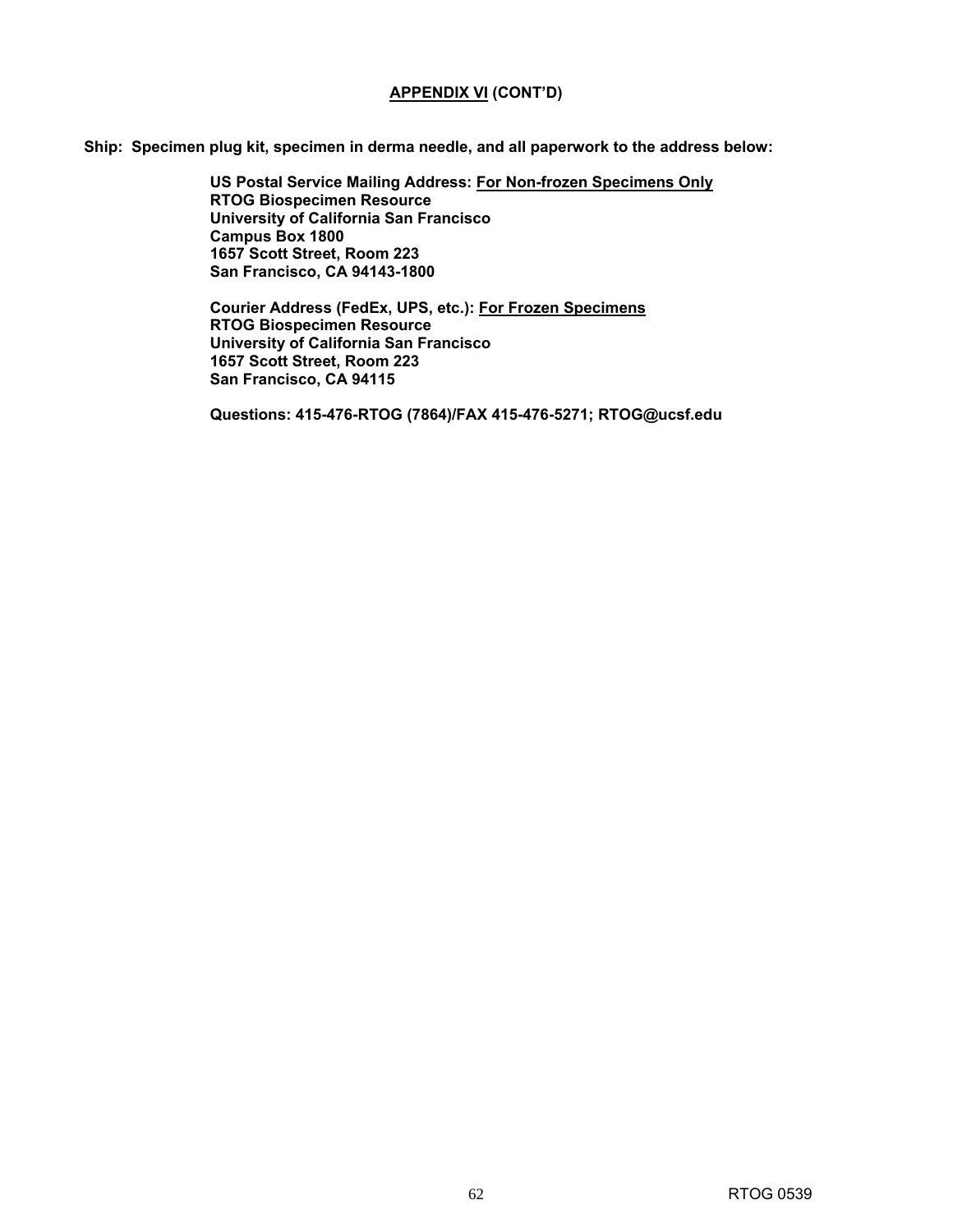## APPENDIX VI (CONT'D)

**Ship: Specimen plug kit, specimen in derma needle, and all paperwork to the address below:**

**US Postal Service Mailing Address: For Non-frozen Specimens Only**
**RTOG Biospecimen Resource**
**University of California San Francisco**
**Campus Box 1800**
**1657 Scott Street, Room 223**
**San Francisco, CA 94143-1800**

**Courier Address (FedEx, UPS, etc.): For Frozen Specimens**
**RTOG Biospecimen Resource**
**University of California San Francisco**
**1657 Scott Street, Room 223**
**San Francisco, CA 94115**

**Questions: 415-476-RTOG (7864)/FAX 415-476-5271; RTOG@ucsf.edu**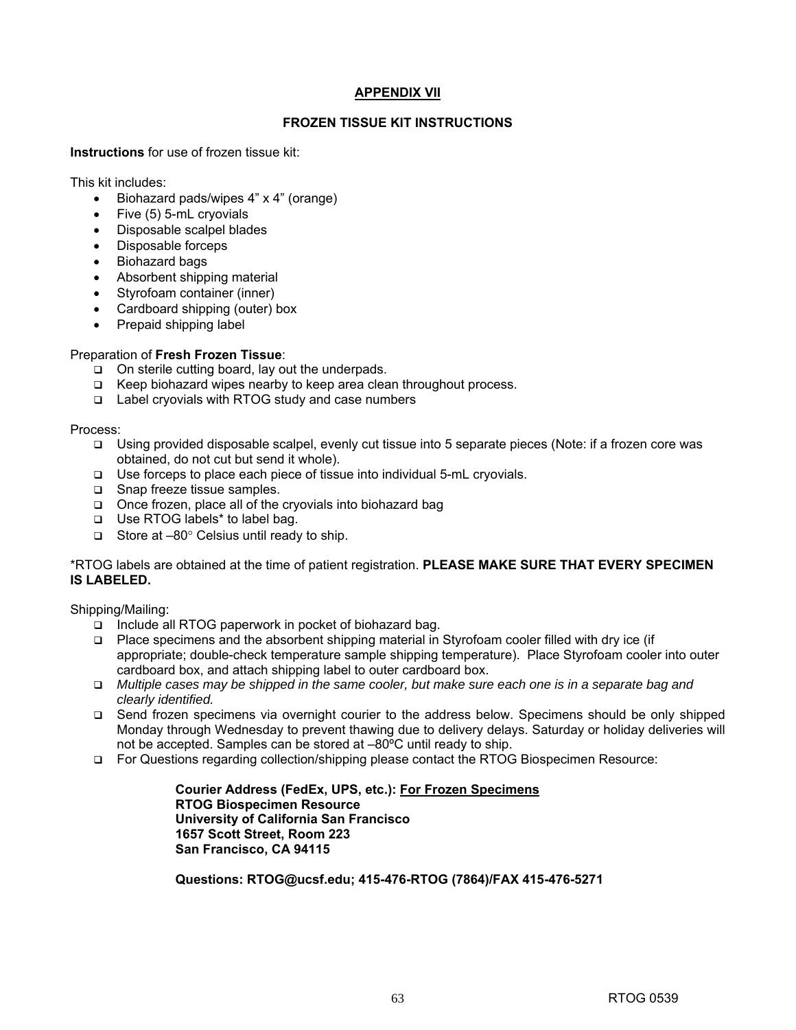## APPENDIX VII

### FROZEN TISSUE KIT INSTRUCTIONS

**Instructions** for use of frozen tissue kit:

This kit includes:

- Biohazard pads/wipes 4" x 4" (orange)
- Five (5) 5-mL cryovials
- Disposable scalpel blades
- Disposable forceps
- Biohazard bags
- Absorbent shipping material
- Styrofoam container (inner)
- Cardboard shipping (outer) box
- Prepaid shipping label

Preparation of **Fresh Frozen Tissue**:

- On sterile cutting board, lay out the underpads.
- Keep biohazard wipes nearby to keep area clean throughout process.
- Label cryovials with RTOG study and case numbers

Process:

- Using provided disposable scalpel, evenly cut tissue into 5 separate pieces (Note: if a frozen core was obtained, do not cut but send it whole).
- Use forceps to place each piece of tissue into individual 5-mL cryovials.
- Snap freeze tissue samples.
- Once frozen, place all of the cryovials into biohazard bag
- Use RTOG labels* to label bag.
- Store at –80° Celsius until ready to ship.

*RTOG labels are obtained at the time of patient registration. **PLEASE MAKE SURE THAT EVERY SPECIMEN IS LABELED.**

Shipping/Mailing:

- Include all RTOG paperwork in pocket of biohazard bag.
- Place specimens and the absorbent shipping material in Styrofoam cooler filled with dry ice (if appropriate; double-check temperature sample shipping temperature). Place Styrofoam cooler into outer cardboard box, and attach shipping label to outer cardboard box.
- *Multiple cases may be shipped in the same cooler, but make sure each one is in a separate bag and clearly identified.*
- Send frozen specimens via overnight courier to the address below. Specimens should be only shipped Monday through Wednesday to prevent thawing due to delivery delays. Saturday or holiday deliveries will not be accepted. Samples can be stored at –80ºC until ready to ship.
- For Questions regarding collection/shipping please contact the RTOG Biospecimen Resource:

**Courier Address (FedEx, UPS, etc.): For Frozen Specimens**
**RTOG Biospecimen Resource**
**University of California San Francisco**
**1657 Scott Street, Room 223**
**San Francisco, CA 94115**

**Questions: RTOG@ucsf.edu; 415-476-RTOG (7864)/FAX 415-476-5271**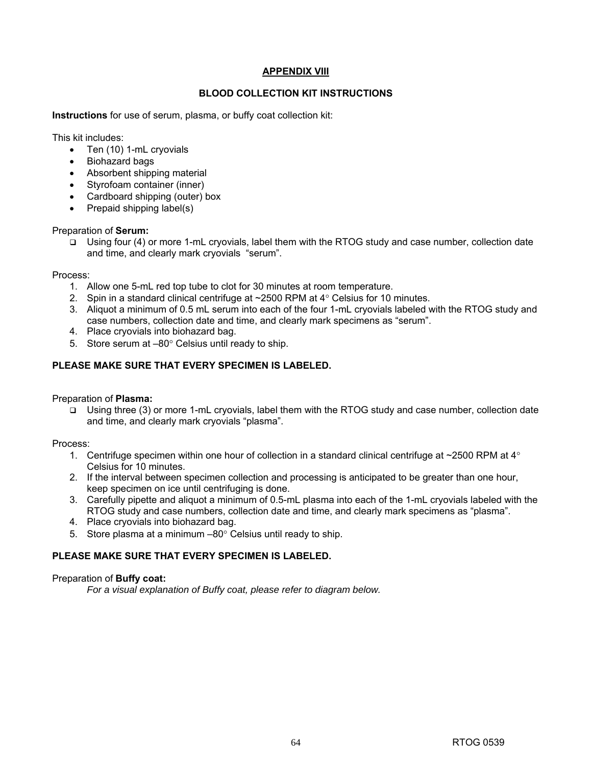## APPENDIX VIII

### BLOOD COLLECTION KIT INSTRUCTIONS

**Instructions** for use of serum, plasma, or buffy coat collection kit:

This kit includes:

- Ten (10) 1-mL cryovials
- Biohazard bags
- Absorbent shipping material
- Styrofoam container (inner)
- Cardboard shipping (outer) box
- Prepaid shipping label(s)

Preparation of **Serum:**

- ❑ Using four (4) or more 1-mL cryovials, label them with the RTOG study and case number, collection date and time, and clearly mark cryovials "serum".

Process:

1. Allow one 5-mL red top tube to clot for 30 minutes at room temperature.
2. Spin in a standard clinical centrifuge at ~2500 RPM at 4° Celsius for 10 minutes.
3. Aliquot a minimum of 0.5 mL serum into each of the four 1-mL cryovials labeled with the RTOG study and case numbers, collection date and time, and clearly mark specimens as "serum".
4. Place cryovials into biohazard bag.
5. Store serum at –80° Celsius until ready to ship.

**PLEASE MAKE SURE THAT EVERY SPECIMEN IS LABELED.**

Preparation of **Plasma:**

- ❑ Using three (3) or more 1-mL cryovials, label them with the RTOG study and case number, collection date and time, and clearly mark cryovials "plasma".

Process:

1. Centrifuge specimen within one hour of collection in a standard clinical centrifuge at ~2500 RPM at 4° Celsius for 10 minutes.
2. If the interval between specimen collection and processing is anticipated to be greater than one hour, keep specimen on ice until centrifuging is done.
3. Carefully pipette and aliquot a minimum of 0.5-mL plasma into each of the 1-mL cryovials labeled with the RTOG study and case numbers, collection date and time, and clearly mark specimens as "plasma".
4. Place cryovials into biohazard bag.
5. Store plasma at a minimum –80° Celsius until ready to ship.

**PLEASE MAKE SURE THAT EVERY SPECIMEN IS LABELED.**

Preparation of **Buffy coat:**

*For a visual explanation of Buffy coat, please refer to diagram below.*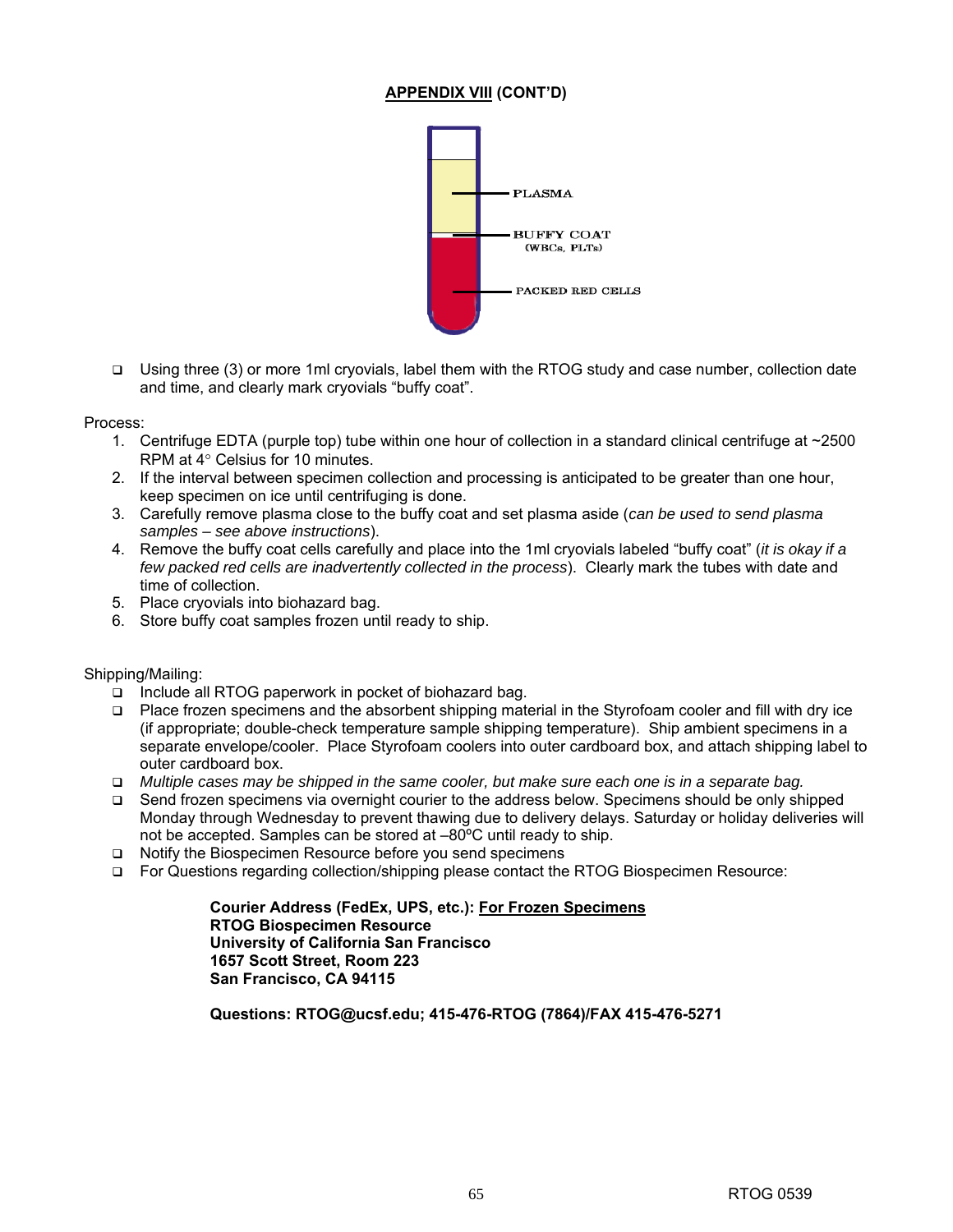**APPENDIX VIII (CONT'D)**

PLASMA

BUFFY COAT
(WBCs, PLTs)

PACKED RED CELLS

- Using three (3) or more 1ml cryovials, label them with the RTOG study and case number, collection date and time, and clearly mark cryovials "buffy coat".

Process:

1. Centrifuge EDTA (purple top) tube within one hour of collection in a standard clinical centrifuge at ~2500 RPM at 4° Celsius for 10 minutes.
2. If the interval between specimen collection and processing is anticipated to be greater than one hour, keep specimen on ice until centrifuging is done.
3. Carefully remove plasma close to the buffy coat and set plasma aside (*can be used to send plasma samples – see above instructions*).
4. Remove the buffy coat cells carefully and place into the 1ml cryovials labeled "buffy coat" (*it is okay if a few packed red cells are inadvertently collected in the process*). Clearly mark the tubes with date and time of collection.
5. Place cryovials into biohazard bag.
6. Store buffy coat samples frozen until ready to ship.

Shipping/Mailing:

- Include all RTOG paperwork in pocket of biohazard bag.
- Place frozen specimens and the absorbent shipping material in the Styrofoam cooler and fill with dry ice (if appropriate; double-check temperature sample shipping temperature). Ship ambient specimens in a separate envelope/cooler. Place Styrofoam coolers into outer cardboard box, and attach shipping label to outer cardboard box.
- *Multiple cases may be shipped in the same cooler, but make sure each one is in a separate bag.*
- Send frozen specimens via overnight courier to the address below. Specimens should be only shipped Monday through Wednesday to prevent thawing due to delivery delays. Saturday or holiday deliveries will not be accepted. Samples can be stored at –80ºC until ready to ship.
- Notify the Biospecimen Resource before you send specimens
- For Questions regarding collection/shipping please contact the RTOG Biospecimen Resource:

**Courier Address (FedEx, UPS, etc.): For Frozen Specimens**
**RTOG Biospecimen Resource**
**University of California San Francisco**
**1657 Scott Street, Room 223**
**San Francisco, CA 94115**

**Questions: RTOG@ucsf.edu; 415-476-RTOG (7864)/FAX 415-476-5271**